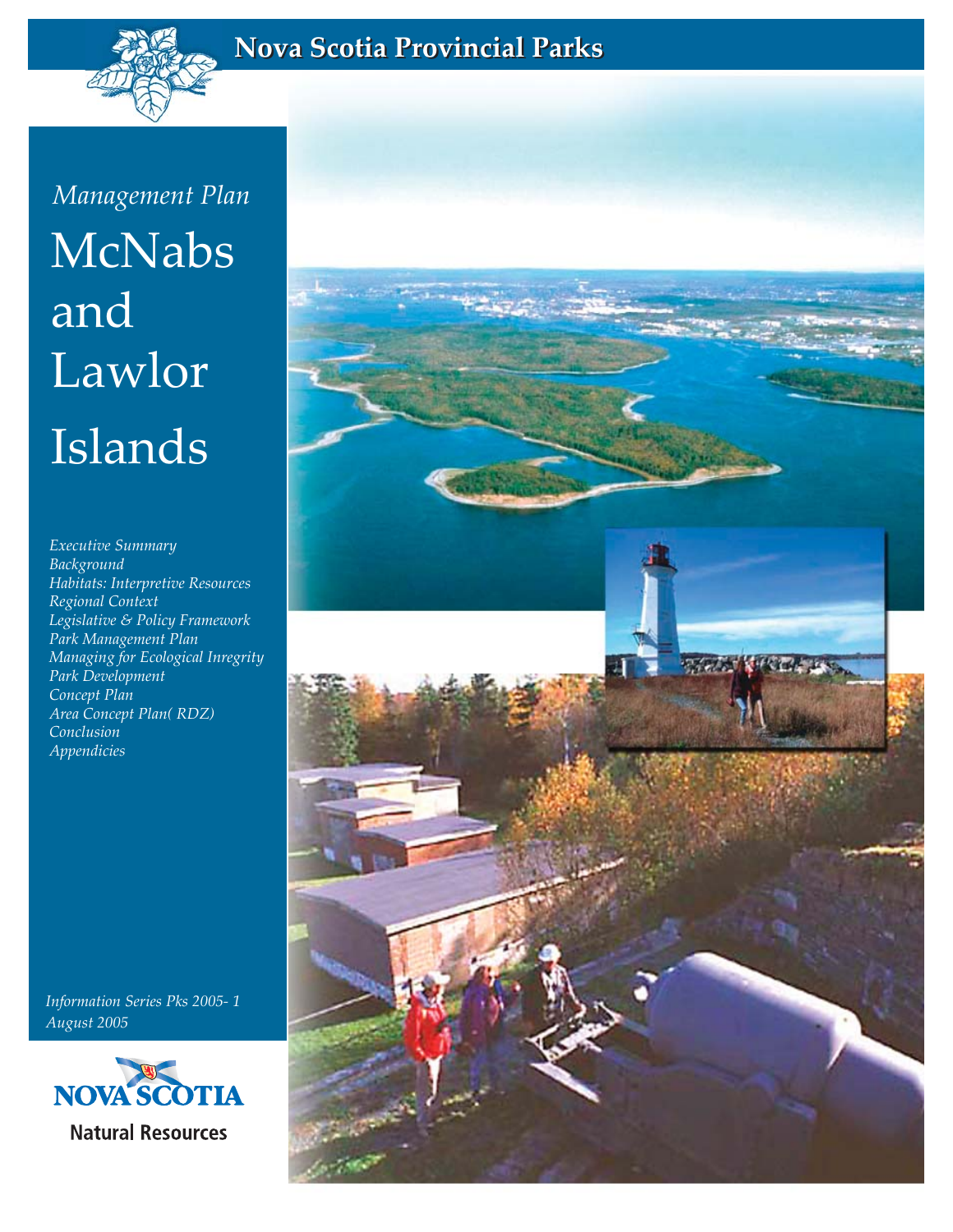Nova Scotia Provincial Parks

*Management Plan*

# McNabs and Lawlor Islands

*Executive Summary*
*Background*
*Habitats: Interpretive Resources*
*Regional Context*
*Legislative & Policy Framework*
*Park Management Plan*
*Managing for Ecological Inregrity*
*Park Development*
*Concept Plan*
*Area Concept Plan( RDZ)*
*Conclusion*
*Appendicies*

*Information Series Pks 2005- 1*
*August 2005*

NOVA SCOTIA
Natural Resources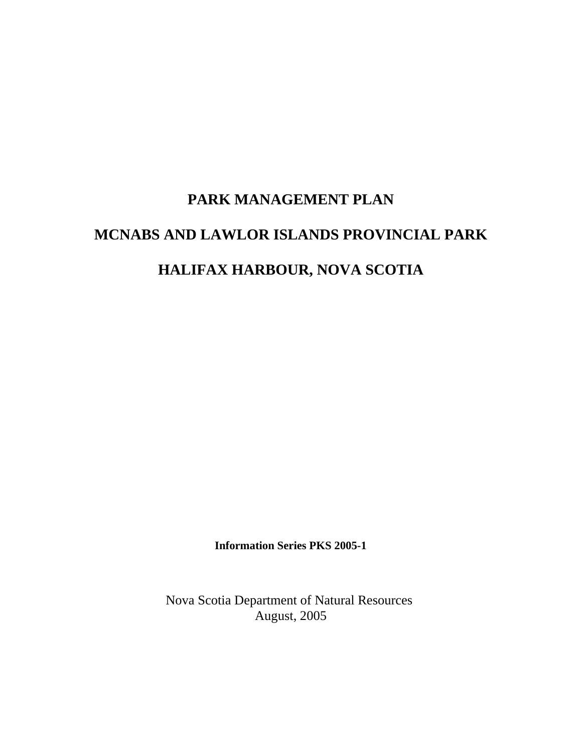# PARK MANAGEMENT PLAN

# MCNABS AND LAWLOR ISLANDS PROVINCIAL PARK

# HALIFAX HARBOUR, NOVA SCOTIA

**Information Series PKS 2005-1**

Nova Scotia Department of Natural Resources
August, 2005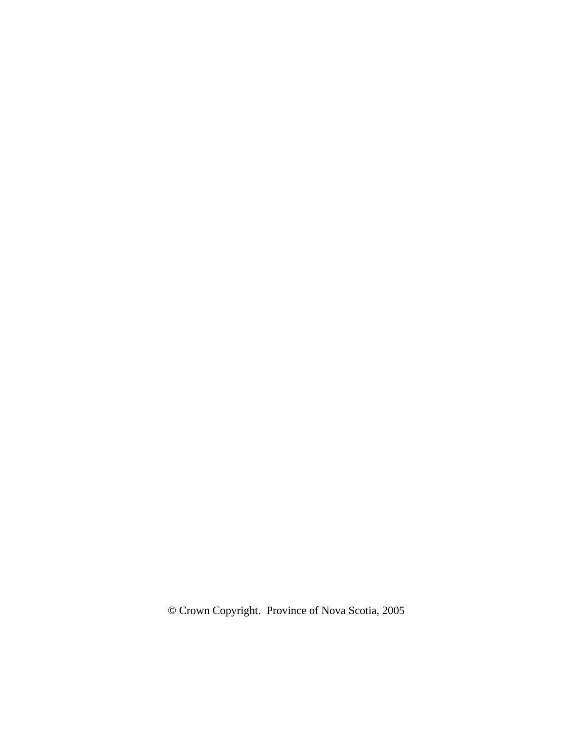© Crown Copyright.  Province of Nova Scotia, 2005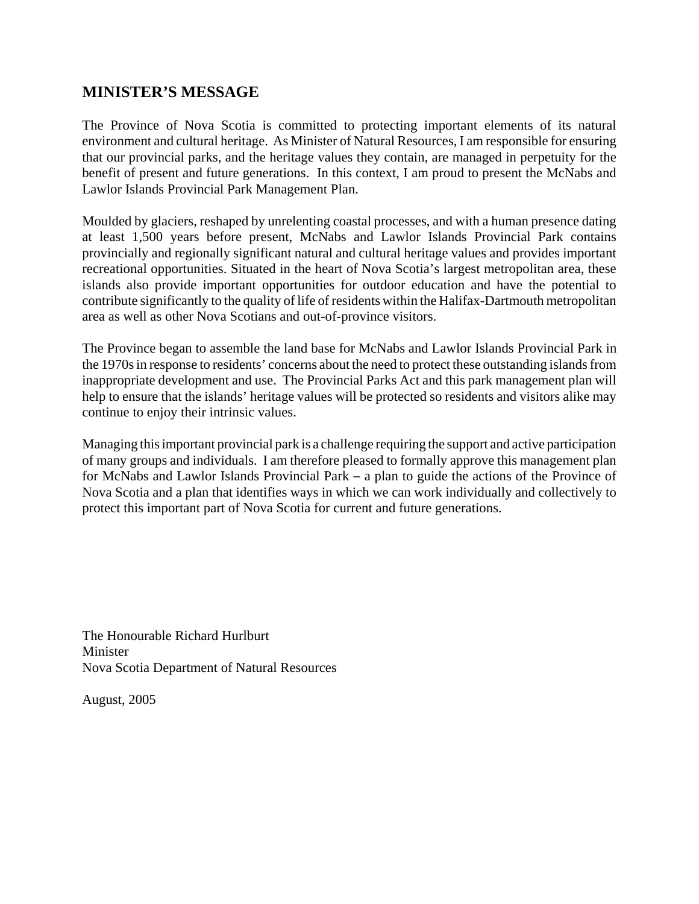## MINISTER'S MESSAGE

The Province of Nova Scotia is committed to protecting important elements of its natural environment and cultural heritage. As Minister of Natural Resources, I am responsible for ensuring that our provincial parks, and the heritage values they contain, are managed in perpetuity for the benefit of present and future generations. In this context, I am proud to present the McNabs and Lawlor Islands Provincial Park Management Plan.

Moulded by glaciers, reshaped by unrelenting coastal processes, and with a human presence dating at least 1,500 years before present, McNabs and Lawlor Islands Provincial Park contains provincially and regionally significant natural and cultural heritage values and provides important recreational opportunities. Situated in the heart of Nova Scotia's largest metropolitan area, these islands also provide important opportunities for outdoor education and have the potential to contribute significantly to the quality of life of residents within the Halifax-Dartmouth metropolitan area as well as other Nova Scotians and out-of-province visitors.

The Province began to assemble the land base for McNabs and Lawlor Islands Provincial Park in the 1970s in response to residents' concerns about the need to protect these outstanding islands from inappropriate development and use. The Provincial Parks Act and this park management plan will help to ensure that the islands' heritage values will be protected so residents and visitors alike may continue to enjoy their intrinsic values.

Managing this important provincial park is a challenge requiring the support and active participation of many groups and individuals. I am therefore pleased to formally approve this management plan for McNabs and Lawlor Islands Provincial Park – a plan to guide the actions of the Province of Nova Scotia and a plan that identifies ways in which we can work individually and collectively to protect this important part of Nova Scotia for current and future generations.

The Honourable Richard Hurlburt
Minister
Nova Scotia Department of Natural Resources

August, 2005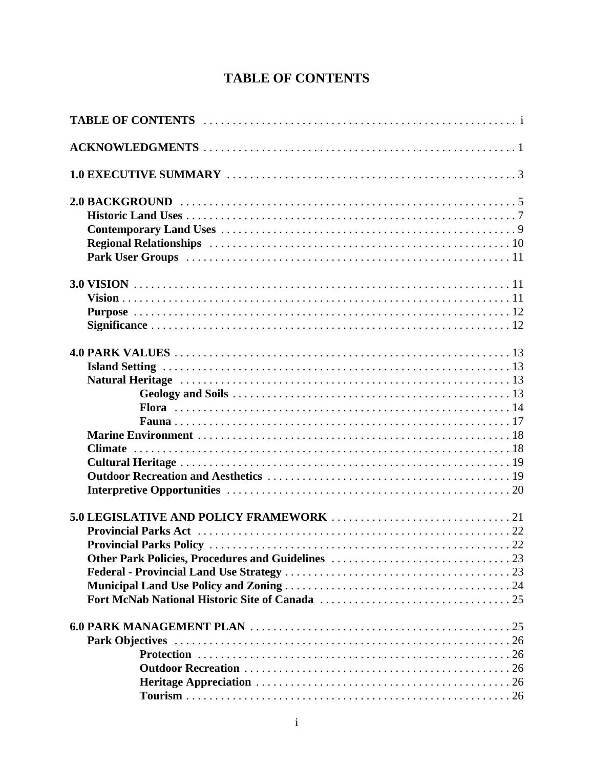# TABLE OF CONTENTS

**TABLE OF CONTENTS** . . . . . . . . . . . . . . . . . . . . . . . . . . . . . . . . . . . . . . . . . . . . . . . . . . . . . . i

**ACKNOWLEDGMENTS** . . . . . . . . . . . . . . . . . . . . . . . . . . . . . . . . . . . . . . . . . . . . . . . . . . . . . . 1

**1.0 EXECUTIVE SUMMARY** . . . . . . . . . . . . . . . . . . . . . . . . . . . . . . . . . . . . . . . . . . . . . . . . . . 3

**2.0 BACKGROUND** . . . . . . . . . . . . . . . . . . . . . . . . . . . . . . . . . . . . . . . . . . . . . . . . . . . . . . . . . 5
- **Historic Land Uses** . . . . . . . . . . . . . . . . . . . . . . . . . . . . . . . . . . . . . . . . . . . . . . . . . . . . . . . 7
- **Contemporary Land Uses** . . . . . . . . . . . . . . . . . . . . . . . . . . . . . . . . . . . . . . . . . . . . . . . . . . 9
- **Regional Relationships** . . . . . . . . . . . . . . . . . . . . . . . . . . . . . . . . . . . . . . . . . . . . . . . . . . . . 10
- **Park User Groups** . . . . . . . . . . . . . . . . . . . . . . . . . . . . . . . . . . . . . . . . . . . . . . . . . . . . . . . . 11

**3.0 VISION** . . . . . . . . . . . . . . . . . . . . . . . . . . . . . . . . . . . . . . . . . . . . . . . . . . . . . . . . . . . . . . . 11
- **Vision** . . . . . . . . . . . . . . . . . . . . . . . . . . . . . . . . . . . . . . . . . . . . . . . . . . . . . . . . . . . . . . . . . 11
- **Purpose** . . . . . . . . . . . . . . . . . . . . . . . . . . . . . . . . . . . . . . . . . . . . . . . . . . . . . . . . . . . . . . . 12
- **Significance** . . . . . . . . . . . . . . . . . . . . . . . . . . . . . . . . . . . . . . . . . . . . . . . . . . . . . . . . . . . . 12

**4.0 PARK VALUES** . . . . . . . . . . . . . . . . . . . . . . . . . . . . . . . . . . . . . . . . . . . . . . . . . . . . . . . . . 13
- **Island Setting** . . . . . . . . . . . . . . . . . . . . . . . . . . . . . . . . . . . . . . . . . . . . . . . . . . . . . . . . . . . 13
- **Natural Heritage** . . . . . . . . . . . . . . . . . . . . . . . . . . . . . . . . . . . . . . . . . . . . . . . . . . . . . . . . . 13
  - **Geology and Soils** . . . . . . . . . . . . . . . . . . . . . . . . . . . . . . . . . . . . . . . . . . . . . . . . 13
  - **Flora** . . . . . . . . . . . . . . . . . . . . . . . . . . . . . . . . . . . . . . . . . . . . . . . . . . . . . . . . . . 14
  - **Fauna** . . . . . . . . . . . . . . . . . . . . . . . . . . . . . . . . . . . . . . . . . . . . . . . . . . . . . . . . . . 17
- **Marine Environment** . . . . . . . . . . . . . . . . . . . . . . . . . . . . . . . . . . . . . . . . . . . . . . . . . . . . . 18
- **Climate** . . . . . . . . . . . . . . . . . . . . . . . . . . . . . . . . . . . . . . . . . . . . . . . . . . . . . . . . . . . . . . . . 18
- **Cultural Heritage** . . . . . . . . . . . . . . . . . . . . . . . . . . . . . . . . . . . . . . . . . . . . . . . . . . . . . . . . 19
- **Outdoor Recreation and Aesthetics** . . . . . . . . . . . . . . . . . . . . . . . . . . . . . . . . . . . . . . . . . 19
- **Interpretive Opportunities** . . . . . . . . . . . . . . . . . . . . . . . . . . . . . . . . . . . . . . . . . . . . . . . . . 20

**5.0 LEGISLATIVE AND POLICY FRAMEWORK** . . . . . . . . . . . . . . . . . . . . . . . . . . . . . . . 21
- **Provincial Parks Act** . . . . . . . . . . . . . . . . . . . . . . . . . . . . . . . . . . . . . . . . . . . . . . . . . . . . . 22
- **Provincial Parks Policy** . . . . . . . . . . . . . . . . . . . . . . . . . . . . . . . . . . . . . . . . . . . . . . . . . . . 22
- **Other Park Policies, Procedures and Guidelines** . . . . . . . . . . . . . . . . . . . . . . . . . . . . . . 23
- **Federal - Provincial Land Use Strategy** . . . . . . . . . . . . . . . . . . . . . . . . . . . . . . . . . . . . . 23
- **Municipal Land Use Policy and Zoning** . . . . . . . . . . . . . . . . . . . . . . . . . . . . . . . . . . . . . 24
- **Fort McNab National Historic Site of Canada** . . . . . . . . . . . . . . . . . . . . . . . . . . . . . . . . 25

**6.0 PARK MANAGEMENT PLAN** . . . . . . . . . . . . . . . . . . . . . . . . . . . . . . . . . . . . . . . . . . . . . 25
- **Park Objectives** . . . . . . . . . . . . . . . . . . . . . . . . . . . . . . . . . . . . . . . . . . . . . . . . . . . . . . . . . 26
  - **Protection** . . . . . . . . . . . . . . . . . . . . . . . . . . . . . . . . . . . . . . . . . . . . . . . . . . . . . . 26
  - **Outdoor Recreation** . . . . . . . . . . . . . . . . . . . . . . . . . . . . . . . . . . . . . . . . . . . . . . 26
  - **Heritage Appreciation** . . . . . . . . . . . . . . . . . . . . . . . . . . . . . . . . . . . . . . . . . . . . 26
  - **Tourism** . . . . . . . . . . . . . . . . . . . . . . . . . . . . . . . . . . . . . . . . . . . . . . . . . . . . . . . . 26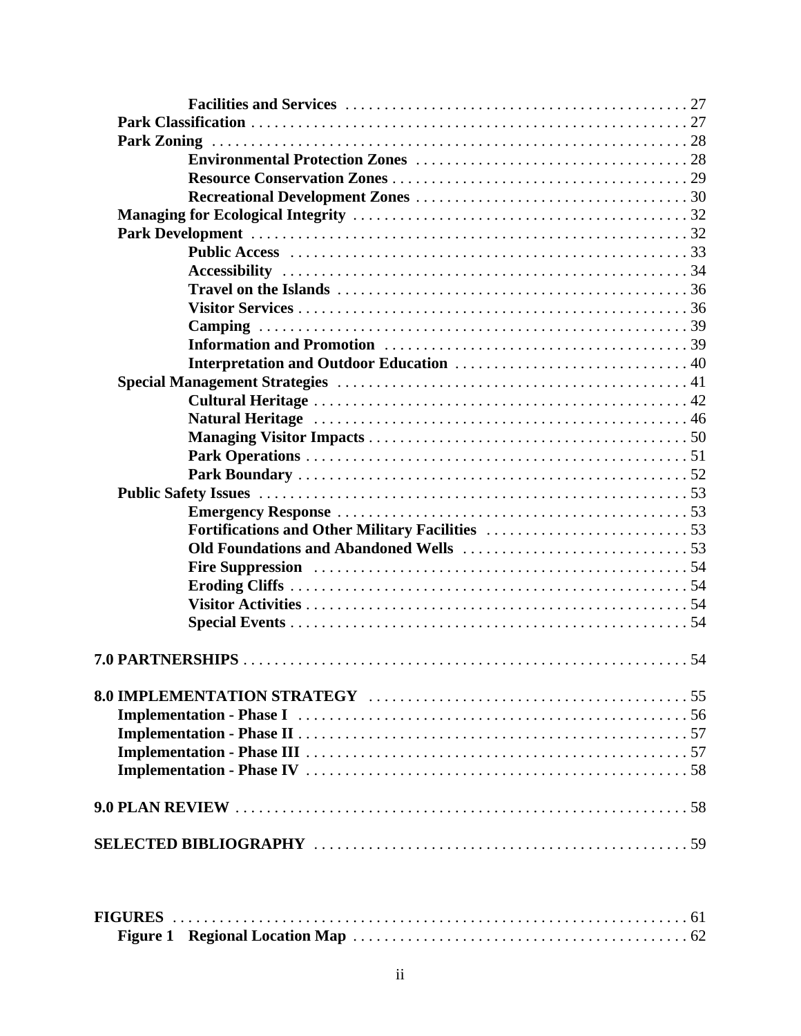**Facilities and Services** . . . . . . . . . . . . . . . . . . . . . . . . . . . . . . . . . . . . . . . . . . 27
**Park Classification** . . . . . . . . . . . . . . . . . . . . . . . . . . . . . . . . . . . . . . . . . . . . . . . . . . . . . 27
**Park Zoning** . . . . . . . . . . . . . . . . . . . . . . . . . . . . . . . . . . . . . . . . . . . . . . . . . . . . . . . . 28
**Environmental Protection Zones** . . . . . . . . . . . . . . . . . . . . . . . . . . . . . . . . . . 28
**Resource Conservation Zones** . . . . . . . . . . . . . . . . . . . . . . . . . . . . . . . . . . . . 29
**Recreational Development Zones** . . . . . . . . . . . . . . . . . . . . . . . . . . . . . . . . . 30
**Managing for Ecological Integrity** . . . . . . . . . . . . . . . . . . . . . . . . . . . . . . . . . . . . . . . . . 32
**Park Development** . . . . . . . . . . . . . . . . . . . . . . . . . . . . . . . . . . . . . . . . . . . . . . . . . . . . . 32
**Public Access** . . . . . . . . . . . . . . . . . . . . . . . . . . . . . . . . . . . . . . . . . . . . . . . . . . 33
**Accessibility** . . . . . . . . . . . . . . . . . . . . . . . . . . . . . . . . . . . . . . . . . . . . . . . . . . . 34
**Travel on the Islands** . . . . . . . . . . . . . . . . . . . . . . . . . . . . . . . . . . . . . . . . . . . . 36
**Visitor Services** . . . . . . . . . . . . . . . . . . . . . . . . . . . . . . . . . . . . . . . . . . . . . . . . . 36
**Camping** . . . . . . . . . . . . . . . . . . . . . . . . . . . . . . . . . . . . . . . . . . . . . . . . . . . . . . 39
**Information and Promotion** . . . . . . . . . . . . . . . . . . . . . . . . . . . . . . . . . . . . . . 39
**Interpretation and Outdoor Education** . . . . . . . . . . . . . . . . . . . . . . . . . . . . . 40
**Special Management Strategies** . . . . . . . . . . . . . . . . . . . . . . . . . . . . . . . . . . . . . . . . . . . 41
**Cultural Heritage** . . . . . . . . . . . . . . . . . . . . . . . . . . . . . . . . . . . . . . . . . . . . . . . 42
**Natural Heritage** . . . . . . . . . . . . . . . . . . . . . . . . . . . . . . . . . . . . . . . . . . . . . . . 46
**Managing Visitor Impacts** . . . . . . . . . . . . . . . . . . . . . . . . . . . . . . . . . . . . . . . . 50
**Park Operations** . . . . . . . . . . . . . . . . . . . . . . . . . . . . . . . . . . . . . . . . . . . . . . . . 51
**Park Boundary** . . . . . . . . . . . . . . . . . . . . . . . . . . . . . . . . . . . . . . . . . . . . . . . . . 52
**Public Safety Issues** . . . . . . . . . . . . . . . . . . . . . . . . . . . . . . . . . . . . . . . . . . . . . . . . . . . . 53
**Emergency Response** . . . . . . . . . . . . . . . . . . . . . . . . . . . . . . . . . . . . . . . . . . . . 53
**Fortifications and Other Military Facilities** . . . . . . . . . . . . . . . . . . . . . . . . . 53
**Old Foundations and Abandoned Wells** . . . . . . . . . . . . . . . . . . . . . . . . . . . . 53
**Fire Suppression** . . . . . . . . . . . . . . . . . . . . . . . . . . . . . . . . . . . . . . . . . . . . . . . 54
**Eroding Cliffs** . . . . . . . . . . . . . . . . . . . . . . . . . . . . . . . . . . . . . . . . . . . . . . . . . . 54
**Visitor Activities** . . . . . . . . . . . . . . . . . . . . . . . . . . . . . . . . . . . . . . . . . . . . . . . . 54
**Special Events** . . . . . . . . . . . . . . . . . . . . . . . . . . . . . . . . . . . . . . . . . . . . . . . . . . 54

**7.0 PARTNERSHIPS** . . . . . . . . . . . . . . . . . . . . . . . . . . . . . . . . . . . . . . . . . . . . . . . . . . . . . . . . . 54

**8.0 IMPLEMENTATION STRATEGY** . . . . . . . . . . . . . . . . . . . . . . . . . . . . . . . . . . . . . . . . . 55
**Implementation - Phase I** . . . . . . . . . . . . . . . . . . . . . . . . . . . . . . . . . . . . . . . . . . . . . . . . . 56
**Implementation - Phase II** . . . . . . . . . . . . . . . . . . . . . . . . . . . . . . . . . . . . . . . . . . . . . . . . . 57
**Implementation - Phase III** . . . . . . . . . . . . . . . . . . . . . . . . . . . . . . . . . . . . . . . . . . . . . . . . 57
**Implementation - Phase IV** . . . . . . . . . . . . . . . . . . . . . . . . . . . . . . . . . . . . . . . . . . . . . . . . 58

**9.0 PLAN REVIEW** . . . . . . . . . . . . . . . . . . . . . . . . . . . . . . . . . . . . . . . . . . . . . . . . . . . . . . . . . . 58

**SELECTED BIBLIOGRAPHY** . . . . . . . . . . . . . . . . . . . . . . . . . . . . . . . . . . . . . . . . . . . . . . . . 59

**FIGURES** . . . . . . . . . . . . . . . . . . . . . . . . . . . . . . . . . . . . . . . . . . . . . . . . . . . . . . . . . . . . . . . . . 61
**Figure 1 Regional Location Map** . . . . . . . . . . . . . . . . . . . . . . . . . . . . . . . . . . . . . . . . . . . 62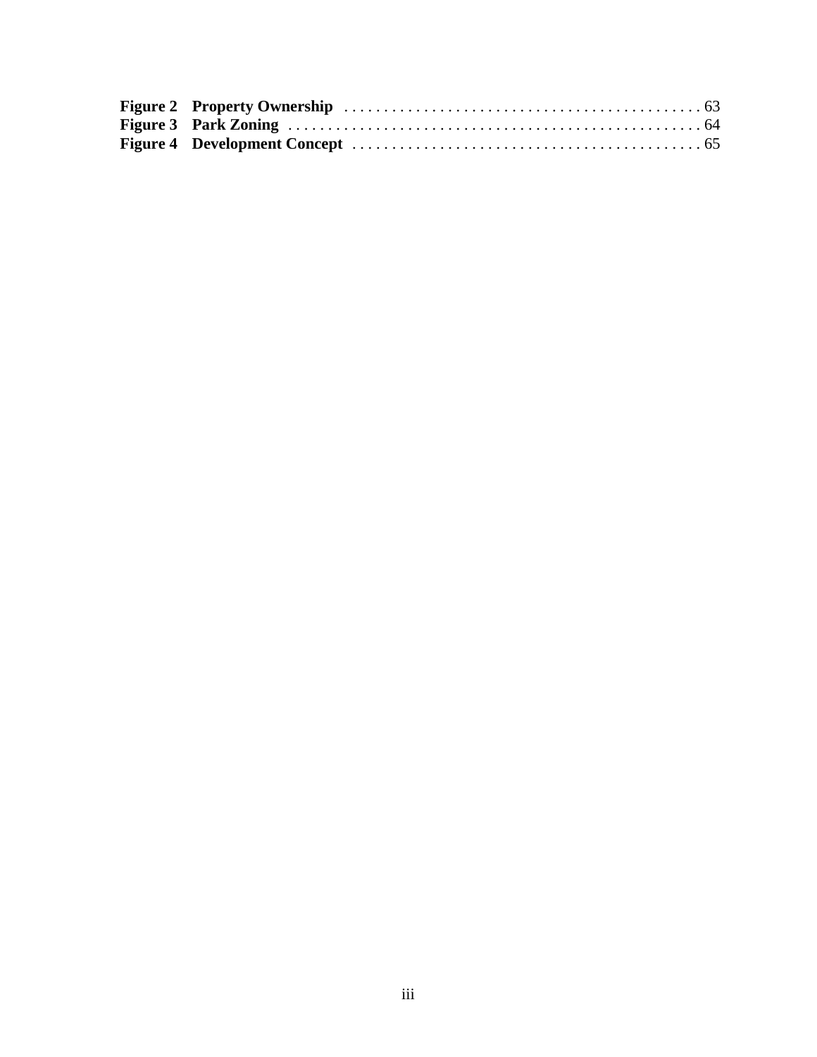**Figure 2 Property Ownership** . . . . . . . . . . . . . . . . . . . . . . . . . . . . . . . . . . . . . . . . . . . . 63
**Figure 3 Park Zoning** . . . . . . . . . . . . . . . . . . . . . . . . . . . . . . . . . . . . . . . . . . . . . . . . . . . 64
**Figure 4 Development Concept** . . . . . . . . . . . . . . . . . . . . . . . . . . . . . . . . . . . . . . . . . . . 65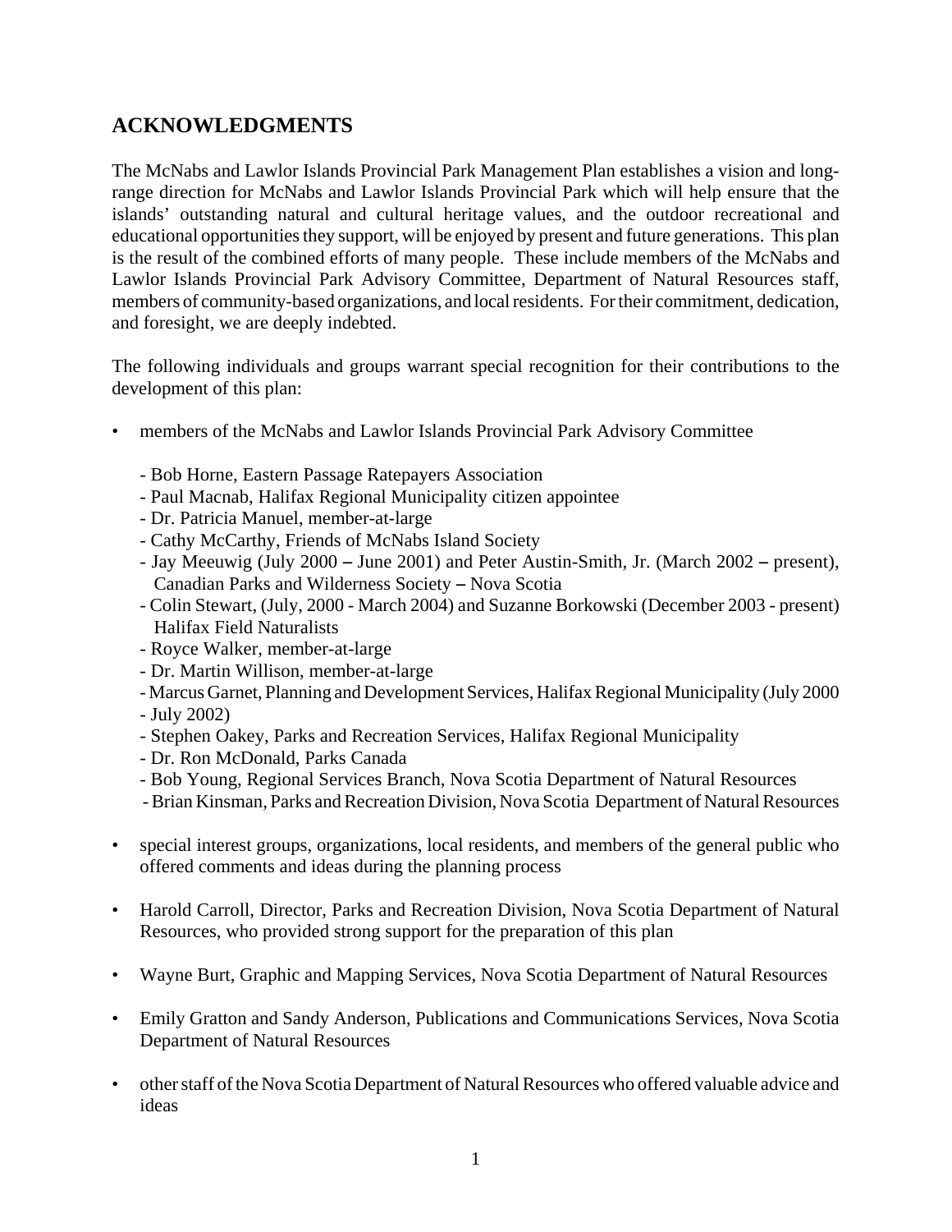## ACKNOWLEDGMENTS

The McNabs and Lawlor Islands Provincial Park Management Plan establishes a vision and long-range direction for McNabs and Lawlor Islands Provincial Park which will help ensure that the islands' outstanding natural and cultural heritage values, and the outdoor recreational and educational opportunities they support, will be enjoyed by present and future generations. This plan is the result of the combined efforts of many people. These include members of the McNabs and Lawlor Islands Provincial Park Advisory Committee, Department of Natural Resources staff, members of community-based organizations, and local residents. For their commitment, dedication, and foresight, we are deeply indebted.

The following individuals and groups warrant special recognition for their contributions to the development of this plan:

- members of the McNabs and Lawlor Islands Provincial Park Advisory Committee
  - Bob Horne, Eastern Passage Ratepayers Association
  - Paul Macnab, Halifax Regional Municipality citizen appointee
  - Dr. Patricia Manuel, member-at-large
  - Cathy McCarthy, Friends of McNabs Island Society
  - Jay Meeuwig (July 2000 – June 2001) and Peter Austin-Smith, Jr. (March 2002 – present), Canadian Parks and Wilderness Society – Nova Scotia
  - Colin Stewart, (July, 2000 - March 2004) and Suzanne Borkowski (December 2003 - present) Halifax Field Naturalists
  - Royce Walker, member-at-large
  - Dr. Martin Willison, member-at-large
  - Marcus Garnet, Planning and Development Services, Halifax Regional Municipality (July 2000 - July 2002)
  - Stephen Oakey, Parks and Recreation Services, Halifax Regional Municipality
  - Dr. Ron McDonald, Parks Canada
  - Bob Young, Regional Services Branch, Nova Scotia Department of Natural Resources
  - Brian Kinsman, Parks and Recreation Division, Nova Scotia Department of Natural Resources
- special interest groups, organizations, local residents, and members of the general public who offered comments and ideas during the planning process
- Harold Carroll, Director, Parks and Recreation Division, Nova Scotia Department of Natural Resources, who provided strong support for the preparation of this plan
- Wayne Burt, Graphic and Mapping Services, Nova Scotia Department of Natural Resources
- Emily Gratton and Sandy Anderson, Publications and Communications Services, Nova Scotia Department of Natural Resources
- other staff of the Nova Scotia Department of Natural Resources who offered valuable advice and ideas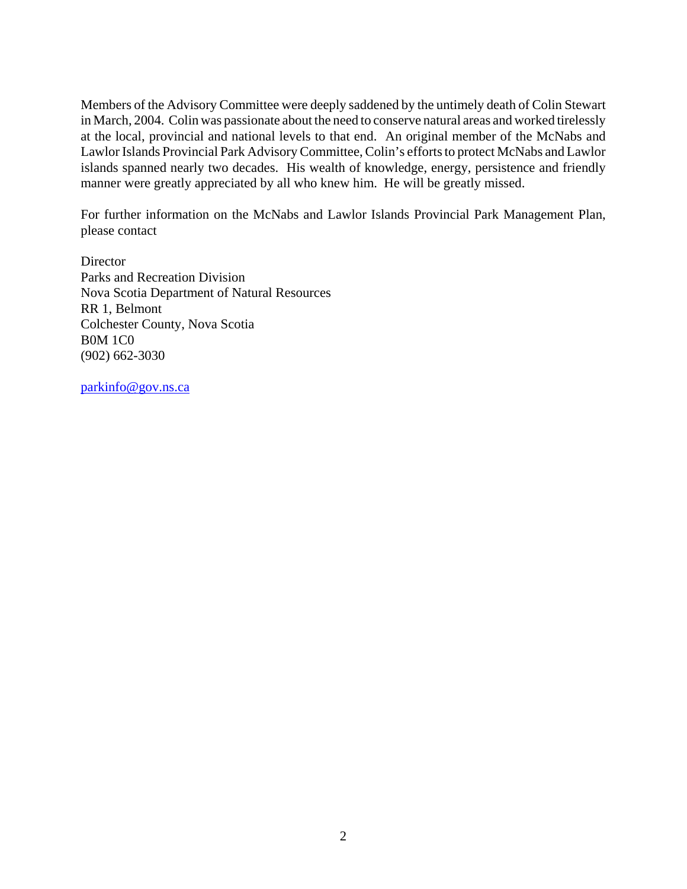Members of the Advisory Committee were deeply saddened by the untimely death of Colin Stewart in March, 2004. Colin was passionate about the need to conserve natural areas and worked tirelessly at the local, provincial and national levels to that end. An original member of the McNabs and Lawlor Islands Provincial Park Advisory Committee, Colin's efforts to protect McNabs and Lawlor islands spanned nearly two decades. His wealth of knowledge, energy, persistence and friendly manner were greatly appreciated by all who knew him. He will be greatly missed.

For further information on the McNabs and Lawlor Islands Provincial Park Management Plan, please contact

Director
Parks and Recreation Division
Nova Scotia Department of Natural Resources
RR 1, Belmont
Colchester County, Nova Scotia
B0M 1C0
(902) 662-3030

parkinfo@gov.ns.ca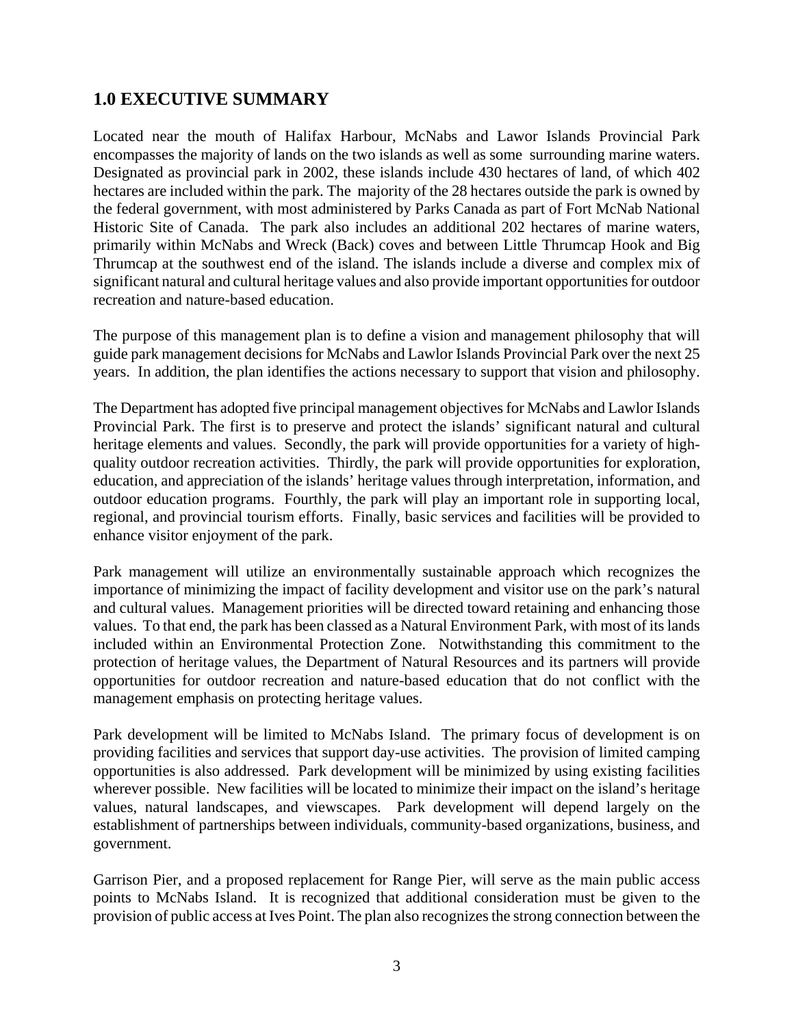## 1.0 EXECUTIVE SUMMARY

Located near the mouth of Halifax Harbour, McNabs and Lawor Islands Provincial Park encompasses the majority of lands on the two islands as well as some surrounding marine waters. Designated as provincial park in 2002, these islands include 430 hectares of land, of which 402 hectares are included within the park. The majority of the 28 hectares outside the park is owned by the federal government, with most administered by Parks Canada as part of Fort McNab National Historic Site of Canada. The park also includes an additional 202 hectares of marine waters, primarily within McNabs and Wreck (Back) coves and between Little Thrumcap Hook and Big Thrumcap at the southwest end of the island. The islands include a diverse and complex mix of significant natural and cultural heritage values and also provide important opportunities for outdoor recreation and nature-based education.

The purpose of this management plan is to define a vision and management philosophy that will guide park management decisions for McNabs and Lawlor Islands Provincial Park over the next 25 years. In addition, the plan identifies the actions necessary to support that vision and philosophy.

The Department has adopted five principal management objectives for McNabs and Lawlor Islands Provincial Park. The first is to preserve and protect the islands' significant natural and cultural heritage elements and values. Secondly, the park will provide opportunities for a variety of high-quality outdoor recreation activities. Thirdly, the park will provide opportunities for exploration, education, and appreciation of the islands' heritage values through interpretation, information, and outdoor education programs. Fourthly, the park will play an important role in supporting local, regional, and provincial tourism efforts. Finally, basic services and facilities will be provided to enhance visitor enjoyment of the park.

Park management will utilize an environmentally sustainable approach which recognizes the importance of minimizing the impact of facility development and visitor use on the park's natural and cultural values. Management priorities will be directed toward retaining and enhancing those values. To that end, the park has been classed as a Natural Environment Park, with most of its lands included within an Environmental Protection Zone. Notwithstanding this commitment to the protection of heritage values, the Department of Natural Resources and its partners will provide opportunities for outdoor recreation and nature-based education that do not conflict with the management emphasis on protecting heritage values.

Park development will be limited to McNabs Island. The primary focus of development is on providing facilities and services that support day-use activities. The provision of limited camping opportunities is also addressed. Park development will be minimized by using existing facilities wherever possible. New facilities will be located to minimize their impact on the island's heritage values, natural landscapes, and viewscapes. Park development will depend largely on the establishment of partnerships between individuals, community-based organizations, business, and government.

Garrison Pier, and a proposed replacement for Range Pier, will serve as the main public access points to McNabs Island. It is recognized that additional consideration must be given to the provision of public access at Ives Point. The plan also recognizes the strong connection between the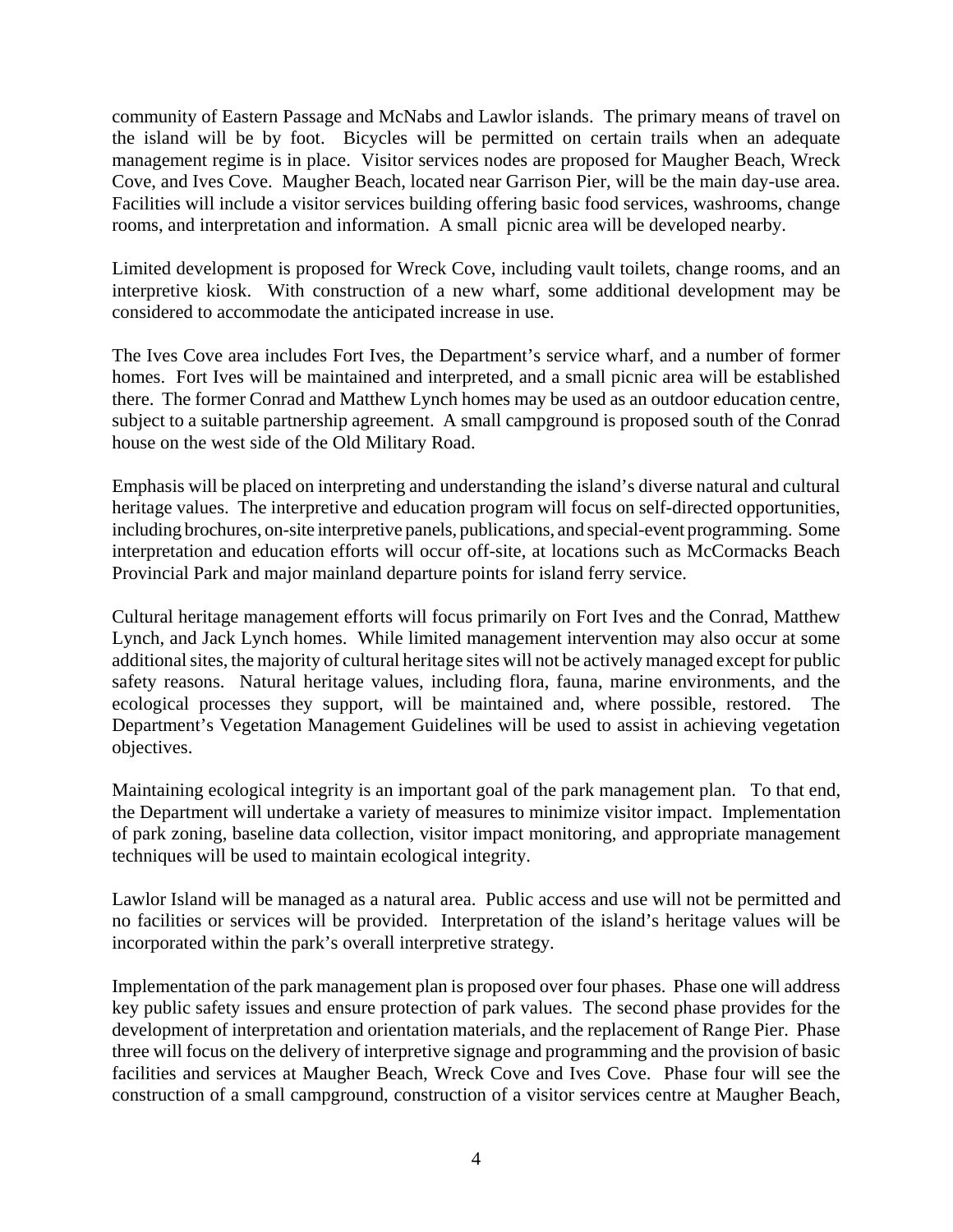community of Eastern Passage and McNabs and Lawlor islands. The primary means of travel on the island will be by foot. Bicycles will be permitted on certain trails when an adequate management regime is in place. Visitor services nodes are proposed for Maugher Beach, Wreck Cove, and Ives Cove. Maugher Beach, located near Garrison Pier, will be the main day-use area. Facilities will include a visitor services building offering basic food services, washrooms, change rooms, and interpretation and information. A small picnic area will be developed nearby.

Limited development is proposed for Wreck Cove, including vault toilets, change rooms, and an interpretive kiosk. With construction of a new wharf, some additional development may be considered to accommodate the anticipated increase in use.

The Ives Cove area includes Fort Ives, the Department's service wharf, and a number of former homes. Fort Ives will be maintained and interpreted, and a small picnic area will be established there. The former Conrad and Matthew Lynch homes may be used as an outdoor education centre, subject to a suitable partnership agreement. A small campground is proposed south of the Conrad house on the west side of the Old Military Road.

Emphasis will be placed on interpreting and understanding the island's diverse natural and cultural heritage values. The interpretive and education program will focus on self-directed opportunities, including brochures, on-site interpretive panels, publications, and special-event programming. Some interpretation and education efforts will occur off-site, at locations such as McCormacks Beach Provincial Park and major mainland departure points for island ferry service.

Cultural heritage management efforts will focus primarily on Fort Ives and the Conrad, Matthew Lynch, and Jack Lynch homes. While limited management intervention may also occur at some additional sites, the majority of cultural heritage sites will not be actively managed except for public safety reasons. Natural heritage values, including flora, fauna, marine environments, and the ecological processes they support, will be maintained and, where possible, restored. The Department's Vegetation Management Guidelines will be used to assist in achieving vegetation objectives.

Maintaining ecological integrity is an important goal of the park management plan. To that end, the Department will undertake a variety of measures to minimize visitor impact. Implementation of park zoning, baseline data collection, visitor impact monitoring, and appropriate management techniques will be used to maintain ecological integrity.

Lawlor Island will be managed as a natural area. Public access and use will not be permitted and no facilities or services will be provided. Interpretation of the island's heritage values will be incorporated within the park's overall interpretive strategy.

Implementation of the park management plan is proposed over four phases. Phase one will address key public safety issues and ensure protection of park values. The second phase provides for the development of interpretation and orientation materials, and the replacement of Range Pier. Phase three will focus on the delivery of interpretive signage and programming and the provision of basic facilities and services at Maugher Beach, Wreck Cove and Ives Cove. Phase four will see the construction of a small campground, construction of a visitor services centre at Maugher Beach,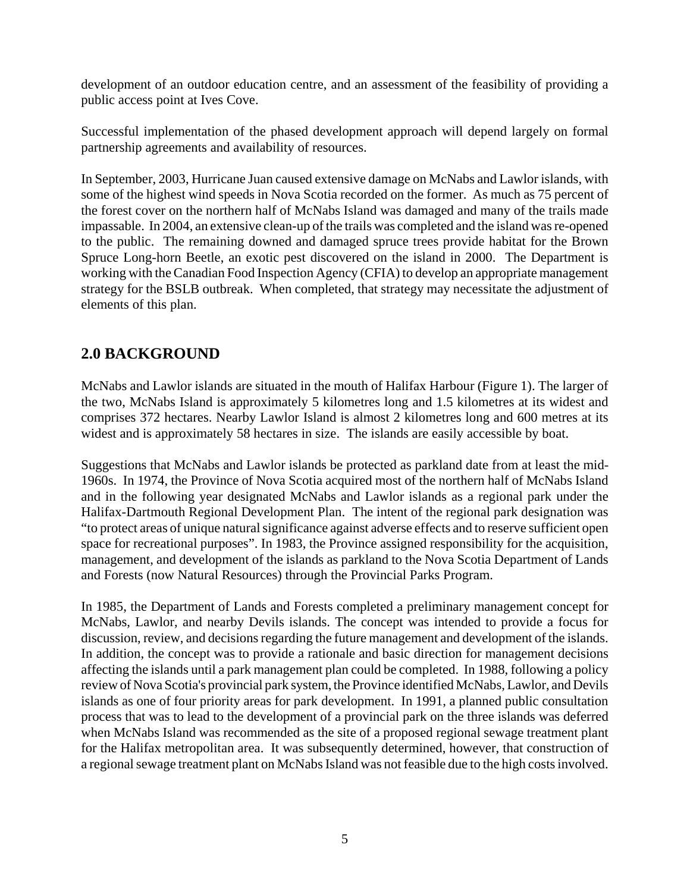development of an outdoor education centre, and an assessment of the feasibility of providing a public access point at Ives Cove.

Successful implementation of the phased development approach will depend largely on formal partnership agreements and availability of resources.

In September, 2003, Hurricane Juan caused extensive damage on McNabs and Lawlor islands, with some of the highest wind speeds in Nova Scotia recorded on the former. As much as 75 percent of the forest cover on the northern half of McNabs Island was damaged and many of the trails made impassable. In 2004, an extensive clean-up of the trails was completed and the island was re-opened to the public. The remaining downed and damaged spruce trees provide habitat for the Brown Spruce Long-horn Beetle, an exotic pest discovered on the island in 2000. The Department is working with the Canadian Food Inspection Agency (CFIA) to develop an appropriate management strategy for the BSLB outbreak. When completed, that strategy may necessitate the adjustment of elements of this plan.

## 2.0 BACKGROUND

McNabs and Lawlor islands are situated in the mouth of Halifax Harbour (Figure 1). The larger of the two, McNabs Island is approximately 5 kilometres long and 1.5 kilometres at its widest and comprises 372 hectares. Nearby Lawlor Island is almost 2 kilometres long and 600 metres at its widest and is approximately 58 hectares in size. The islands are easily accessible by boat.

Suggestions that McNabs and Lawlor islands be protected as parkland date from at least the mid-1960s. In 1974, the Province of Nova Scotia acquired most of the northern half of McNabs Island and in the following year designated McNabs and Lawlor islands as a regional park under the Halifax-Dartmouth Regional Development Plan. The intent of the regional park designation was "to protect areas of unique natural significance against adverse effects and to reserve sufficient open space for recreational purposes". In 1983, the Province assigned responsibility for the acquisition, management, and development of the islands as parkland to the Nova Scotia Department of Lands and Forests (now Natural Resources) through the Provincial Parks Program.

In 1985, the Department of Lands and Forests completed a preliminary management concept for McNabs, Lawlor, and nearby Devils islands. The concept was intended to provide a focus for discussion, review, and decisions regarding the future management and development of the islands. In addition, the concept was to provide a rationale and basic direction for management decisions affecting the islands until a park management plan could be completed. In 1988, following a policy review of Nova Scotia's provincial park system, the Province identified McNabs, Lawlor, and Devils islands as one of four priority areas for park development. In 1991, a planned public consultation process that was to lead to the development of a provincial park on the three islands was deferred when McNabs Island was recommended as the site of a proposed regional sewage treatment plant for the Halifax metropolitan area. It was subsequently determined, however, that construction of a regional sewage treatment plant on McNabs Island was not feasible due to the high costs involved.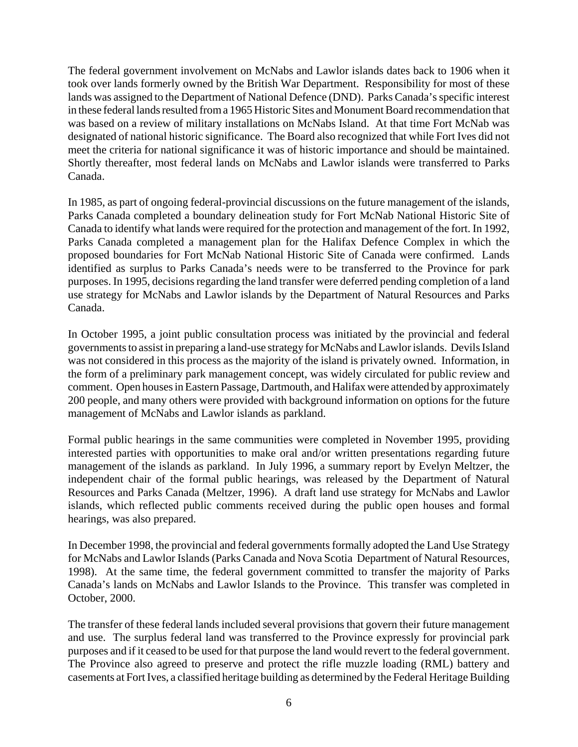The federal government involvement on McNabs and Lawlor islands dates back to 1906 when it took over lands formerly owned by the British War Department. Responsibility for most of these lands was assigned to the Department of National Defence (DND). Parks Canada's specific interest in these federal lands resulted from a 1965 Historic Sites and Monument Board recommendation that was based on a review of military installations on McNabs Island. At that time Fort McNab was designated of national historic significance. The Board also recognized that while Fort Ives did not meet the criteria for national significance it was of historic importance and should be maintained. Shortly thereafter, most federal lands on McNabs and Lawlor islands were transferred to Parks Canada.

In 1985, as part of ongoing federal-provincial discussions on the future management of the islands, Parks Canada completed a boundary delineation study for Fort McNab National Historic Site of Canada to identify what lands were required for the protection and management of the fort. In 1992, Parks Canada completed a management plan for the Halifax Defence Complex in which the proposed boundaries for Fort McNab National Historic Site of Canada were confirmed. Lands identified as surplus to Parks Canada's needs were to be transferred to the Province for park purposes. In 1995, decisions regarding the land transfer were deferred pending completion of a land use strategy for McNabs and Lawlor islands by the Department of Natural Resources and Parks Canada.

In October 1995, a joint public consultation process was initiated by the provincial and federal governments to assist in preparing a land-use strategy for McNabs and Lawlor islands. Devils Island was not considered in this process as the majority of the island is privately owned. Information, in the form of a preliminary park management concept, was widely circulated for public review and comment. Open houses in Eastern Passage, Dartmouth, and Halifax were attended by approximately 200 people, and many others were provided with background information on options for the future management of McNabs and Lawlor islands as parkland.

Formal public hearings in the same communities were completed in November 1995, providing interested parties with opportunities to make oral and/or written presentations regarding future management of the islands as parkland. In July 1996, a summary report by Evelyn Meltzer, the independent chair of the formal public hearings, was released by the Department of Natural Resources and Parks Canada (Meltzer, 1996). A draft land use strategy for McNabs and Lawlor islands, which reflected public comments received during the public open houses and formal hearings, was also prepared.

In December 1998, the provincial and federal governments formally adopted the Land Use Strategy for McNabs and Lawlor Islands (Parks Canada and Nova Scotia Department of Natural Resources, 1998). At the same time, the federal government committed to transfer the majority of Parks Canada's lands on McNabs and Lawlor Islands to the Province. This transfer was completed in October, 2000.

The transfer of these federal lands included several provisions that govern their future management and use. The surplus federal land was transferred to the Province expressly for provincial park purposes and if it ceased to be used for that purpose the land would revert to the federal government. The Province also agreed to preserve and protect the rifle muzzle loading (RML) battery and casements at Fort Ives, a classified heritage building as determined by the Federal Heritage Building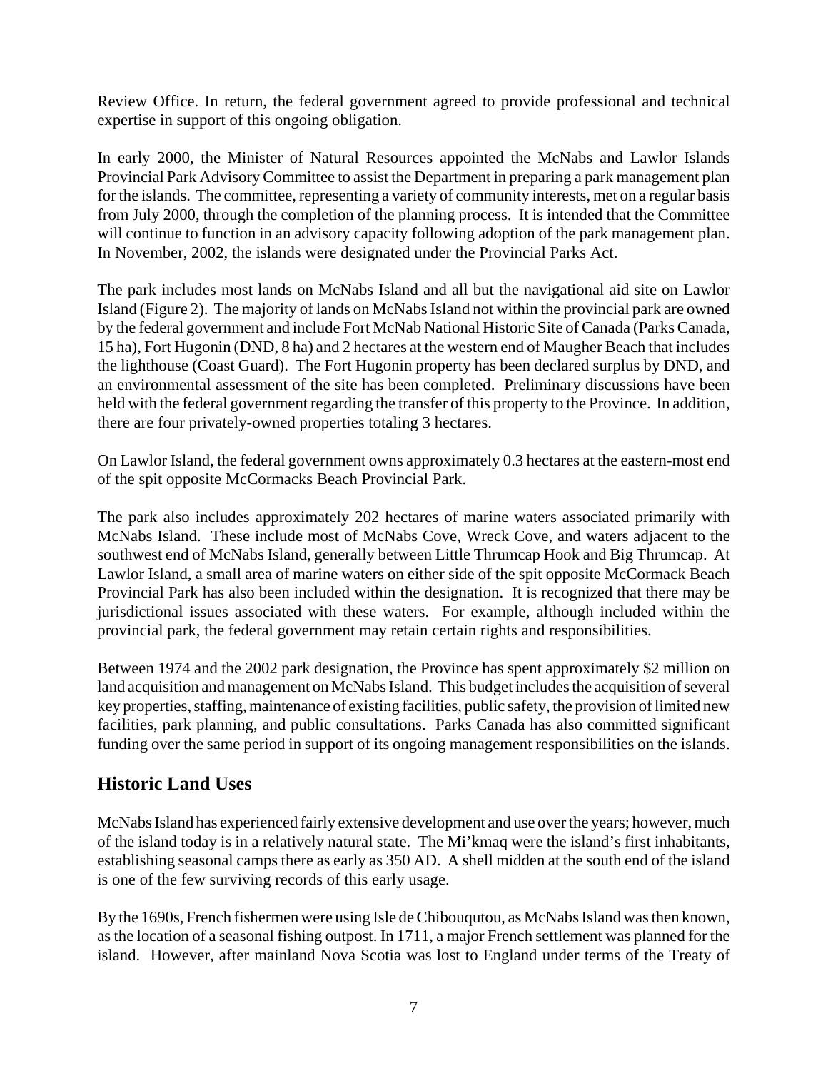Review Office. In return, the federal government agreed to provide professional and technical expertise in support of this ongoing obligation.

In early 2000, the Minister of Natural Resources appointed the McNabs and Lawlor Islands Provincial Park Advisory Committee to assist the Department in preparing a park management plan for the islands. The committee, representing a variety of community interests, met on a regular basis from July 2000, through the completion of the planning process. It is intended that the Committee will continue to function in an advisory capacity following adoption of the park management plan. In November, 2002, the islands were designated under the Provincial Parks Act.

The park includes most lands on McNabs Island and all but the navigational aid site on Lawlor Island (Figure 2). The majority of lands on McNabs Island not within the provincial park are owned by the federal government and include Fort McNab National Historic Site of Canada (Parks Canada, 15 ha), Fort Hugonin (DND, 8 ha) and 2 hectares at the western end of Maugher Beach that includes the lighthouse (Coast Guard). The Fort Hugonin property has been declared surplus by DND, and an environmental assessment of the site has been completed. Preliminary discussions have been held with the federal government regarding the transfer of this property to the Province. In addition, there are four privately-owned properties totaling 3 hectares.

On Lawlor Island, the federal government owns approximately 0.3 hectares at the eastern-most end of the spit opposite McCormacks Beach Provincial Park.

The park also includes approximately 202 hectares of marine waters associated primarily with McNabs Island. These include most of McNabs Cove, Wreck Cove, and waters adjacent to the southwest end of McNabs Island, generally between Little Thrumcap Hook and Big Thrumcap. At Lawlor Island, a small area of marine waters on either side of the spit opposite McCormack Beach Provincial Park has also been included within the designation. It is recognized that there may be jurisdictional issues associated with these waters. For example, although included within the provincial park, the federal government may retain certain rights and responsibilities.

Between 1974 and the 2002 park designation, the Province has spent approximately $2 million on land acquisition and management on McNabs Island. This budget includes the acquisition of several key properties, staffing, maintenance of existing facilities, public safety, the provision of limited new facilities, park planning, and public consultations. Parks Canada has also committed significant funding over the same period in support of its ongoing management responsibilities on the islands.

## Historic Land Uses

McNabs Island has experienced fairly extensive development and use over the years; however, much of the island today is in a relatively natural state. The Mi'kmaq were the island's first inhabitants, establishing seasonal camps there as early as 350 AD. A shell midden at the south end of the island is one of the few surviving records of this early usage.

By the 1690s, French fishermen were using Isle de Chibouqutou, as McNabs Island was then known, as the location of a seasonal fishing outpost. In 1711, a major French settlement was planned for the island. However, after mainland Nova Scotia was lost to England under terms of the Treaty of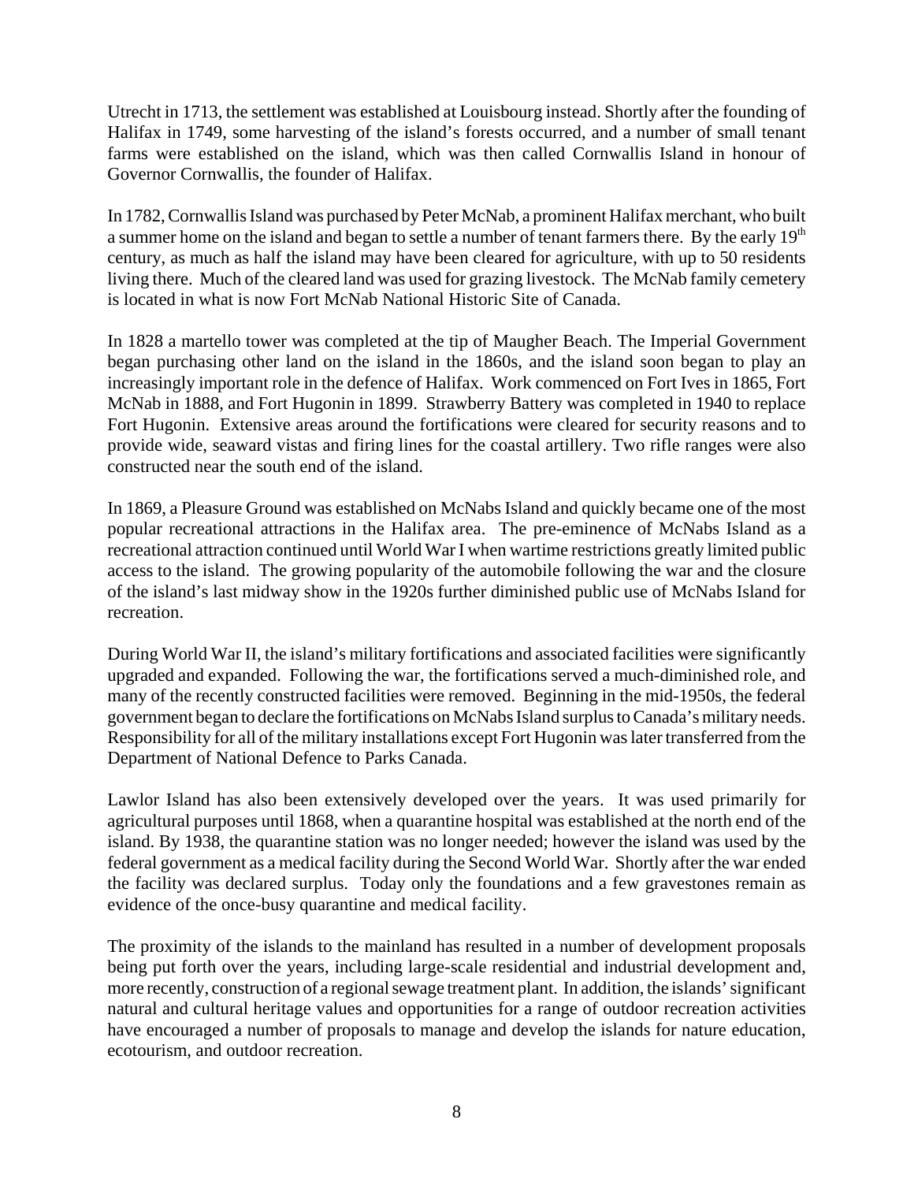Utrecht in 1713, the settlement was established at Louisbourg instead. Shortly after the founding of Halifax in 1749, some harvesting of the island's forests occurred, and a number of small tenant farms were established on the island, which was then called Cornwallis Island in honour of Governor Cornwallis, the founder of Halifax.

In 1782, Cornwallis Island was purchased by Peter McNab, a prominent Halifax merchant, who built a summer home on the island and began to settle a number of tenant farmers there. By the early 19th century, as much as half the island may have been cleared for agriculture, with up to 50 residents living there. Much of the cleared land was used for grazing livestock. The McNab family cemetery is located in what is now Fort McNab National Historic Site of Canada.

In 1828 a martello tower was completed at the tip of Maugher Beach. The Imperial Government began purchasing other land on the island in the 1860s, and the island soon began to play an increasingly important role in the defence of Halifax. Work commenced on Fort Ives in 1865, Fort McNab in 1888, and Fort Hugonin in 1899. Strawberry Battery was completed in 1940 to replace Fort Hugonin. Extensive areas around the fortifications were cleared for security reasons and to provide wide, seaward vistas and firing lines for the coastal artillery. Two rifle ranges were also constructed near the south end of the island.

In 1869, a Pleasure Ground was established on McNabs Island and quickly became one of the most popular recreational attractions in the Halifax area. The pre-eminence of McNabs Island as a recreational attraction continued until World War I when wartime restrictions greatly limited public access to the island. The growing popularity of the automobile following the war and the closure of the island's last midway show in the 1920s further diminished public use of McNabs Island for recreation.

During World War II, the island's military fortifications and associated facilities were significantly upgraded and expanded. Following the war, the fortifications served a much-diminished role, and many of the recently constructed facilities were removed. Beginning in the mid-1950s, the federal government began to declare the fortifications on McNabs Island surplus to Canada's military needs. Responsibility for all of the military installations except Fort Hugonin was later transferred from the Department of National Defence to Parks Canada.

Lawlor Island has also been extensively developed over the years. It was used primarily for agricultural purposes until 1868, when a quarantine hospital was established at the north end of the island. By 1938, the quarantine station was no longer needed; however the island was used by the federal government as a medical facility during the Second World War. Shortly after the war ended the facility was declared surplus. Today only the foundations and a few gravestones remain as evidence of the once-busy quarantine and medical facility.

The proximity of the islands to the mainland has resulted in a number of development proposals being put forth over the years, including large-scale residential and industrial development and, more recently, construction of a regional sewage treatment plant. In addition, the islands' significant natural and cultural heritage values and opportunities for a range of outdoor recreation activities have encouraged a number of proposals to manage and develop the islands for nature education, ecotourism, and outdoor recreation.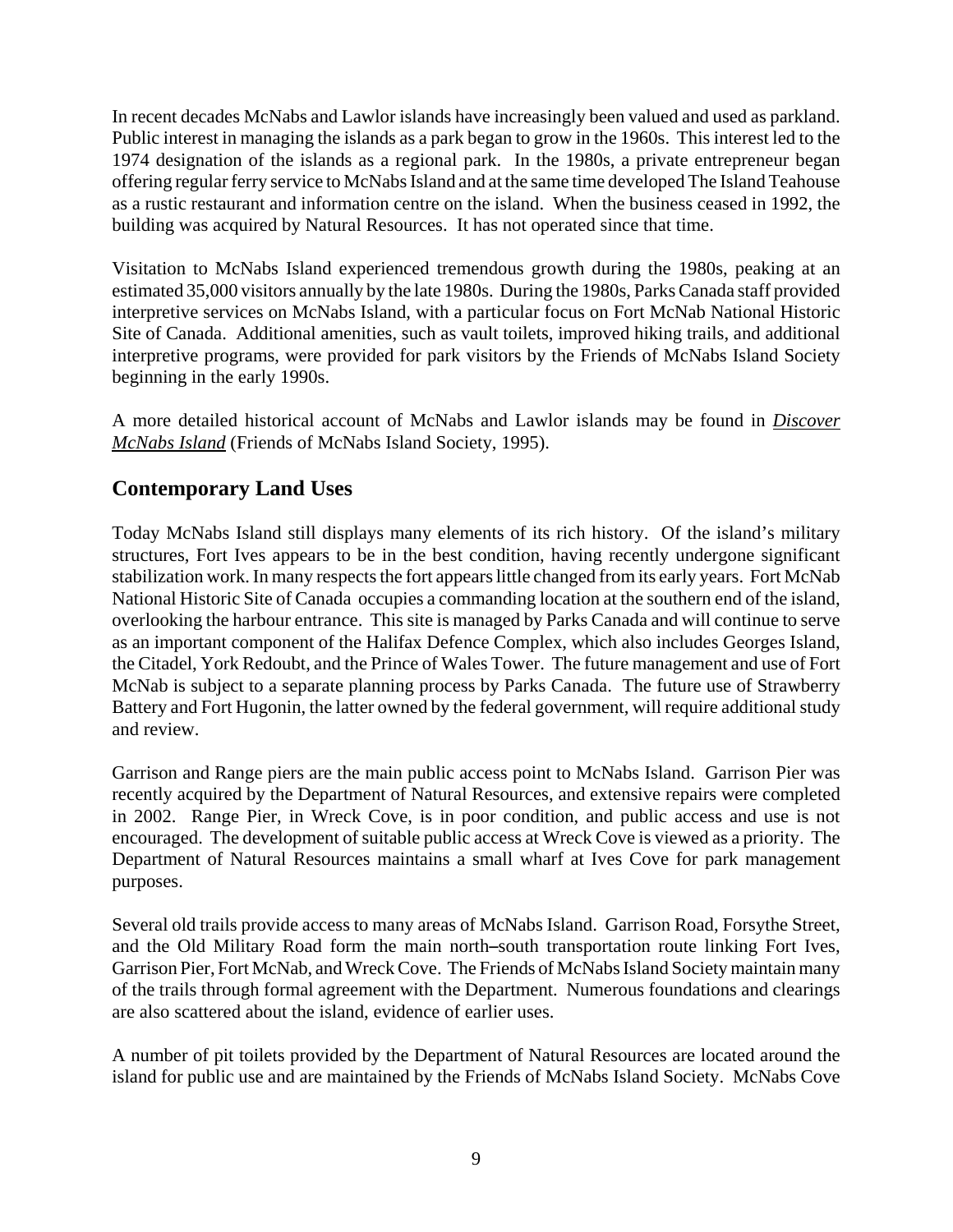In recent decades McNabs and Lawlor islands have increasingly been valued and used as parkland. Public interest in managing the islands as a park began to grow in the 1960s. This interest led to the 1974 designation of the islands as a regional park. In the 1980s, a private entrepreneur began offering regular ferry service to McNabs Island and at the same time developed The Island Teahouse as a rustic restaurant and information centre on the island. When the business ceased in 1992, the building was acquired by Natural Resources. It has not operated since that time.

Visitation to McNabs Island experienced tremendous growth during the 1980s, peaking at an estimated 35,000 visitors annually by the late 1980s. During the 1980s, Parks Canada staff provided interpretive services on McNabs Island, with a particular focus on Fort McNab National Historic Site of Canada. Additional amenities, such as vault toilets, improved hiking trails, and additional interpretive programs, were provided for park visitors by the Friends of McNabs Island Society beginning in the early 1990s.

A more detailed historical account of McNabs and Lawlor islands may be found in *Discover McNabs Island* (Friends of McNabs Island Society, 1995).

## Contemporary Land Uses

Today McNabs Island still displays many elements of its rich history. Of the island's military structures, Fort Ives appears to be in the best condition, having recently undergone significant stabilization work. In many respects the fort appears little changed from its early years. Fort McNab National Historic Site of Canada occupies a commanding location at the southern end of the island, overlooking the harbour entrance. This site is managed by Parks Canada and will continue to serve as an important component of the Halifax Defence Complex, which also includes Georges Island, the Citadel, York Redoubt, and the Prince of Wales Tower. The future management and use of Fort McNab is subject to a separate planning process by Parks Canada. The future use of Strawberry Battery and Fort Hugonin, the latter owned by the federal government, will require additional study and review.

Garrison and Range piers are the main public access point to McNabs Island. Garrison Pier was recently acquired by the Department of Natural Resources, and extensive repairs were completed in 2002. Range Pier, in Wreck Cove, is in poor condition, and public access and use is not encouraged. The development of suitable public access at Wreck Cove is viewed as a priority. The Department of Natural Resources maintains a small wharf at Ives Cove for park management purposes.

Several old trails provide access to many areas of McNabs Island. Garrison Road, Forsythe Street, and the Old Military Road form the main north–south transportation route linking Fort Ives, Garrison Pier, Fort McNab, and Wreck Cove. The Friends of McNabs Island Society maintain many of the trails through formal agreement with the Department. Numerous foundations and clearings are also scattered about the island, evidence of earlier uses.

A number of pit toilets provided by the Department of Natural Resources are located around the island for public use and are maintained by the Friends of McNabs Island Society. McNabs Cove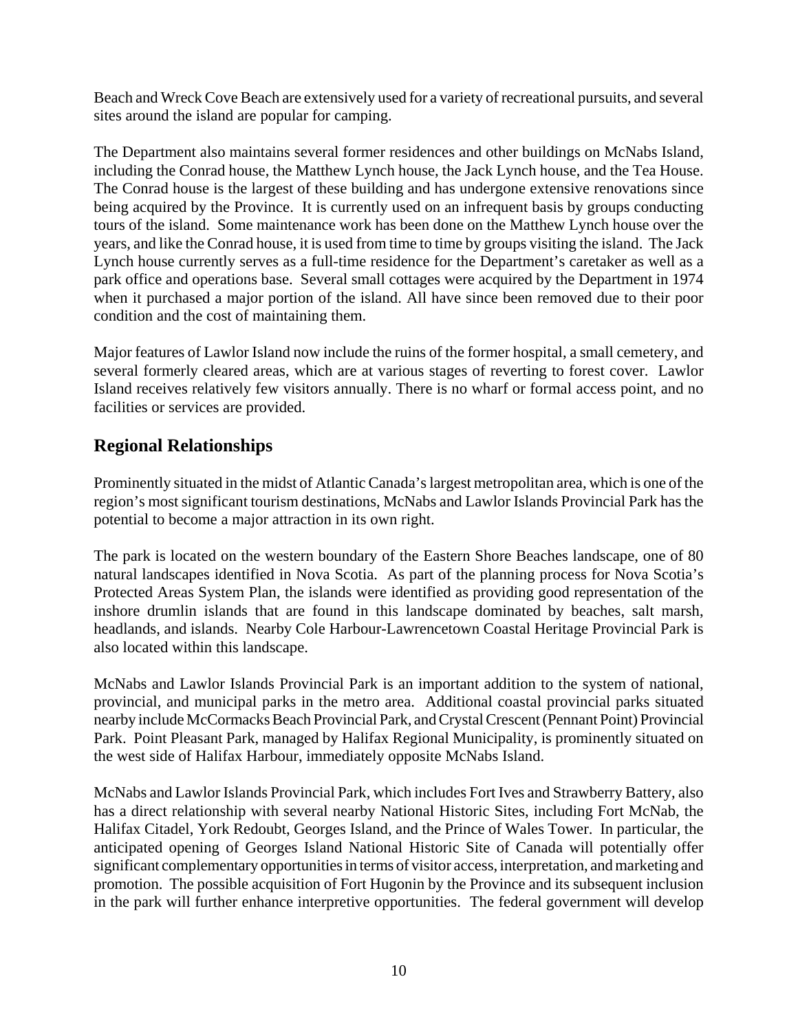Beach and Wreck Cove Beach are extensively used for a variety of recreational pursuits, and several sites around the island are popular for camping.

The Department also maintains several former residences and other buildings on McNabs Island, including the Conrad house, the Matthew Lynch house, the Jack Lynch house, and the Tea House. The Conrad house is the largest of these building and has undergone extensive renovations since being acquired by the Province. It is currently used on an infrequent basis by groups conducting tours of the island. Some maintenance work has been done on the Matthew Lynch house over the years, and like the Conrad house, it is used from time to time by groups visiting the island. The Jack Lynch house currently serves as a full-time residence for the Department's caretaker as well as a park office and operations base. Several small cottages were acquired by the Department in 1974 when it purchased a major portion of the island. All have since been removed due to their poor condition and the cost of maintaining them.

Major features of Lawlor Island now include the ruins of the former hospital, a small cemetery, and several formerly cleared areas, which are at various stages of reverting to forest cover. Lawlor Island receives relatively few visitors annually. There is no wharf or formal access point, and no facilities or services are provided.

## Regional Relationships

Prominently situated in the midst of Atlantic Canada's largest metropolitan area, which is one of the region's most significant tourism destinations, McNabs and Lawlor Islands Provincial Park has the potential to become a major attraction in its own right.

The park is located on the western boundary of the Eastern Shore Beaches landscape, one of 80 natural landscapes identified in Nova Scotia. As part of the planning process for Nova Scotia's Protected Areas System Plan, the islands were identified as providing good representation of the inshore drumlin islands that are found in this landscape dominated by beaches, salt marsh, headlands, and islands. Nearby Cole Harbour-Lawrencetown Coastal Heritage Provincial Park is also located within this landscape.

McNabs and Lawlor Islands Provincial Park is an important addition to the system of national, provincial, and municipal parks in the metro area. Additional coastal provincial parks situated nearby include McCormacks Beach Provincial Park, and Crystal Crescent (Pennant Point) Provincial Park. Point Pleasant Park, managed by Halifax Regional Municipality, is prominently situated on the west side of Halifax Harbour, immediately opposite McNabs Island.

McNabs and Lawlor Islands Provincial Park, which includes Fort Ives and Strawberry Battery, also has a direct relationship with several nearby National Historic Sites, including Fort McNab, the Halifax Citadel, York Redoubt, Georges Island, and the Prince of Wales Tower. In particular, the anticipated opening of Georges Island National Historic Site of Canada will potentially offer significant complementary opportunities in terms of visitor access, interpretation, and marketing and promotion. The possible acquisition of Fort Hugonin by the Province and its subsequent inclusion in the park will further enhance interpretive opportunities. The federal government will develop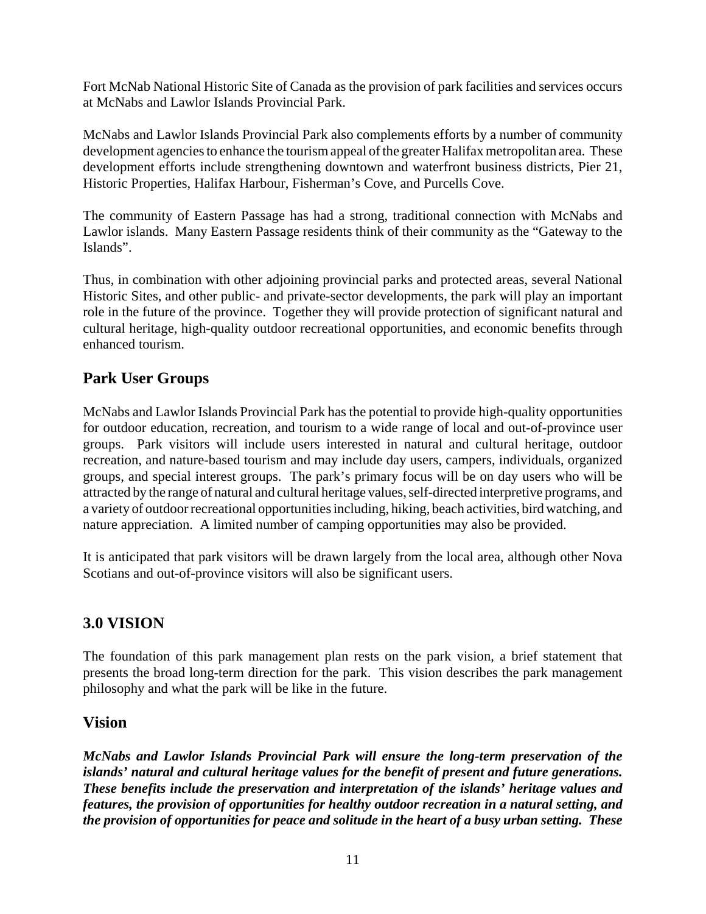Fort McNab National Historic Site of Canada as the provision of park facilities and services occurs at McNabs and Lawlor Islands Provincial Park.

McNabs and Lawlor Islands Provincial Park also complements efforts by a number of community development agencies to enhance the tourism appeal of the greater Halifax metropolitan area. These development efforts include strengthening downtown and waterfront business districts, Pier 21, Historic Properties, Halifax Harbour, Fisherman's Cove, and Purcells Cove.

The community of Eastern Passage has had a strong, traditional connection with McNabs and Lawlor islands. Many Eastern Passage residents think of their community as the "Gateway to the Islands".

Thus, in combination with other adjoining provincial parks and protected areas, several National Historic Sites, and other public- and private-sector developments, the park will play an important role in the future of the province. Together they will provide protection of significant natural and cultural heritage, high-quality outdoor recreational opportunities, and economic benefits through enhanced tourism.

## Park User Groups

McNabs and Lawlor Islands Provincial Park has the potential to provide high-quality opportunities for outdoor education, recreation, and tourism to a wide range of local and out-of-province user groups. Park visitors will include users interested in natural and cultural heritage, outdoor recreation, and nature-based tourism and may include day users, campers, individuals, organized groups, and special interest groups. The park's primary focus will be on day users who will be attracted by the range of natural and cultural heritage values, self-directed interpretive programs, and a variety of outdoor recreational opportunities including, hiking, beach activities, bird watching, and nature appreciation. A limited number of camping opportunities may also be provided.

It is anticipated that park visitors will be drawn largely from the local area, although other Nova Scotians and out-of-province visitors will also be significant users.

# 3.0 VISION

The foundation of this park management plan rests on the park vision, a brief statement that presents the broad long-term direction for the park. This vision describes the park management philosophy and what the park will be like in the future.

## Vision

***McNabs and Lawlor Islands Provincial Park will ensure the long-term preservation of the islands' natural and cultural heritage values for the benefit of present and future generations. These benefits include the preservation and interpretation of the islands' heritage values and features, the provision of opportunities for healthy outdoor recreation in a natural setting, and the provision of opportunities for peace and solitude in the heart of a busy urban setting. These***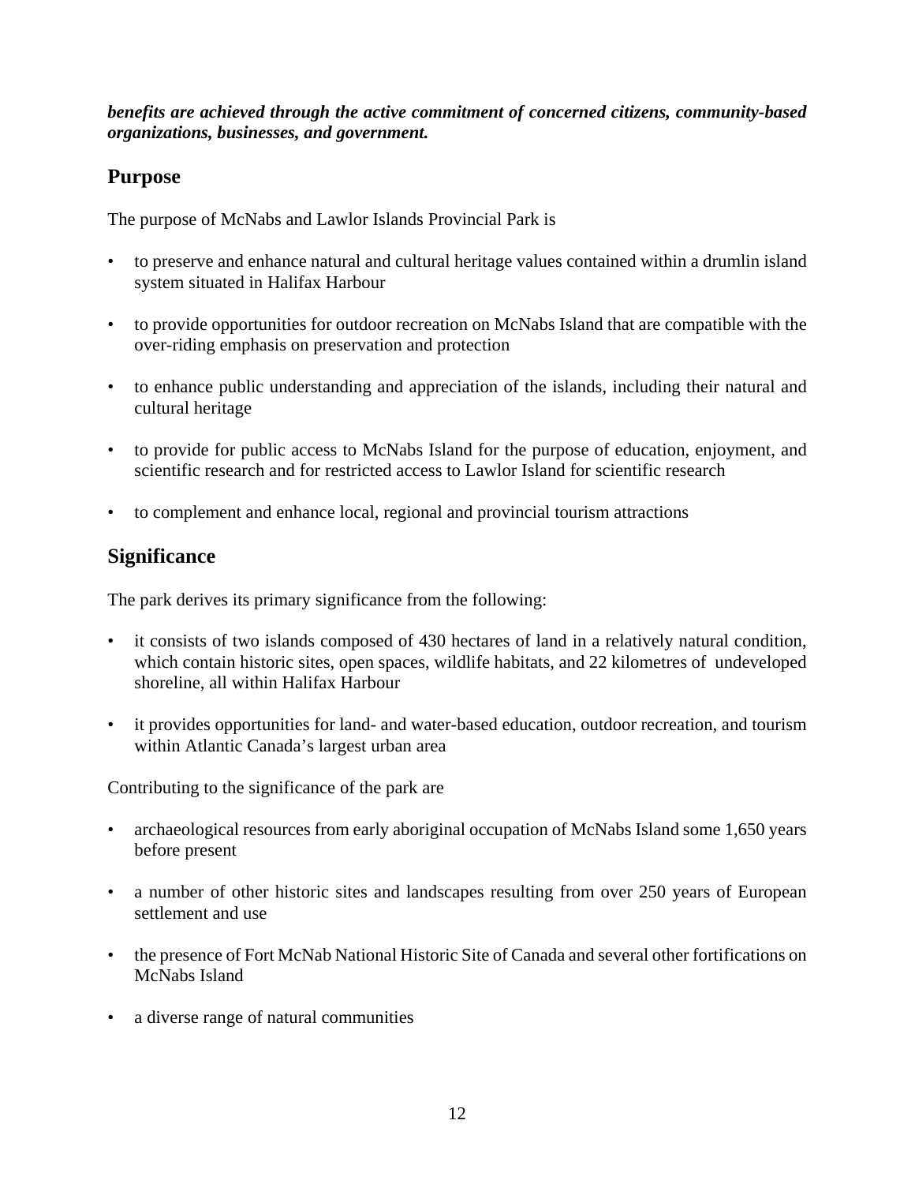***benefits are achieved through the active commitment of concerned citizens, community-based organizations, businesses, and government.***

## Purpose

The purpose of McNabs and Lawlor Islands Provincial Park is

- to preserve and enhance natural and cultural heritage values contained within a drumlin island system situated in Halifax Harbour
- to provide opportunities for outdoor recreation on McNabs Island that are compatible with the over-riding emphasis on preservation and protection
- to enhance public understanding and appreciation of the islands, including their natural and cultural heritage
- to provide for public access to McNabs Island for the purpose of education, enjoyment, and scientific research and for restricted access to Lawlor Island for scientific research
- to complement and enhance local, regional and provincial tourism attractions

## Significance

The park derives its primary significance from the following:

- it consists of two islands composed of 430 hectares of land in a relatively natural condition, which contain historic sites, open spaces, wildlife habitats, and 22 kilometres of undeveloped shoreline, all within Halifax Harbour
- it provides opportunities for land- and water-based education, outdoor recreation, and tourism within Atlantic Canada's largest urban area

Contributing to the significance of the park are

- archaeological resources from early aboriginal occupation of McNabs Island some 1,650 years before present
- a number of other historic sites and landscapes resulting from over 250 years of European settlement and use
- the presence of Fort McNab National Historic Site of Canada and several other fortifications on McNabs Island
- a diverse range of natural communities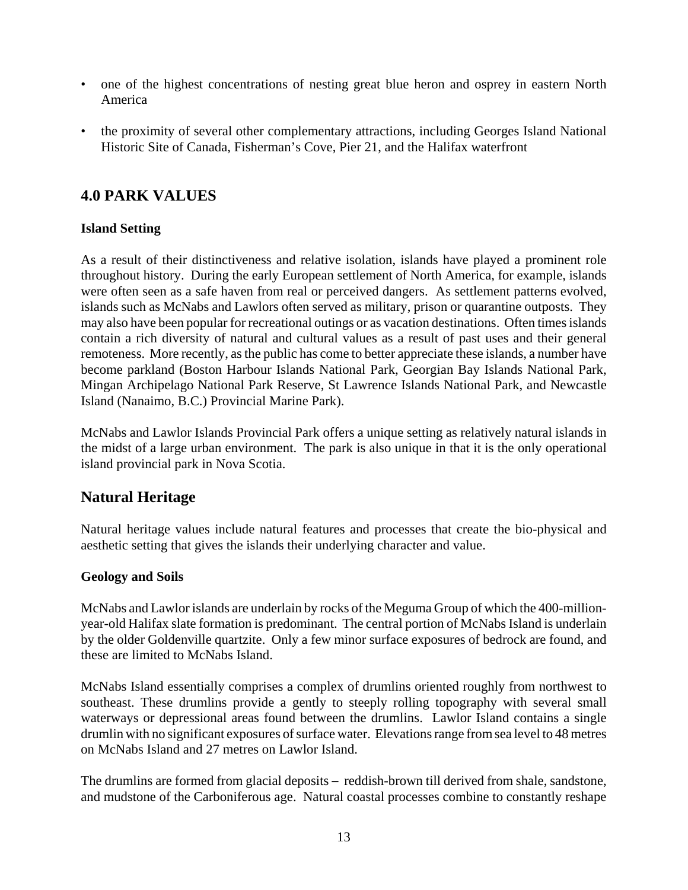- one of the highest concentrations of nesting great blue heron and osprey in eastern North America
- the proximity of several other complementary attractions, including Georges Island National Historic Site of Canada, Fisherman's Cove, Pier 21, and the Halifax waterfront

# 4.0 PARK VALUES

**Island Setting**

As a result of their distinctiveness and relative isolation, islands have played a prominent role throughout history. During the early European settlement of North America, for example, islands were often seen as a safe haven from real or perceived dangers. As settlement patterns evolved, islands such as McNabs and Lawlors often served as military, prison or quarantine outposts. They may also have been popular for recreational outings or as vacation destinations. Often times islands contain a rich diversity of natural and cultural values as a result of past uses and their general remoteness. More recently, as the public has come to better appreciate these islands, a number have become parkland (Boston Harbour Islands National Park, Georgian Bay Islands National Park, Mingan Archipelago National Park Reserve, St Lawrence Islands National Park, and Newcastle Island (Nanaimo, B.C.) Provincial Marine Park).

McNabs and Lawlor Islands Provincial Park offers a unique setting as relatively natural islands in the midst of a large urban environment. The park is also unique in that it is the only operational island provincial park in Nova Scotia.

## Natural Heritage

Natural heritage values include natural features and processes that create the bio-physical and aesthetic setting that gives the islands their underlying character and value.

**Geology and Soils**

McNabs and Lawlor islands are underlain by rocks of the Meguma Group of which the 400-million-year-old Halifax slate formation is predominant. The central portion of McNabs Island is underlain by the older Goldenville quartzite. Only a few minor surface exposures of bedrock are found, and these are limited to McNabs Island.

McNabs Island essentially comprises a complex of drumlins oriented roughly from northwest to southeast. These drumlins provide a gently to steeply rolling topography with several small waterways or depressional areas found between the drumlins. Lawlor Island contains a single drumlin with no significant exposures of surface water. Elevations range from sea level to 48 metres on McNabs Island and 27 metres on Lawlor Island.

The drumlins are formed from glacial deposits – reddish-brown till derived from shale, sandstone, and mudstone of the Carboniferous age. Natural coastal processes combine to constantly reshape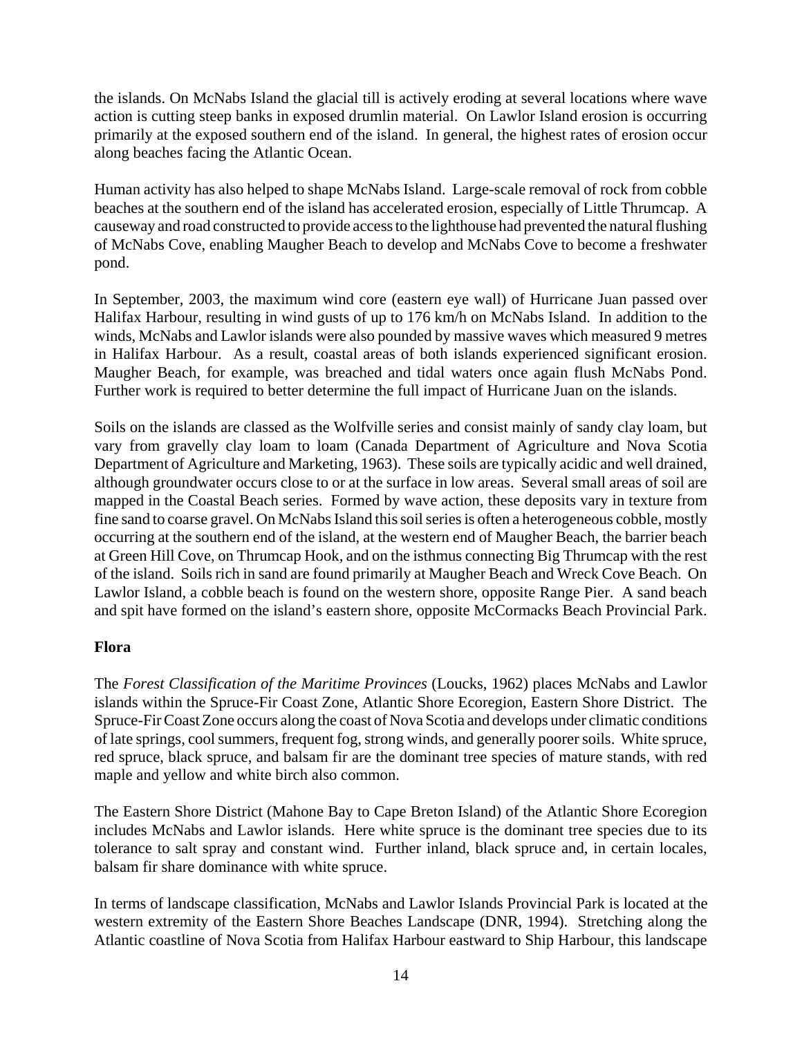the islands. On McNabs Island the glacial till is actively eroding at several locations where wave action is cutting steep banks in exposed drumlin material. On Lawlor Island erosion is occurring primarily at the exposed southern end of the island. In general, the highest rates of erosion occur along beaches facing the Atlantic Ocean.

Human activity has also helped to shape McNabs Island. Large-scale removal of rock from cobble beaches at the southern end of the island has accelerated erosion, especially of Little Thrumcap. A causeway and road constructed to provide access to the lighthouse had prevented the natural flushing of McNabs Cove, enabling Maugher Beach to develop and McNabs Cove to become a freshwater pond.

In September, 2003, the maximum wind core (eastern eye wall) of Hurricane Juan passed over Halifax Harbour, resulting in wind gusts of up to 176 km/h on McNabs Island. In addition to the winds, McNabs and Lawlor islands were also pounded by massive waves which measured 9 metres in Halifax Harbour. As a result, coastal areas of both islands experienced significant erosion. Maugher Beach, for example, was breached and tidal waters once again flush McNabs Pond. Further work is required to better determine the full impact of Hurricane Juan on the islands.

Soils on the islands are classed as the Wolfville series and consist mainly of sandy clay loam, but vary from gravelly clay loam to loam (Canada Department of Agriculture and Nova Scotia Department of Agriculture and Marketing, 1963). These soils are typically acidic and well drained, although groundwater occurs close to or at the surface in low areas. Several small areas of soil are mapped in the Coastal Beach series. Formed by wave action, these deposits vary in texture from fine sand to coarse gravel. On McNabs Island this soil series is often a heterogeneous cobble, mostly occurring at the southern end of the island, at the western end of Maugher Beach, the barrier beach at Green Hill Cove, on Thrumcap Hook, and on the isthmus connecting Big Thrumcap with the rest of the island. Soils rich in sand are found primarily at Maugher Beach and Wreck Cove Beach. On Lawlor Island, a cobble beach is found on the western shore, opposite Range Pier. A sand beach and spit have formed on the island's eastern shore, opposite McCormacks Beach Provincial Park.

**Flora**

The *Forest Classification of the Maritime Provinces* (Loucks, 1962) places McNabs and Lawlor islands within the Spruce-Fir Coast Zone, Atlantic Shore Ecoregion, Eastern Shore District. The Spruce-Fir Coast Zone occurs along the coast of Nova Scotia and develops under climatic conditions of late springs, cool summers, frequent fog, strong winds, and generally poorer soils. White spruce, red spruce, black spruce, and balsam fir are the dominant tree species of mature stands, with red maple and yellow and white birch also common.

The Eastern Shore District (Mahone Bay to Cape Breton Island) of the Atlantic Shore Ecoregion includes McNabs and Lawlor islands. Here white spruce is the dominant tree species due to its tolerance to salt spray and constant wind. Further inland, black spruce and, in certain locales, balsam fir share dominance with white spruce.

In terms of landscape classification, McNabs and Lawlor Islands Provincial Park is located at the western extremity of the Eastern Shore Beaches Landscape (DNR, 1994). Stretching along the Atlantic coastline of Nova Scotia from Halifax Harbour eastward to Ship Harbour, this landscape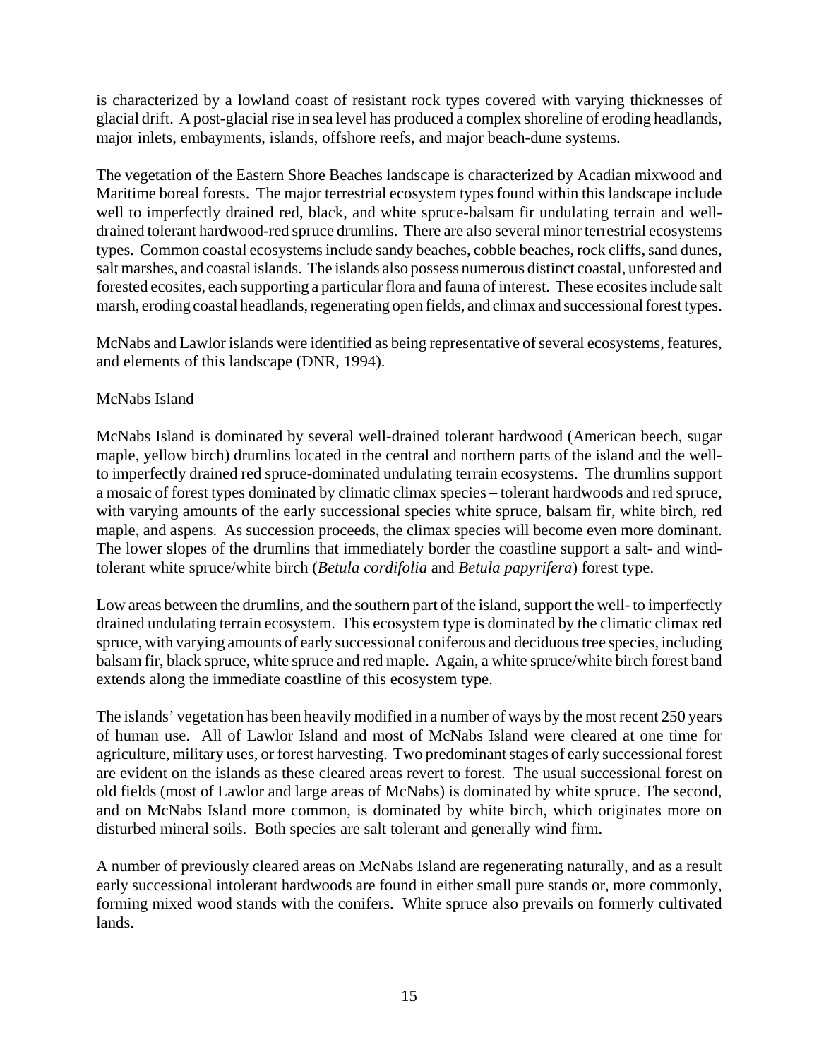is characterized by a lowland coast of resistant rock types covered with varying thicknesses of glacial drift. A post-glacial rise in sea level has produced a complex shoreline of eroding headlands, major inlets, embayments, islands, offshore reefs, and major beach-dune systems.

The vegetation of the Eastern Shore Beaches landscape is characterized by Acadian mixwood and Maritime boreal forests. The major terrestrial ecosystem types found within this landscape include well to imperfectly drained red, black, and white spruce-balsam fir undulating terrain and well-drained tolerant hardwood-red spruce drumlins. There are also several minor terrestrial ecosystems types. Common coastal ecosystems include sandy beaches, cobble beaches, rock cliffs, sand dunes, salt marshes, and coastal islands. The islands also possess numerous distinct coastal, unforested and forested ecosites, each supporting a particular flora and fauna of interest. These ecosites include salt marsh, eroding coastal headlands, regenerating open fields, and climax and successional forest types.

McNabs and Lawlor islands were identified as being representative of several ecosystems, features, and elements of this landscape (DNR, 1994).

McNabs Island

McNabs Island is dominated by several well-drained tolerant hardwood (American beech, sugar maple, yellow birch) drumlins located in the central and northern parts of the island and the well- to imperfectly drained red spruce-dominated undulating terrain ecosystems. The drumlins support a mosaic of forest types dominated by climatic climax species – tolerant hardwoods and red spruce, with varying amounts of the early successional species white spruce, balsam fir, white birch, red maple, and aspens. As succession proceeds, the climax species will become even more dominant. The lower slopes of the drumlins that immediately border the coastline support a salt- and wind-tolerant white spruce/white birch (*Betula cordifolia* and *Betula papyrifera*) forest type.

Low areas between the drumlins, and the southern part of the island, support the well- to imperfectly drained undulating terrain ecosystem. This ecosystem type is dominated by the climatic climax red spruce, with varying amounts of early successional coniferous and deciduous tree species, including balsam fir, black spruce, white spruce and red maple. Again, a white spruce/white birch forest band extends along the immediate coastline of this ecosystem type.

The islands' vegetation has been heavily modified in a number of ways by the most recent 250 years of human use. All of Lawlor Island and most of McNabs Island were cleared at one time for agriculture, military uses, or forest harvesting. Two predominant stages of early successional forest are evident on the islands as these cleared areas revert to forest. The usual successional forest on old fields (most of Lawlor and large areas of McNabs) is dominated by white spruce. The second, and on McNabs Island more common, is dominated by white birch, which originates more on disturbed mineral soils. Both species are salt tolerant and generally wind firm.

A number of previously cleared areas on McNabs Island are regenerating naturally, and as a result early successional intolerant hardwoods are found in either small pure stands or, more commonly, forming mixed wood stands with the conifers. White spruce also prevails on formerly cultivated lands.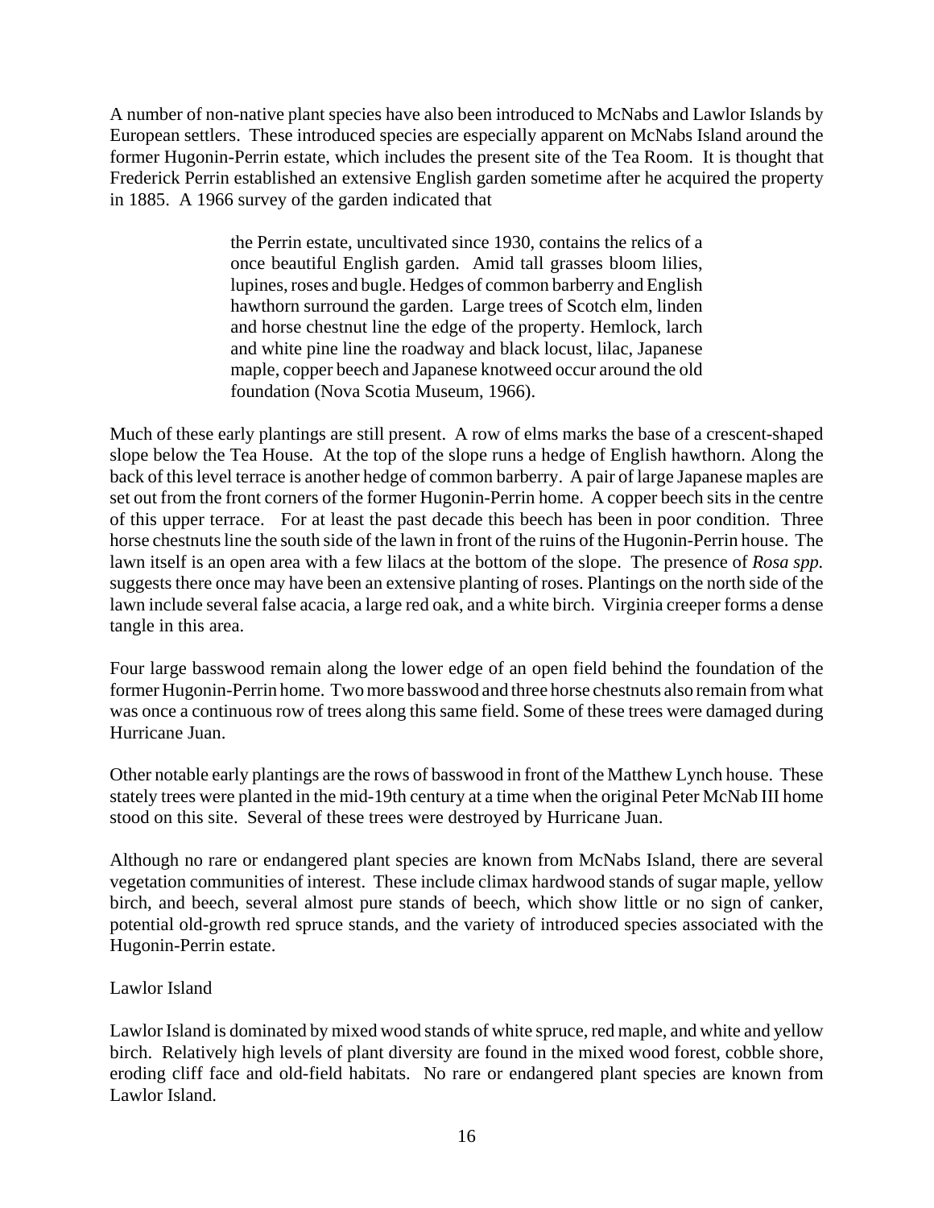A number of non-native plant species have also been introduced to McNabs and Lawlor Islands by European settlers. These introduced species are especially apparent on McNabs Island around the former Hugonin-Perrin estate, which includes the present site of the Tea Room. It is thought that Frederick Perrin established an extensive English garden sometime after he acquired the property in 1885. A 1966 survey of the garden indicated that

> the Perrin estate, uncultivated since 1930, contains the relics of a once beautiful English garden. Amid tall grasses bloom lilies, lupines, roses and bugle. Hedges of common barberry and English hawthorn surround the garden. Large trees of Scotch elm, linden and horse chestnut line the edge of the property. Hemlock, larch and white pine line the roadway and black locust, lilac, Japanese maple, copper beech and Japanese knotweed occur around the old foundation (Nova Scotia Museum, 1966).

Much of these early plantings are still present. A row of elms marks the base of a crescent-shaped slope below the Tea House. At the top of the slope runs a hedge of English hawthorn. Along the back of this level terrace is another hedge of common barberry. A pair of large Japanese maples are set out from the front corners of the former Hugonin-Perrin home. A copper beech sits in the centre of this upper terrace. For at least the past decade this beech has been in poor condition. Three horse chestnuts line the south side of the lawn in front of the ruins of the Hugonin-Perrin house. The lawn itself is an open area with a few lilacs at the bottom of the slope. The presence of *Rosa spp.* suggests there once may have been an extensive planting of roses. Plantings on the north side of the lawn include several false acacia, a large red oak, and a white birch. Virginia creeper forms a dense tangle in this area.

Four large basswood remain along the lower edge of an open field behind the foundation of the former Hugonin-Perrin home. Two more basswood and three horse chestnuts also remain from what was once a continuous row of trees along this same field. Some of these trees were damaged during Hurricane Juan.

Other notable early plantings are the rows of basswood in front of the Matthew Lynch house. These stately trees were planted in the mid-19th century at a time when the original Peter McNab III home stood on this site. Several of these trees were destroyed by Hurricane Juan.

Although no rare or endangered plant species are known from McNabs Island, there are several vegetation communities of interest. These include climax hardwood stands of sugar maple, yellow birch, and beech, several almost pure stands of beech, which show little or no sign of canker, potential old-growth red spruce stands, and the variety of introduced species associated with the Hugonin-Perrin estate.

Lawlor Island

Lawlor Island is dominated by mixed wood stands of white spruce, red maple, and white and yellow birch. Relatively high levels of plant diversity are found in the mixed wood forest, cobble shore, eroding cliff face and old-field habitats. No rare or endangered plant species are known from Lawlor Island.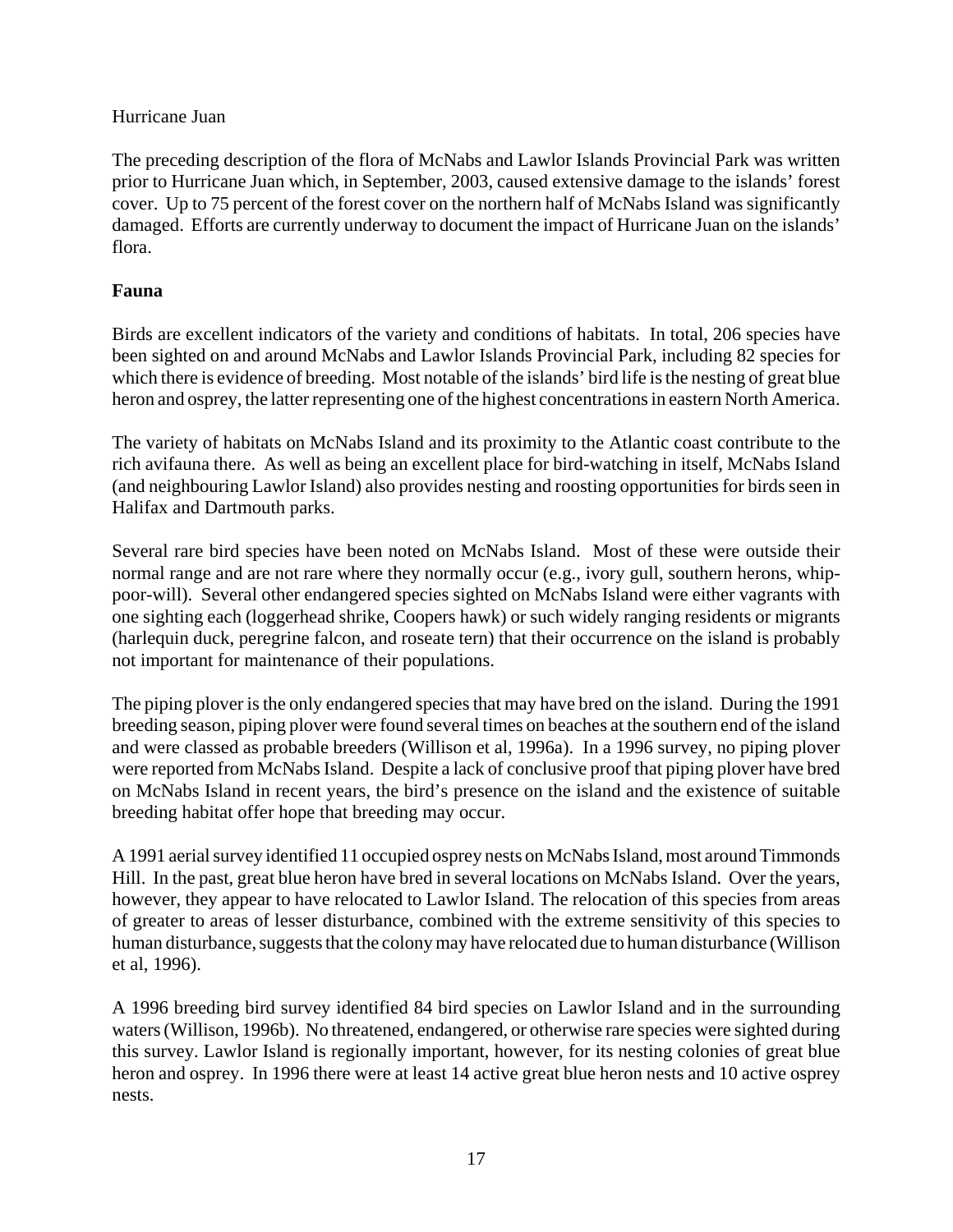Hurricane Juan

The preceding description of the flora of McNabs and Lawlor Islands Provincial Park was written prior to Hurricane Juan which, in September, 2003, caused extensive damage to the islands' forest cover. Up to 75 percent of the forest cover on the northern half of McNabs Island was significantly damaged. Efforts are currently underway to document the impact of Hurricane Juan on the islands' flora.

**Fauna**

Birds are excellent indicators of the variety and conditions of habitats. In total, 206 species have been sighted on and around McNabs and Lawlor Islands Provincial Park, including 82 species for which there is evidence of breeding. Most notable of the islands' bird life is the nesting of great blue heron and osprey, the latter representing one of the highest concentrations in eastern North America.

The variety of habitats on McNabs Island and its proximity to the Atlantic coast contribute to the rich avifauna there. As well as being an excellent place for bird-watching in itself, McNabs Island (and neighbouring Lawlor Island) also provides nesting and roosting opportunities for birds seen in Halifax and Dartmouth parks.

Several rare bird species have been noted on McNabs Island. Most of these were outside their normal range and are not rare where they normally occur (e.g., ivory gull, southern herons, whip-poor-will). Several other endangered species sighted on McNabs Island were either vagrants with one sighting each (loggerhead shrike, Coopers hawk) or such widely ranging residents or migrants (harlequin duck, peregrine falcon, and roseate tern) that their occurrence on the island is probably not important for maintenance of their populations.

The piping plover is the only endangered species that may have bred on the island. During the 1991 breeding season, piping plover were found several times on beaches at the southern end of the island and were classed as probable breeders (Willison et al, 1996a). In a 1996 survey, no piping plover were reported from McNabs Island. Despite a lack of conclusive proof that piping plover have bred on McNabs Island in recent years, the bird's presence on the island and the existence of suitable breeding habitat offer hope that breeding may occur.

A 1991 aerial survey identified 11 occupied osprey nests on McNabs Island, most around Timmonds Hill. In the past, great blue heron have bred in several locations on McNabs Island. Over the years, however, they appear to have relocated to Lawlor Island. The relocation of this species from areas of greater to areas of lesser disturbance, combined with the extreme sensitivity of this species to human disturbance, suggests that the colony may have relocated due to human disturbance (Willison et al, 1996).

A 1996 breeding bird survey identified 84 bird species on Lawlor Island and in the surrounding waters (Willison, 1996b). No threatened, endangered, or otherwise rare species were sighted during this survey. Lawlor Island is regionally important, however, for its nesting colonies of great blue heron and osprey. In 1996 there were at least 14 active great blue heron nests and 10 active osprey nests.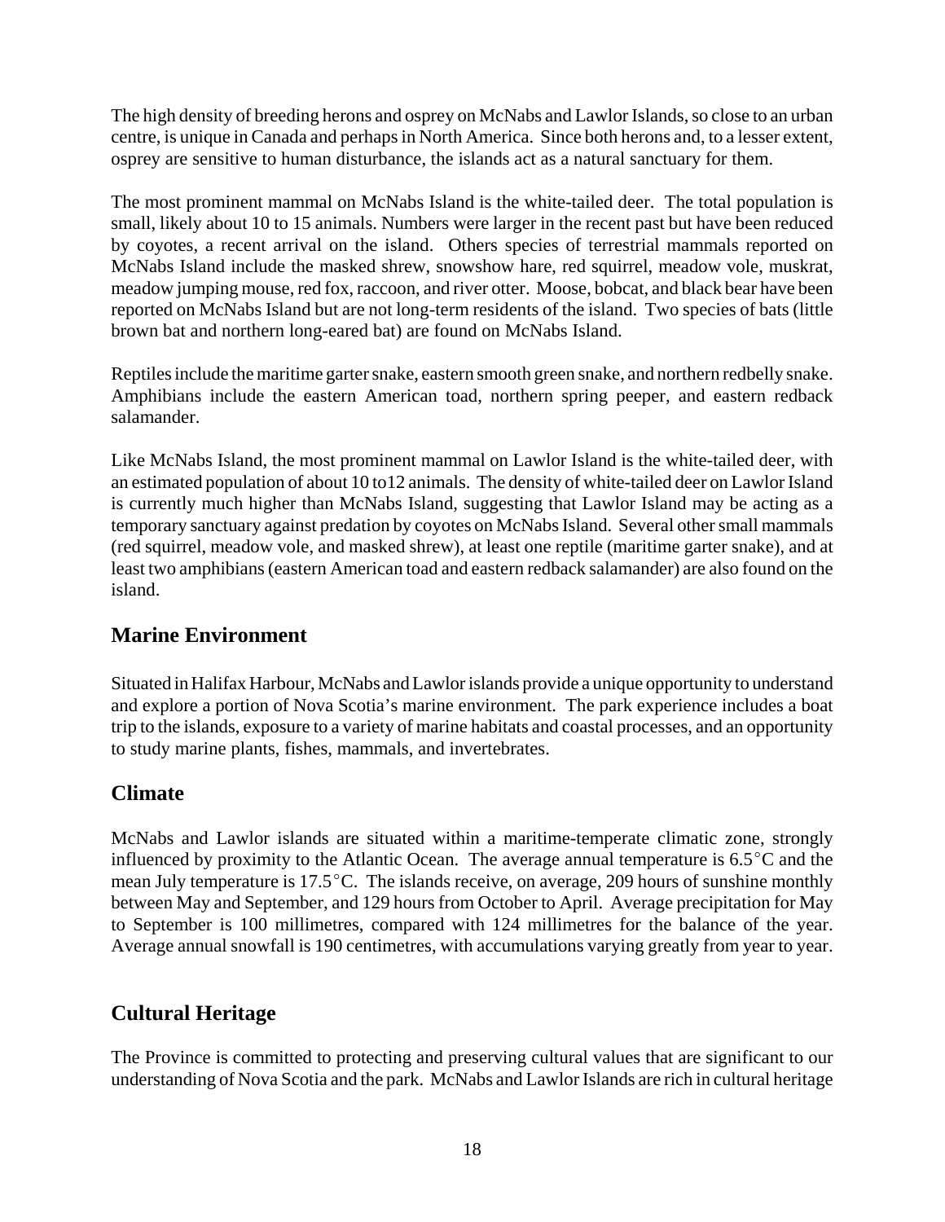The high density of breeding herons and osprey on McNabs and Lawlor Islands, so close to an urban centre, is unique in Canada and perhaps in North America. Since both herons and, to a lesser extent, osprey are sensitive to human disturbance, the islands act as a natural sanctuary for them.

The most prominent mammal on McNabs Island is the white-tailed deer. The total population is small, likely about 10 to 15 animals. Numbers were larger in the recent past but have been reduced by coyotes, a recent arrival on the island. Others species of terrestrial mammals reported on McNabs Island include the masked shrew, snowshow hare, red squirrel, meadow vole, muskrat, meadow jumping mouse, red fox, raccoon, and river otter. Moose, bobcat, and black bear have been reported on McNabs Island but are not long-term residents of the island. Two species of bats (little brown bat and northern long-eared bat) are found on McNabs Island.

Reptiles include the maritime garter snake, eastern smooth green snake, and northern redbelly snake. Amphibians include the eastern American toad, northern spring peeper, and eastern redback salamander.

Like McNabs Island, the most prominent mammal on Lawlor Island is the white-tailed deer, with an estimated population of about 10 to12 animals. The density of white-tailed deer on Lawlor Island is currently much higher than McNabs Island, suggesting that Lawlor Island may be acting as a temporary sanctuary against predation by coyotes on McNabs Island. Several other small mammals (red squirrel, meadow vole, and masked shrew), at least one reptile (maritime garter snake), and at least two amphibians (eastern American toad and eastern redback salamander) are also found on the island.

## Marine Environment

Situated in Halifax Harbour, McNabs and Lawlor islands provide a unique opportunity to understand and explore a portion of Nova Scotia's marine environment. The park experience includes a boat trip to the islands, exposure to a variety of marine habitats and coastal processes, and an opportunity to study marine plants, fishes, mammals, and invertebrates.

## Climate

McNabs and Lawlor islands are situated within a maritime-temperate climatic zone, strongly influenced by proximity to the Atlantic Ocean. The average annual temperature is 6.5°C and the mean July temperature is 17.5°C. The islands receive, on average, 209 hours of sunshine monthly between May and September, and 129 hours from October to April. Average precipitation for May to September is 100 millimetres, compared with 124 millimetres for the balance of the year. Average annual snowfall is 190 centimetres, with accumulations varying greatly from year to year.

## Cultural Heritage

The Province is committed to protecting and preserving cultural values that are significant to our understanding of Nova Scotia and the park. McNabs and Lawlor Islands are rich in cultural heritage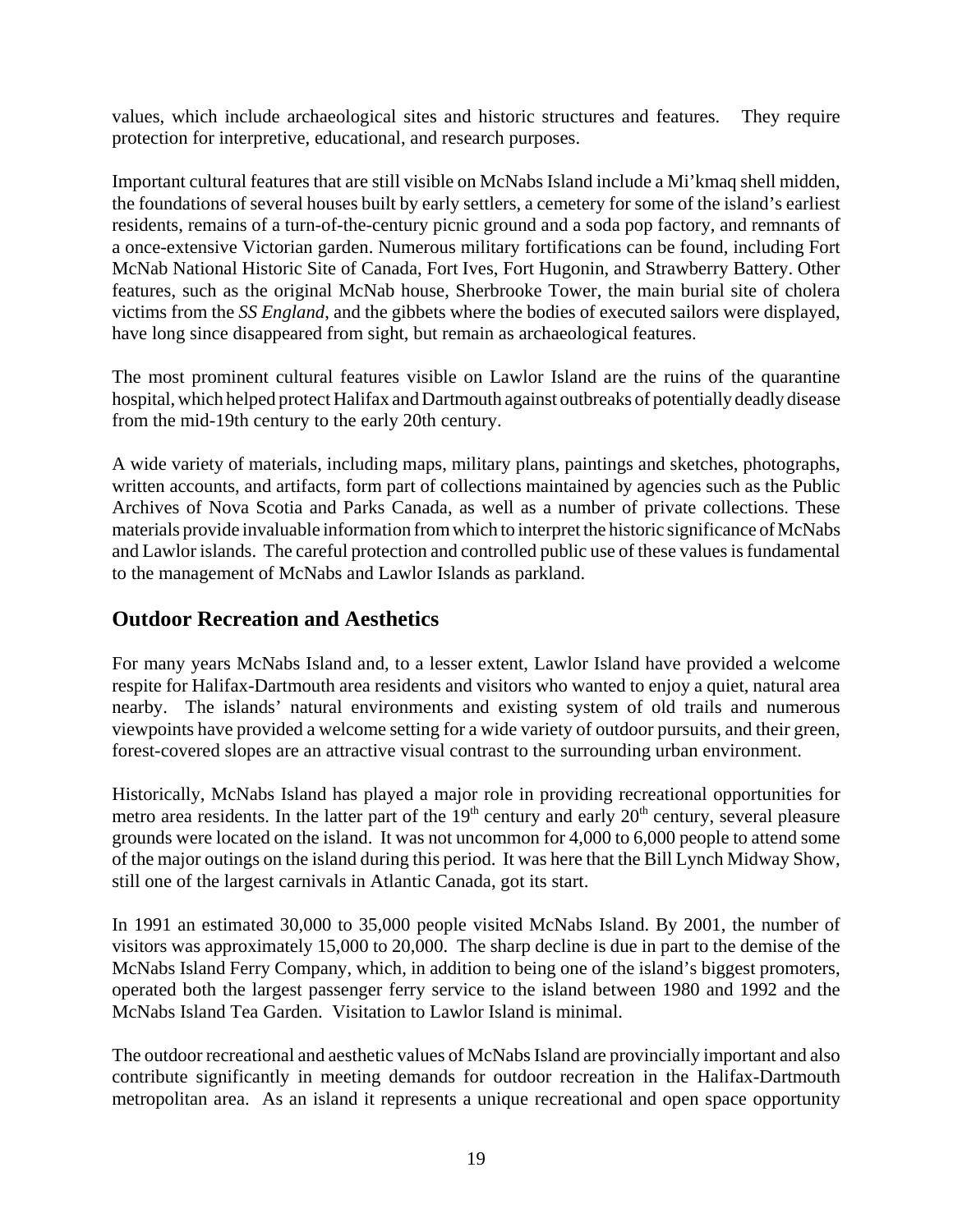values, which include archaeological sites and historic structures and features. They require protection for interpretive, educational, and research purposes.

Important cultural features that are still visible on McNabs Island include a Mi'kmaq shell midden, the foundations of several houses built by early settlers, a cemetery for some of the island's earliest residents, remains of a turn-of-the-century picnic ground and a soda pop factory, and remnants of a once-extensive Victorian garden. Numerous military fortifications can be found, including Fort McNab National Historic Site of Canada, Fort Ives, Fort Hugonin, and Strawberry Battery. Other features, such as the original McNab house, Sherbrooke Tower, the main burial site of cholera victims from the *SS England*, and the gibbets where the bodies of executed sailors were displayed, have long since disappeared from sight, but remain as archaeological features.

The most prominent cultural features visible on Lawlor Island are the ruins of the quarantine hospital, which helped protect Halifax and Dartmouth against outbreaks of potentially deadly disease from the mid-19th century to the early 20th century.

A wide variety of materials, including maps, military plans, paintings and sketches, photographs, written accounts, and artifacts, form part of collections maintained by agencies such as the Public Archives of Nova Scotia and Parks Canada, as well as a number of private collections. These materials provide invaluable information from which to interpret the historic significance of McNabs and Lawlor islands. The careful protection and controlled public use of these values is fundamental to the management of McNabs and Lawlor Islands as parkland.

## Outdoor Recreation and Aesthetics

For many years McNabs Island and, to a lesser extent, Lawlor Island have provided a welcome respite for Halifax-Dartmouth area residents and visitors who wanted to enjoy a quiet, natural area nearby. The islands' natural environments and existing system of old trails and numerous viewpoints have provided a welcome setting for a wide variety of outdoor pursuits, and their green, forest-covered slopes are an attractive visual contrast to the surrounding urban environment.

Historically, McNabs Island has played a major role in providing recreational opportunities for metro area residents. In the latter part of the 19th century and early 20th century, several pleasure grounds were located on the island. It was not uncommon for 4,000 to 6,000 people to attend some of the major outings on the island during this period. It was here that the Bill Lynch Midway Show, still one of the largest carnivals in Atlantic Canada, got its start.

In 1991 an estimated 30,000 to 35,000 people visited McNabs Island. By 2001, the number of visitors was approximately 15,000 to 20,000. The sharp decline is due in part to the demise of the McNabs Island Ferry Company, which, in addition to being one of the island's biggest promoters, operated both the largest passenger ferry service to the island between 1980 and 1992 and the McNabs Island Tea Garden. Visitation to Lawlor Island is minimal.

The outdoor recreational and aesthetic values of McNabs Island are provincially important and also contribute significantly in meeting demands for outdoor recreation in the Halifax-Dartmouth metropolitan area. As an island it represents a unique recreational and open space opportunity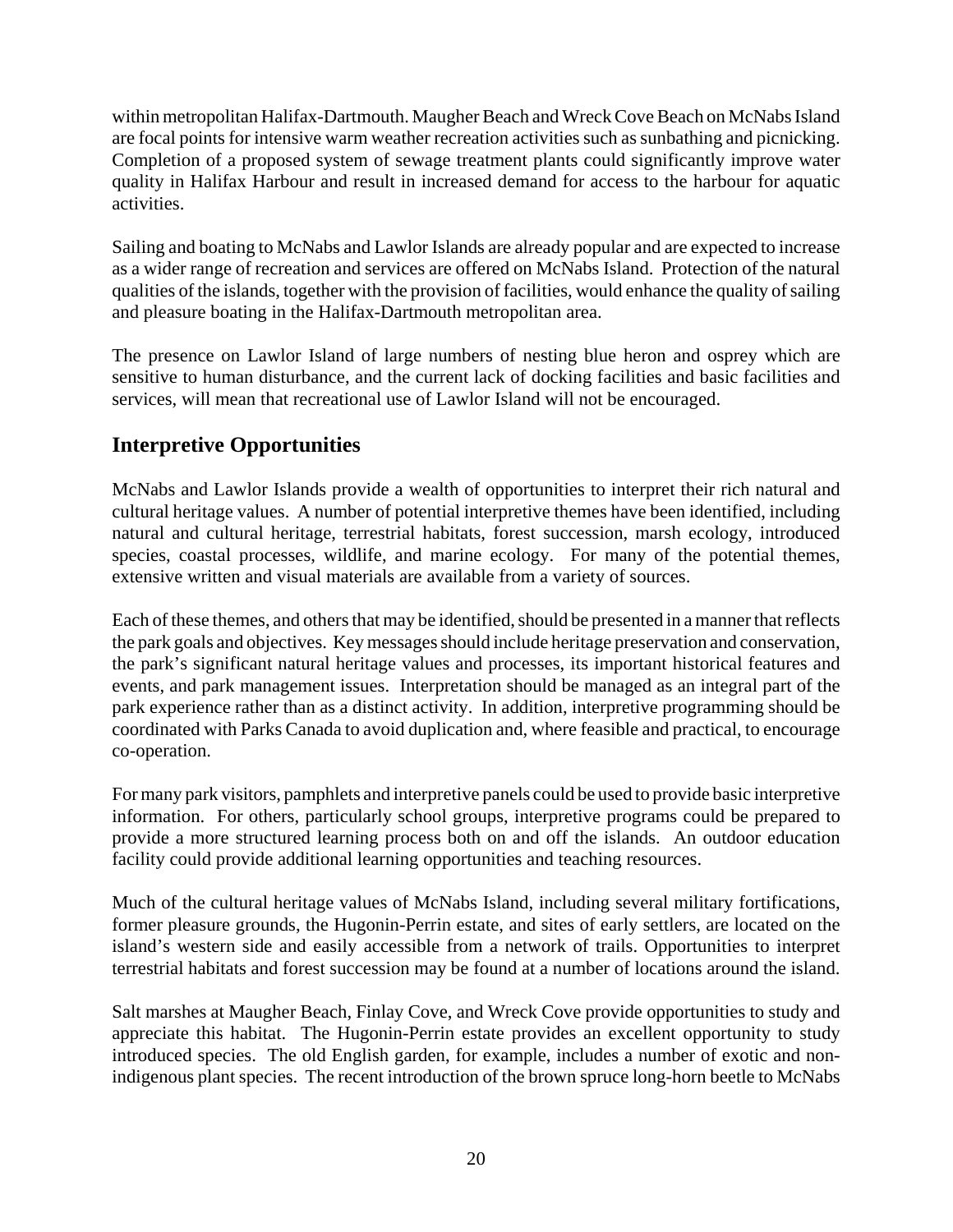within metropolitan Halifax-Dartmouth. Maugher Beach and Wreck Cove Beach on McNabs Island are focal points for intensive warm weather recreation activities such as sunbathing and picnicking. Completion of a proposed system of sewage treatment plants could significantly improve water quality in Halifax Harbour and result in increased demand for access to the harbour for aquatic activities.

Sailing and boating to McNabs and Lawlor Islands are already popular and are expected to increase as a wider range of recreation and services are offered on McNabs Island. Protection of the natural qualities of the islands, together with the provision of facilities, would enhance the quality of sailing and pleasure boating in the Halifax-Dartmouth metropolitan area.

The presence on Lawlor Island of large numbers of nesting blue heron and osprey which are sensitive to human disturbance, and the current lack of docking facilities and basic facilities and services, will mean that recreational use of Lawlor Island will not be encouraged.

## Interpretive Opportunities

McNabs and Lawlor Islands provide a wealth of opportunities to interpret their rich natural and cultural heritage values. A number of potential interpretive themes have been identified, including natural and cultural heritage, terrestrial habitats, forest succession, marsh ecology, introduced species, coastal processes, wildlife, and marine ecology. For many of the potential themes, extensive written and visual materials are available from a variety of sources.

Each of these themes, and others that may be identified, should be presented in a manner that reflects the park goals and objectives. Key messages should include heritage preservation and conservation, the park's significant natural heritage values and processes, its important historical features and events, and park management issues. Interpretation should be managed as an integral part of the park experience rather than as a distinct activity. In addition, interpretive programming should be coordinated with Parks Canada to avoid duplication and, where feasible and practical, to encourage co-operation.

For many park visitors, pamphlets and interpretive panels could be used to provide basic interpretive information. For others, particularly school groups, interpretive programs could be prepared to provide a more structured learning process both on and off the islands. An outdoor education facility could provide additional learning opportunities and teaching resources.

Much of the cultural heritage values of McNabs Island, including several military fortifications, former pleasure grounds, the Hugonin-Perrin estate, and sites of early settlers, are located on the island's western side and easily accessible from a network of trails. Opportunities to interpret terrestrial habitats and forest succession may be found at a number of locations around the island.

Salt marshes at Maugher Beach, Finlay Cove, and Wreck Cove provide opportunities to study and appreciate this habitat. The Hugonin-Perrin estate provides an excellent opportunity to study introduced species. The old English garden, for example, includes a number of exotic and non-indigenous plant species. The recent introduction of the brown spruce long-horn beetle to McNabs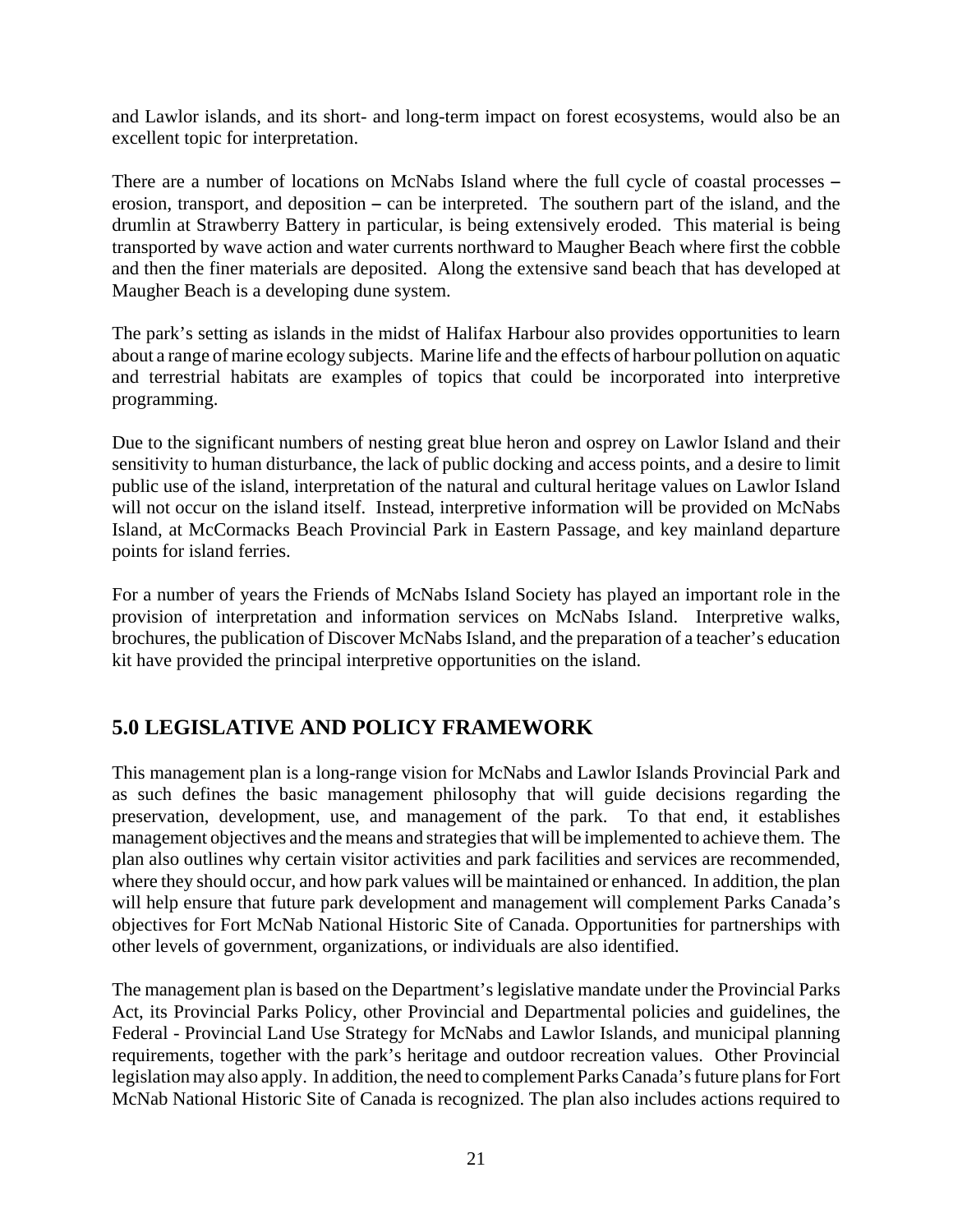and Lawlor islands, and its short- and long-term impact on forest ecosystems, would also be an excellent topic for interpretation.

There are a number of locations on McNabs Island where the full cycle of coastal processes – erosion, transport, and deposition – can be interpreted. The southern part of the island, and the drumlin at Strawberry Battery in particular, is being extensively eroded. This material is being transported by wave action and water currents northward to Maugher Beach where first the cobble and then the finer materials are deposited. Along the extensive sand beach that has developed at Maugher Beach is a developing dune system.

The park's setting as islands in the midst of Halifax Harbour also provides opportunities to learn about a range of marine ecology subjects. Marine life and the effects of harbour pollution on aquatic and terrestrial habitats are examples of topics that could be incorporated into interpretive programming.

Due to the significant numbers of nesting great blue heron and osprey on Lawlor Island and their sensitivity to human disturbance, the lack of public docking and access points, and a desire to limit public use of the island, interpretation of the natural and cultural heritage values on Lawlor Island will not occur on the island itself. Instead, interpretive information will be provided on McNabs Island, at McCormacks Beach Provincial Park in Eastern Passage, and key mainland departure points for island ferries.

For a number of years the Friends of McNabs Island Society has played an important role in the provision of interpretation and information services on McNabs Island. Interpretive walks, brochures, the publication of Discover McNabs Island, and the preparation of a teacher's education kit have provided the principal interpretive opportunities on the island.

## 5.0 LEGISLATIVE AND POLICY FRAMEWORK

This management plan is a long-range vision for McNabs and Lawlor Islands Provincial Park and as such defines the basic management philosophy that will guide decisions regarding the preservation, development, use, and management of the park. To that end, it establishes management objectives and the means and strategies that will be implemented to achieve them. The plan also outlines why certain visitor activities and park facilities and services are recommended, where they should occur, and how park values will be maintained or enhanced. In addition, the plan will help ensure that future park development and management will complement Parks Canada's objectives for Fort McNab National Historic Site of Canada. Opportunities for partnerships with other levels of government, organizations, or individuals are also identified.

The management plan is based on the Department's legislative mandate under the Provincial Parks Act, its Provincial Parks Policy, other Provincial and Departmental policies and guidelines, the Federal - Provincial Land Use Strategy for McNabs and Lawlor Islands, and municipal planning requirements, together with the park's heritage and outdoor recreation values. Other Provincial legislation may also apply. In addition, the need to complement Parks Canada's future plans for Fort McNab National Historic Site of Canada is recognized. The plan also includes actions required to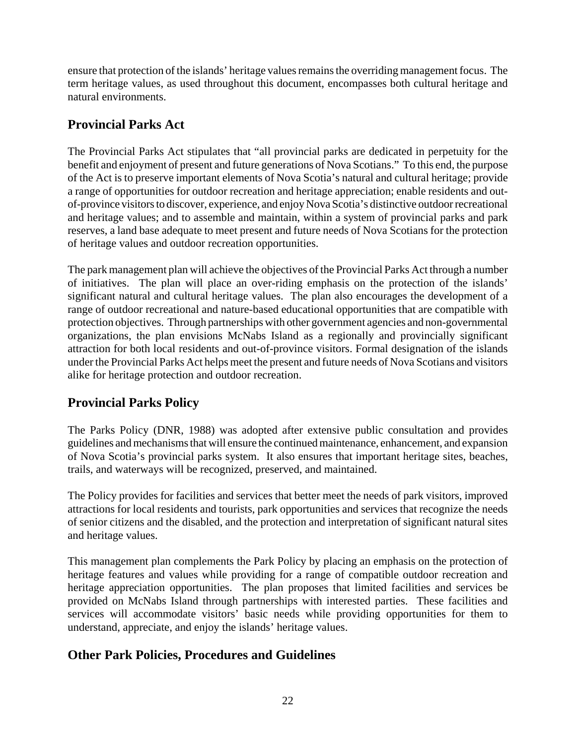ensure that protection of the islands' heritage values remains the overriding management focus. The term heritage values, as used throughout this document, encompasses both cultural heritage and natural environments.

## Provincial Parks Act

The Provincial Parks Act stipulates that "all provincial parks are dedicated in perpetuity for the benefit and enjoyment of present and future generations of Nova Scotians." To this end, the purpose of the Act is to preserve important elements of Nova Scotia's natural and cultural heritage; provide a range of opportunities for outdoor recreation and heritage appreciation; enable residents and out-of-province visitors to discover, experience, and enjoy Nova Scotia's distinctive outdoor recreational and heritage values; and to assemble and maintain, within a system of provincial parks and park reserves, a land base adequate to meet present and future needs of Nova Scotians for the protection of heritage values and outdoor recreation opportunities.

The park management plan will achieve the objectives of the Provincial Parks Act through a number of initiatives. The plan will place an over-riding emphasis on the protection of the islands' significant natural and cultural heritage values. The plan also encourages the development of a range of outdoor recreational and nature-based educational opportunities that are compatible with protection objectives. Through partnerships with other government agencies and non-governmental organizations, the plan envisions McNabs Island as a regionally and provincially significant attraction for both local residents and out-of-province visitors. Formal designation of the islands under the Provincial Parks Act helps meet the present and future needs of Nova Scotians and visitors alike for heritage protection and outdoor recreation.

## Provincial Parks Policy

The Parks Policy (DNR, 1988) was adopted after extensive public consultation and provides guidelines and mechanisms that will ensure the continued maintenance, enhancement, and expansion of Nova Scotia's provincial parks system. It also ensures that important heritage sites, beaches, trails, and waterways will be recognized, preserved, and maintained.

The Policy provides for facilities and services that better meet the needs of park visitors, improved attractions for local residents and tourists, park opportunities and services that recognize the needs of senior citizens and the disabled, and the protection and interpretation of significant natural sites and heritage values.

This management plan complements the Park Policy by placing an emphasis on the protection of heritage features and values while providing for a range of compatible outdoor recreation and heritage appreciation opportunities. The plan proposes that limited facilities and services be provided on McNabs Island through partnerships with interested parties. These facilities and services will accommodate visitors' basic needs while providing opportunities for them to understand, appreciate, and enjoy the islands' heritage values.

## Other Park Policies, Procedures and Guidelines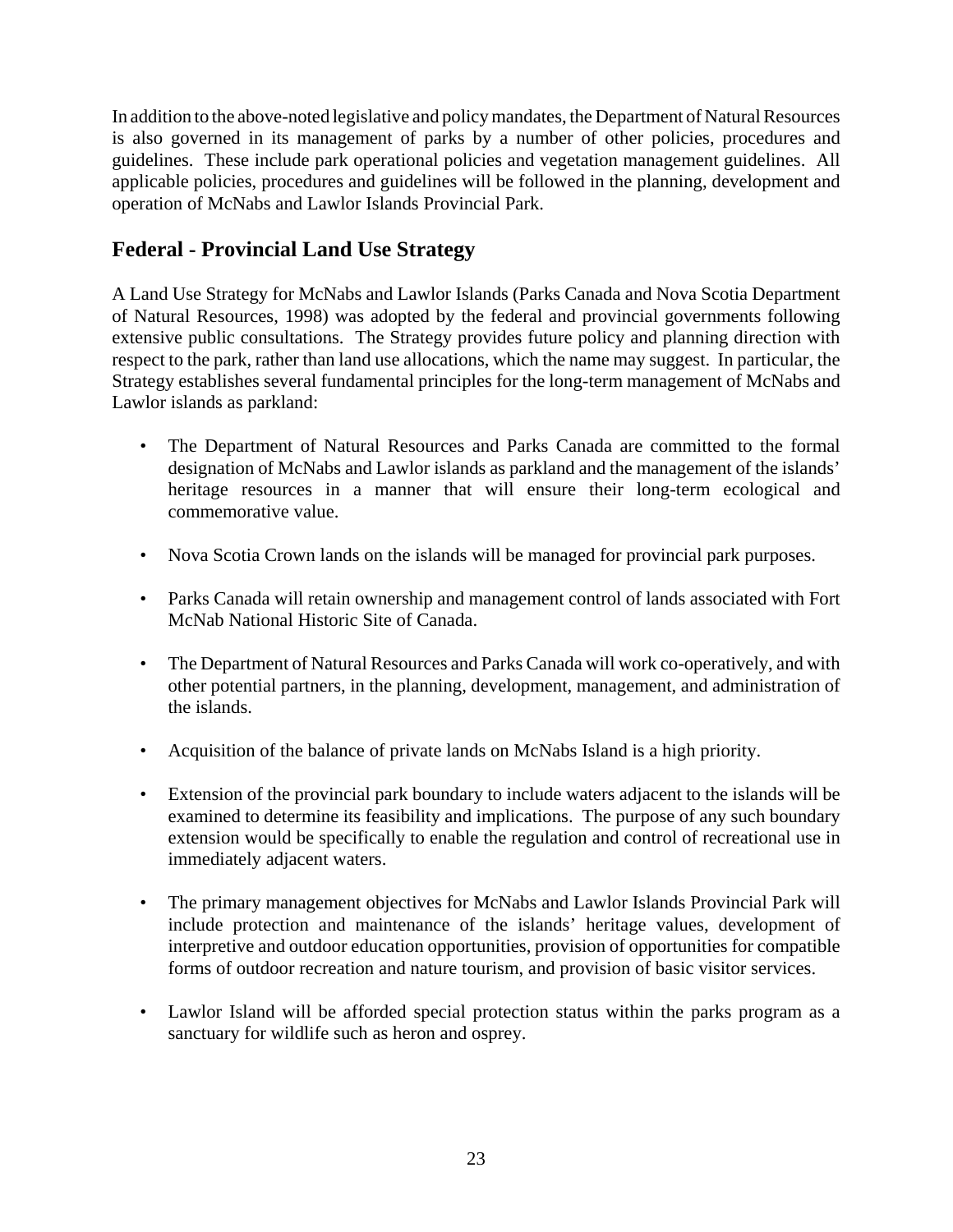In addition to the above-noted legislative and policy mandates, the Department of Natural Resources is also governed in its management of parks by a number of other policies, procedures and guidelines. These include park operational policies and vegetation management guidelines. All applicable policies, procedures and guidelines will be followed in the planning, development and operation of McNabs and Lawlor Islands Provincial Park.

## Federal - Provincial Land Use Strategy

A Land Use Strategy for McNabs and Lawlor Islands (Parks Canada and Nova Scotia Department of Natural Resources, 1998) was adopted by the federal and provincial governments following extensive public consultations. The Strategy provides future policy and planning direction with respect to the park, rather than land use allocations, which the name may suggest. In particular, the Strategy establishes several fundamental principles for the long-term management of McNabs and Lawlor islands as parkland:

- The Department of Natural Resources and Parks Canada are committed to the formal designation of McNabs and Lawlor islands as parkland and the management of the islands' heritage resources in a manner that will ensure their long-term ecological and commemorative value.

- Nova Scotia Crown lands on the islands will be managed for provincial park purposes.

- Parks Canada will retain ownership and management control of lands associated with Fort McNab National Historic Site of Canada.

- The Department of Natural Resources and Parks Canada will work co-operatively, and with other potential partners, in the planning, development, management, and administration of the islands.

- Acquisition of the balance of private lands on McNabs Island is a high priority.

- Extension of the provincial park boundary to include waters adjacent to the islands will be examined to determine its feasibility and implications. The purpose of any such boundary extension would be specifically to enable the regulation and control of recreational use in immediately adjacent waters.

- The primary management objectives for McNabs and Lawlor Islands Provincial Park will include protection and maintenance of the islands' heritage values, development of interpretive and outdoor education opportunities, provision of opportunities for compatible forms of outdoor recreation and nature tourism, and provision of basic visitor services.

- Lawlor Island will be afforded special protection status within the parks program as a sanctuary for wildlife such as heron and osprey.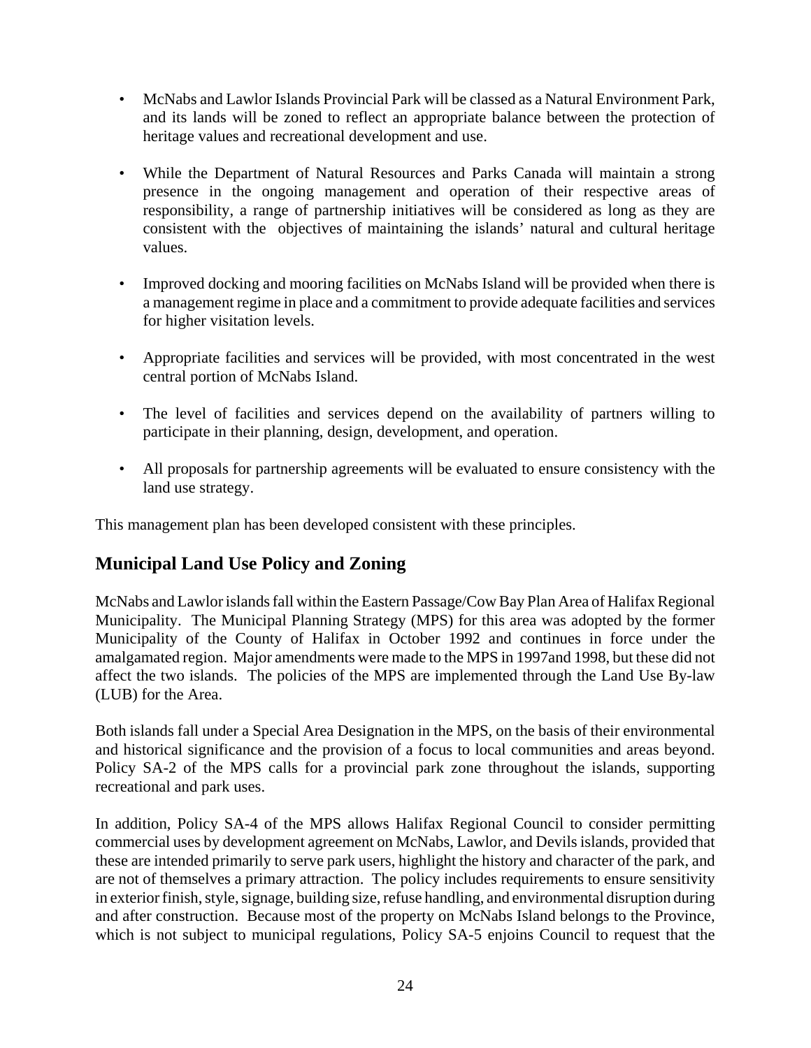- McNabs and Lawlor Islands Provincial Park will be classed as a Natural Environment Park, and its lands will be zoned to reflect an appropriate balance between the protection of heritage values and recreational development and use.

- While the Department of Natural Resources and Parks Canada will maintain a strong presence in the ongoing management and operation of their respective areas of responsibility, a range of partnership initiatives will be considered as long as they are consistent with the objectives of maintaining the islands' natural and cultural heritage values.

- Improved docking and mooring facilities on McNabs Island will be provided when there is a management regime in place and a commitment to provide adequate facilities and services for higher visitation levels.

- Appropriate facilities and services will be provided, with most concentrated in the west central portion of McNabs Island.

- The level of facilities and services depend on the availability of partners willing to participate in their planning, design, development, and operation.

- All proposals for partnership agreements will be evaluated to ensure consistency with the land use strategy.

This management plan has been developed consistent with these principles.

## Municipal Land Use Policy and Zoning

McNabs and Lawlor islands fall within the Eastern Passage/Cow Bay Plan Area of Halifax Regional Municipality. The Municipal Planning Strategy (MPS) for this area was adopted by the former Municipality of the County of Halifax in October 1992 and continues in force under the amalgamated region. Major amendments were made to the MPS in 1997and 1998, but these did not affect the two islands. The policies of the MPS are implemented through the Land Use By-law (LUB) for the Area.

Both islands fall under a Special Area Designation in the MPS, on the basis of their environmental and historical significance and the provision of a focus to local communities and areas beyond. Policy SA-2 of the MPS calls for a provincial park zone throughout the islands, supporting recreational and park uses.

In addition, Policy SA-4 of the MPS allows Halifax Regional Council to consider permitting commercial uses by development agreement on McNabs, Lawlor, and Devils islands, provided that these are intended primarily to serve park users, highlight the history and character of the park, and are not of themselves a primary attraction. The policy includes requirements to ensure sensitivity in exterior finish, style, signage, building size, refuse handling, and environmental disruption during and after construction. Because most of the property on McNabs Island belongs to the Province, which is not subject to municipal regulations, Policy SA-5 enjoins Council to request that the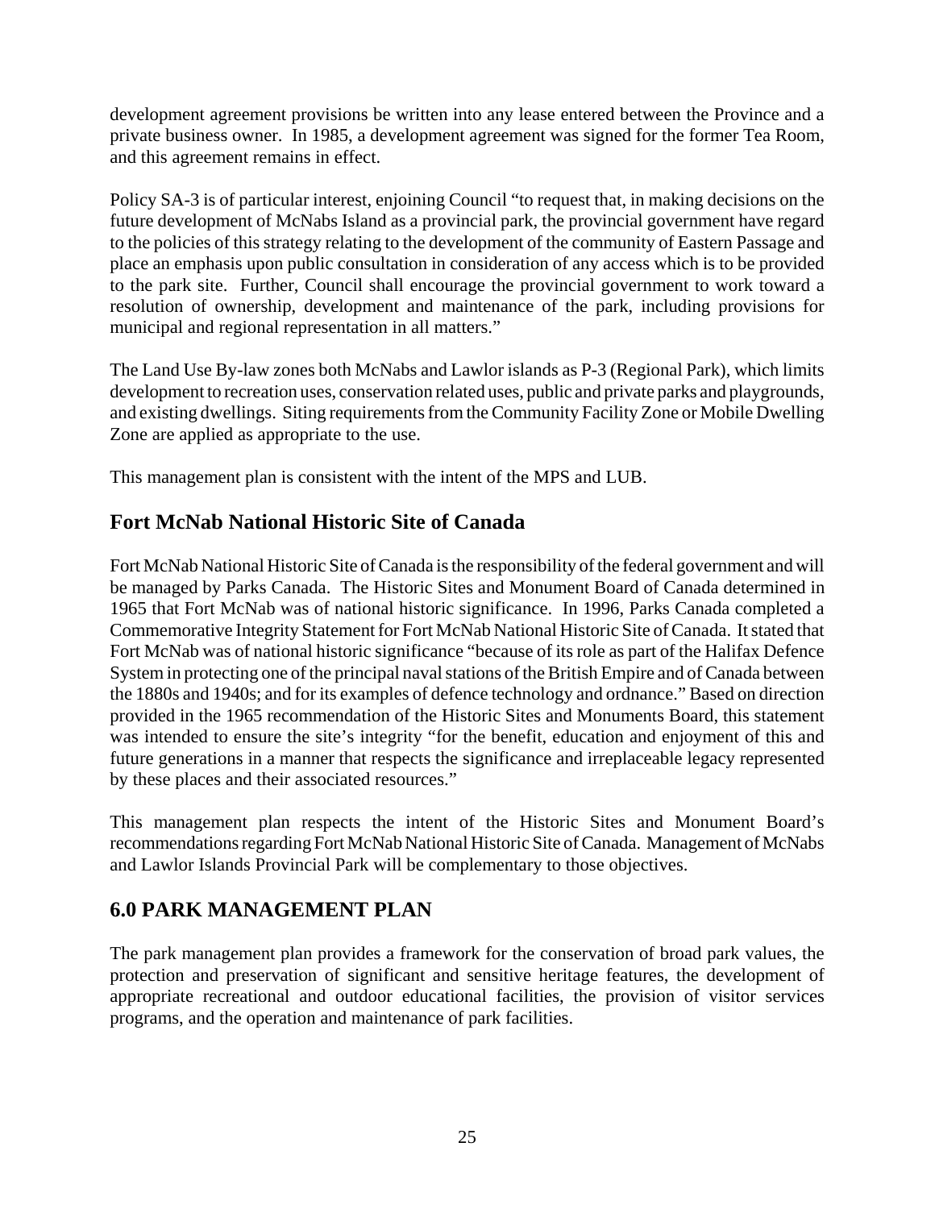development agreement provisions be written into any lease entered between the Province and a private business owner. In 1985, a development agreement was signed for the former Tea Room, and this agreement remains in effect.

Policy SA-3 is of particular interest, enjoining Council "to request that, in making decisions on the future development of McNabs Island as a provincial park, the provincial government have regard to the policies of this strategy relating to the development of the community of Eastern Passage and place an emphasis upon public consultation in consideration of any access which is to be provided to the park site. Further, Council shall encourage the provincial government to work toward a resolution of ownership, development and maintenance of the park, including provisions for municipal and regional representation in all matters."

The Land Use By-law zones both McNabs and Lawlor islands as P-3 (Regional Park), which limits development to recreation uses, conservation related uses, public and private parks and playgrounds, and existing dwellings. Siting requirements from the Community Facility Zone or Mobile Dwelling Zone are applied as appropriate to the use.

This management plan is consistent with the intent of the MPS and LUB.

## Fort McNab National Historic Site of Canada

Fort McNab National Historic Site of Canada is the responsibility of the federal government and will be managed by Parks Canada. The Historic Sites and Monument Board of Canada determined in 1965 that Fort McNab was of national historic significance. In 1996, Parks Canada completed a Commemorative Integrity Statement for Fort McNab National Historic Site of Canada. It stated that Fort McNab was of national historic significance "because of its role as part of the Halifax Defence System in protecting one of the principal naval stations of the British Empire and of Canada between the 1880s and 1940s; and for its examples of defence technology and ordnance." Based on direction provided in the 1965 recommendation of the Historic Sites and Monuments Board, this statement was intended to ensure the site's integrity "for the benefit, education and enjoyment of this and future generations in a manner that respects the significance and irreplaceable legacy represented by these places and their associated resources."

This management plan respects the intent of the Historic Sites and Monument Board's recommendations regarding Fort McNab National Historic Site of Canada. Management of McNabs and Lawlor Islands Provincial Park will be complementary to those objectives.

# 6.0 PARK MANAGEMENT PLAN

The park management plan provides a framework for the conservation of broad park values, the protection and preservation of significant and sensitive heritage features, the development of appropriate recreational and outdoor educational facilities, the provision of visitor services programs, and the operation and maintenance of park facilities.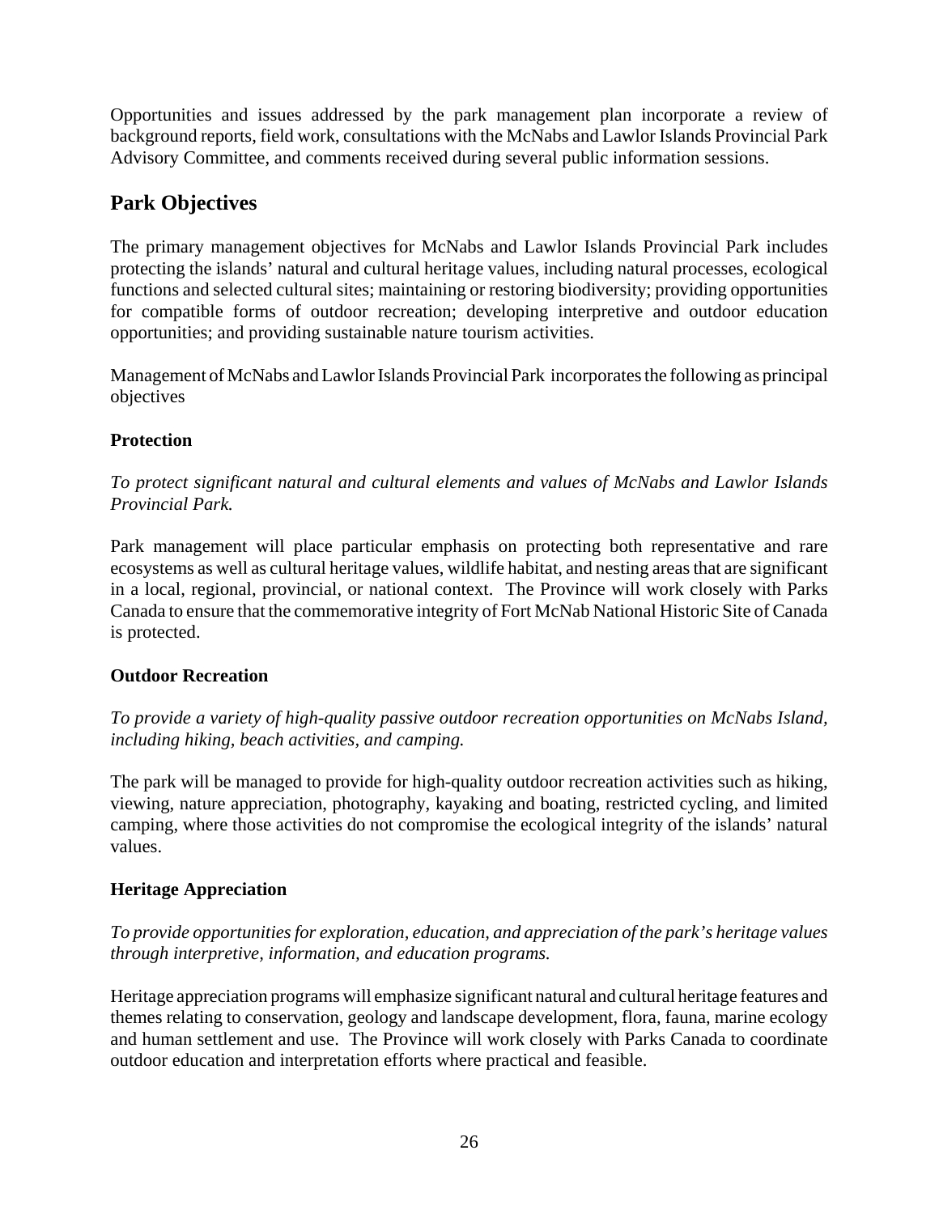Opportunities and issues addressed by the park management plan incorporate a review of background reports, field work, consultations with the McNabs and Lawlor Islands Provincial Park Advisory Committee, and comments received during several public information sessions.

## Park Objectives

The primary management objectives for McNabs and Lawlor Islands Provincial Park includes protecting the islands' natural and cultural heritage values, including natural processes, ecological functions and selected cultural sites; maintaining or restoring biodiversity; providing opportunities for compatible forms of outdoor recreation; developing interpretive and outdoor education opportunities; and providing sustainable nature tourism activities.

Management of McNabs and Lawlor Islands Provincial Park incorporates the following as principal objectives

### Protection

*To protect significant natural and cultural elements and values of McNabs and Lawlor Islands Provincial Park.*

Park management will place particular emphasis on protecting both representative and rare ecosystems as well as cultural heritage values, wildlife habitat, and nesting areas that are significant in a local, regional, provincial, or national context. The Province will work closely with Parks Canada to ensure that the commemorative integrity of Fort McNab National Historic Site of Canada is protected.

### Outdoor Recreation

*To provide a variety of high-quality passive outdoor recreation opportunities on McNabs Island, including hiking, beach activities, and camping.*

The park will be managed to provide for high-quality outdoor recreation activities such as hiking, viewing, nature appreciation, photography, kayaking and boating, restricted cycling, and limited camping, where those activities do not compromise the ecological integrity of the islands' natural values.

### Heritage Appreciation

*To provide opportunities for exploration, education, and appreciation of the park's heritage values through interpretive, information, and education programs.*

Heritage appreciation programs will emphasize significant natural and cultural heritage features and themes relating to conservation, geology and landscape development, flora, fauna, marine ecology and human settlement and use. The Province will work closely with Parks Canada to coordinate outdoor education and interpretation efforts where practical and feasible.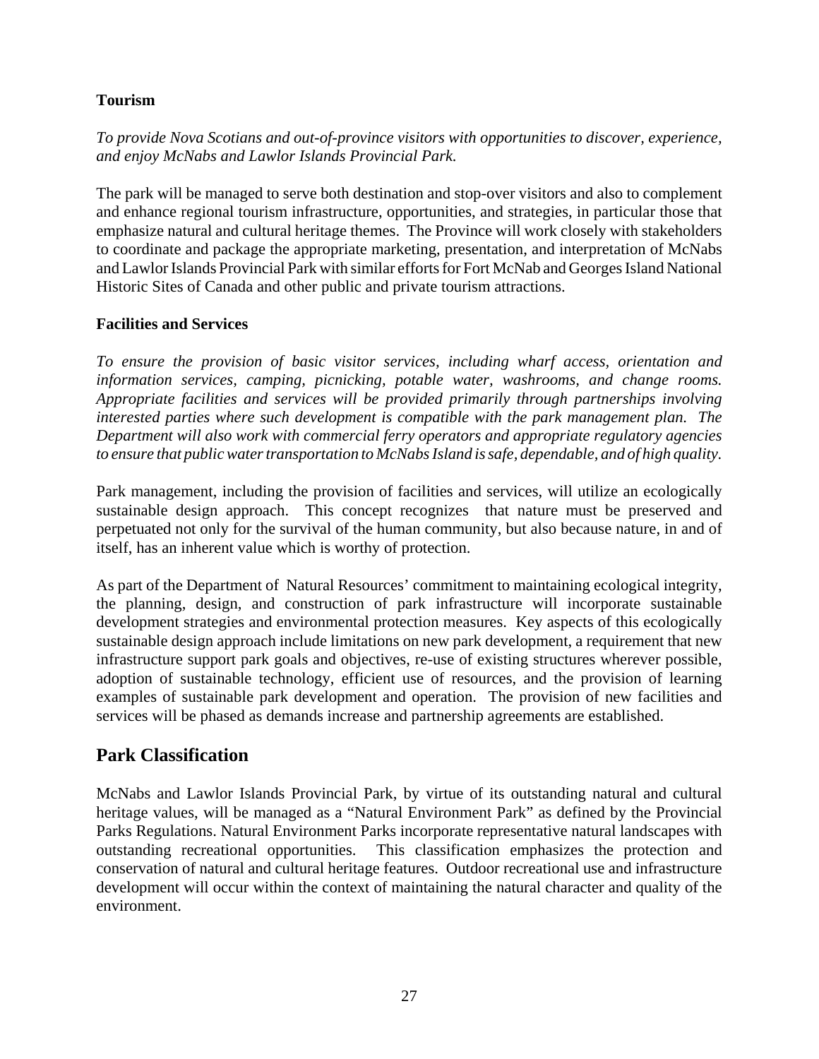### Tourism

*To provide Nova Scotians and out-of-province visitors with opportunities to discover, experience, and enjoy McNabs and Lawlor Islands Provincial Park.*

The park will be managed to serve both destination and stop-over visitors and also to complement and enhance regional tourism infrastructure, opportunities, and strategies, in particular those that emphasize natural and cultural heritage themes. The Province will work closely with stakeholders to coordinate and package the appropriate marketing, presentation, and interpretation of McNabs and Lawlor Islands Provincial Park with similar efforts for Fort McNab and Georges Island National Historic Sites of Canada and other public and private tourism attractions.

### Facilities and Services

*To ensure the provision of basic visitor services, including wharf access, orientation and information services, camping, picnicking, potable water, washrooms, and change rooms. Appropriate facilities and services will be provided primarily through partnerships involving interested parties where such development is compatible with the park management plan. The Department will also work with commercial ferry operators and appropriate regulatory agencies to ensure that public water transportation to McNabs Island is safe, dependable, and of high quality.*

Park management, including the provision of facilities and services, will utilize an ecologically sustainable design approach. This concept recognizes that nature must be preserved and perpetuated not only for the survival of the human community, but also because nature, in and of itself, has an inherent value which is worthy of protection.

As part of the Department of Natural Resources' commitment to maintaining ecological integrity, the planning, design, and construction of park infrastructure will incorporate sustainable development strategies and environmental protection measures. Key aspects of this ecologically sustainable design approach include limitations on new park development, a requirement that new infrastructure support park goals and objectives, re-use of existing structures wherever possible, adoption of sustainable technology, efficient use of resources, and the provision of learning examples of sustainable park development and operation. The provision of new facilities and services will be phased as demands increase and partnership agreements are established.

## Park Classification

McNabs and Lawlor Islands Provincial Park, by virtue of its outstanding natural and cultural heritage values, will be managed as a "Natural Environment Park" as defined by the Provincial Parks Regulations. Natural Environment Parks incorporate representative natural landscapes with outstanding recreational opportunities. This classification emphasizes the protection and conservation of natural and cultural heritage features. Outdoor recreational use and infrastructure development will occur within the context of maintaining the natural character and quality of the environment.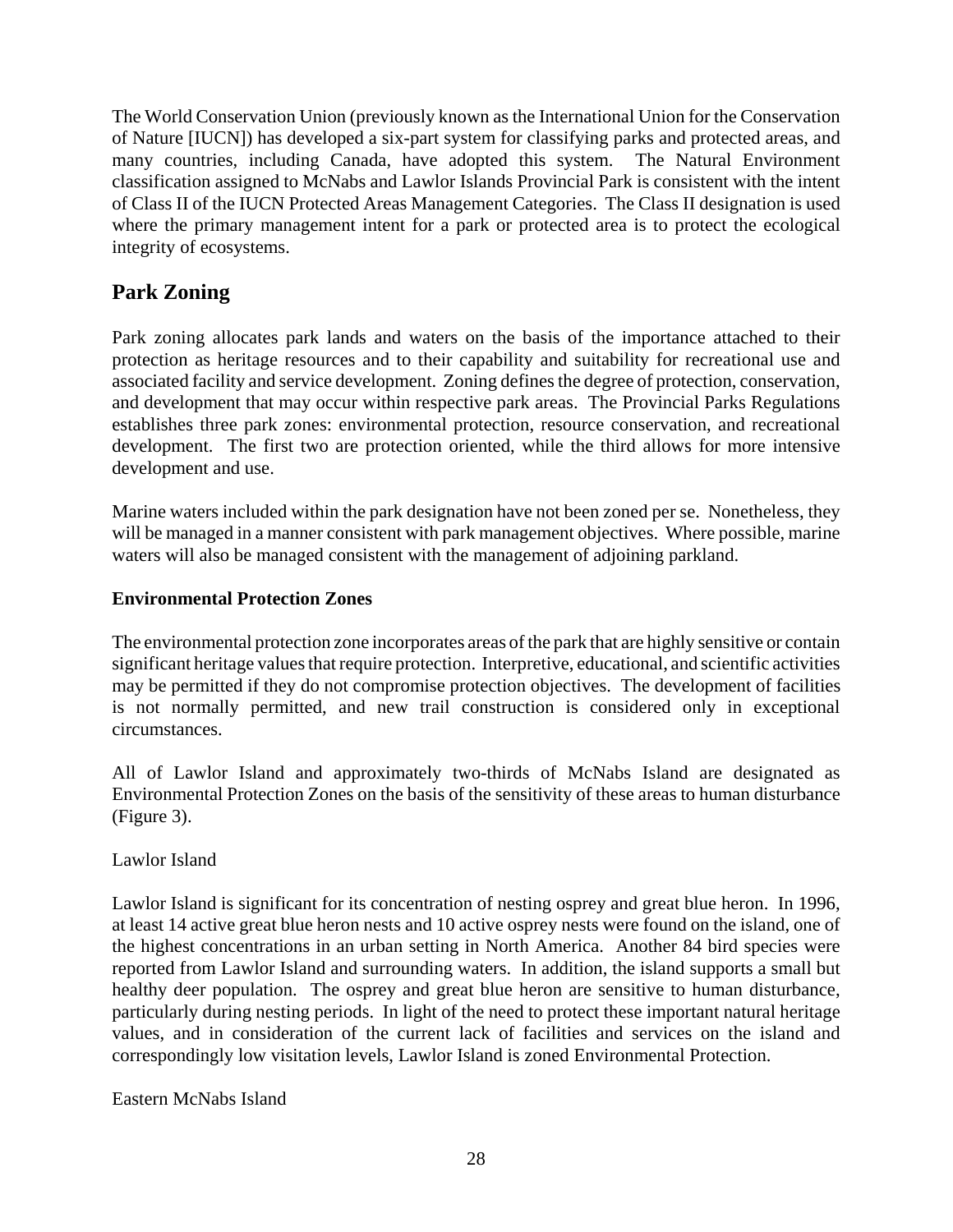The World Conservation Union (previously known as the International Union for the Conservation of Nature [IUCN]) has developed a six-part system for classifying parks and protected areas, and many countries, including Canada, have adopted this system. The Natural Environment classification assigned to McNabs and Lawlor Islands Provincial Park is consistent with the intent of Class II of the IUCN Protected Areas Management Categories. The Class II designation is used where the primary management intent for a park or protected area is to protect the ecological integrity of ecosystems.

## Park Zoning

Park zoning allocates park lands and waters on the basis of the importance attached to their protection as heritage resources and to their capability and suitability for recreational use and associated facility and service development. Zoning defines the degree of protection, conservation, and development that may occur within respective park areas. The Provincial Parks Regulations establishes three park zones: environmental protection, resource conservation, and recreational development. The first two are protection oriented, while the third allows for more intensive development and use.

Marine waters included within the park designation have not been zoned per se. Nonetheless, they will be managed in a manner consistent with park management objectives. Where possible, marine waters will also be managed consistent with the management of adjoining parkland.

### Environmental Protection Zones

The environmental protection zone incorporates areas of the park that are highly sensitive or contain significant heritage values that require protection. Interpretive, educational, and scientific activities may be permitted if they do not compromise protection objectives. The development of facilities is not normally permitted, and new trail construction is considered only in exceptional circumstances.

All of Lawlor Island and approximately two-thirds of McNabs Island are designated as Environmental Protection Zones on the basis of the sensitivity of these areas to human disturbance (Figure 3).

Lawlor Island

Lawlor Island is significant for its concentration of nesting osprey and great blue heron. In 1996, at least 14 active great blue heron nests and 10 active osprey nests were found on the island, one of the highest concentrations in an urban setting in North America. Another 84 bird species were reported from Lawlor Island and surrounding waters. In addition, the island supports a small but healthy deer population. The osprey and great blue heron are sensitive to human disturbance, particularly during nesting periods. In light of the need to protect these important natural heritage values, and in consideration of the current lack of facilities and services on the island and correspondingly low visitation levels, Lawlor Island is zoned Environmental Protection.

Eastern McNabs Island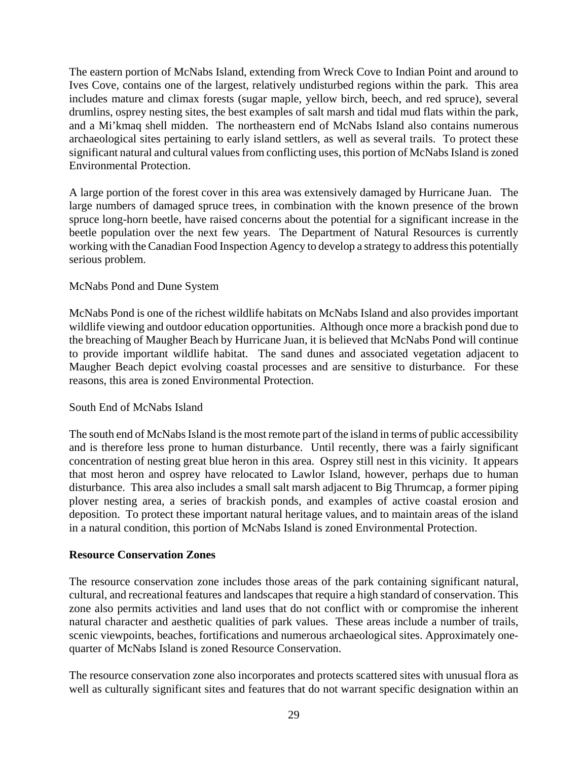The eastern portion of McNabs Island, extending from Wreck Cove to Indian Point and around to Ives Cove, contains one of the largest, relatively undisturbed regions within the park. This area includes mature and climax forests (sugar maple, yellow birch, beech, and red spruce), several drumlins, osprey nesting sites, the best examples of salt marsh and tidal mud flats within the park, and a Mi'kmaq shell midden. The northeastern end of McNabs Island also contains numerous archaeological sites pertaining to early island settlers, as well as several trails. To protect these significant natural and cultural values from conflicting uses, this portion of McNabs Island is zoned Environmental Protection.

A large portion of the forest cover in this area was extensively damaged by Hurricane Juan. The large numbers of damaged spruce trees, in combination with the known presence of the brown spruce long-horn beetle, have raised concerns about the potential for a significant increase in the beetle population over the next few years. The Department of Natural Resources is currently working with the Canadian Food Inspection Agency to develop a strategy to address this potentially serious problem.

McNabs Pond and Dune System

McNabs Pond is one of the richest wildlife habitats on McNabs Island and also provides important wildlife viewing and outdoor education opportunities. Although once more a brackish pond due to the breaching of Maugher Beach by Hurricane Juan, it is believed that McNabs Pond will continue to provide important wildlife habitat. The sand dunes and associated vegetation adjacent to Maugher Beach depict evolving coastal processes and are sensitive to disturbance. For these reasons, this area is zoned Environmental Protection.

South End of McNabs Island

The south end of McNabs Island is the most remote part of the island in terms of public accessibility and is therefore less prone to human disturbance. Until recently, there was a fairly significant concentration of nesting great blue heron in this area. Osprey still nest in this vicinity. It appears that most heron and osprey have relocated to Lawlor Island, however, perhaps due to human disturbance. This area also includes a small salt marsh adjacent to Big Thrumcap, a former piping plover nesting area, a series of brackish ponds, and examples of active coastal erosion and deposition. To protect these important natural heritage values, and to maintain areas of the island in a natural condition, this portion of McNabs Island is zoned Environmental Protection.

**Resource Conservation Zones**

The resource conservation zone includes those areas of the park containing significant natural, cultural, and recreational features and landscapes that require a high standard of conservation. This zone also permits activities and land uses that do not conflict with or compromise the inherent natural character and aesthetic qualities of park values. These areas include a number of trails, scenic viewpoints, beaches, fortifications and numerous archaeological sites. Approximately one-quarter of McNabs Island is zoned Resource Conservation.

The resource conservation zone also incorporates and protects scattered sites with unusual flora as well as culturally significant sites and features that do not warrant specific designation within an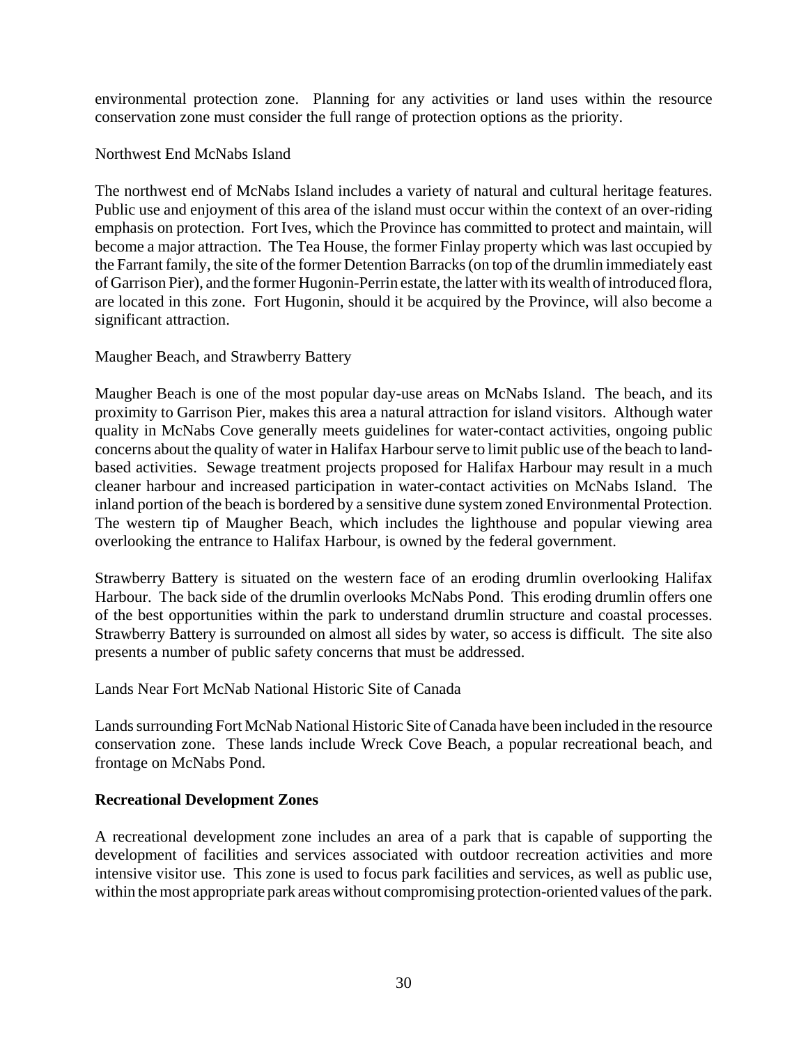environmental protection zone. Planning for any activities or land uses within the resource conservation zone must consider the full range of protection options as the priority.

Northwest End McNabs Island

The northwest end of McNabs Island includes a variety of natural and cultural heritage features. Public use and enjoyment of this area of the island must occur within the context of an over-riding emphasis on protection. Fort Ives, which the Province has committed to protect and maintain, will become a major attraction. The Tea House, the former Finlay property which was last occupied by the Farrant family, the site of the former Detention Barracks (on top of the drumlin immediately east of Garrison Pier), and the former Hugonin-Perrin estate, the latter with its wealth of introduced flora, are located in this zone. Fort Hugonin, should it be acquired by the Province, will also become a significant attraction.

Maugher Beach, and Strawberry Battery

Maugher Beach is one of the most popular day-use areas on McNabs Island. The beach, and its proximity to Garrison Pier, makes this area a natural attraction for island visitors. Although water quality in McNabs Cove generally meets guidelines for water-contact activities, ongoing public concerns about the quality of water in Halifax Harbour serve to limit public use of the beach to land-based activities. Sewage treatment projects proposed for Halifax Harbour may result in a much cleaner harbour and increased participation in water-contact activities on McNabs Island. The inland portion of the beach is bordered by a sensitive dune system zoned Environmental Protection. The western tip of Maugher Beach, which includes the lighthouse and popular viewing area overlooking the entrance to Halifax Harbour, is owned by the federal government.

Strawberry Battery is situated on the western face of an eroding drumlin overlooking Halifax Harbour. The back side of the drumlin overlooks McNabs Pond. This eroding drumlin offers one of the best opportunities within the park to understand drumlin structure and coastal processes. Strawberry Battery is surrounded on almost all sides by water, so access is difficult. The site also presents a number of public safety concerns that must be addressed.

Lands Near Fort McNab National Historic Site of Canada

Lands surrounding Fort McNab National Historic Site of Canada have been included in the resource conservation zone. These lands include Wreck Cove Beach, a popular recreational beach, and frontage on McNabs Pond.

**Recreational Development Zones**

A recreational development zone includes an area of a park that is capable of supporting the development of facilities and services associated with outdoor recreation activities and more intensive visitor use. This zone is used to focus park facilities and services, as well as public use, within the most appropriate park areas without compromising protection-oriented values of the park.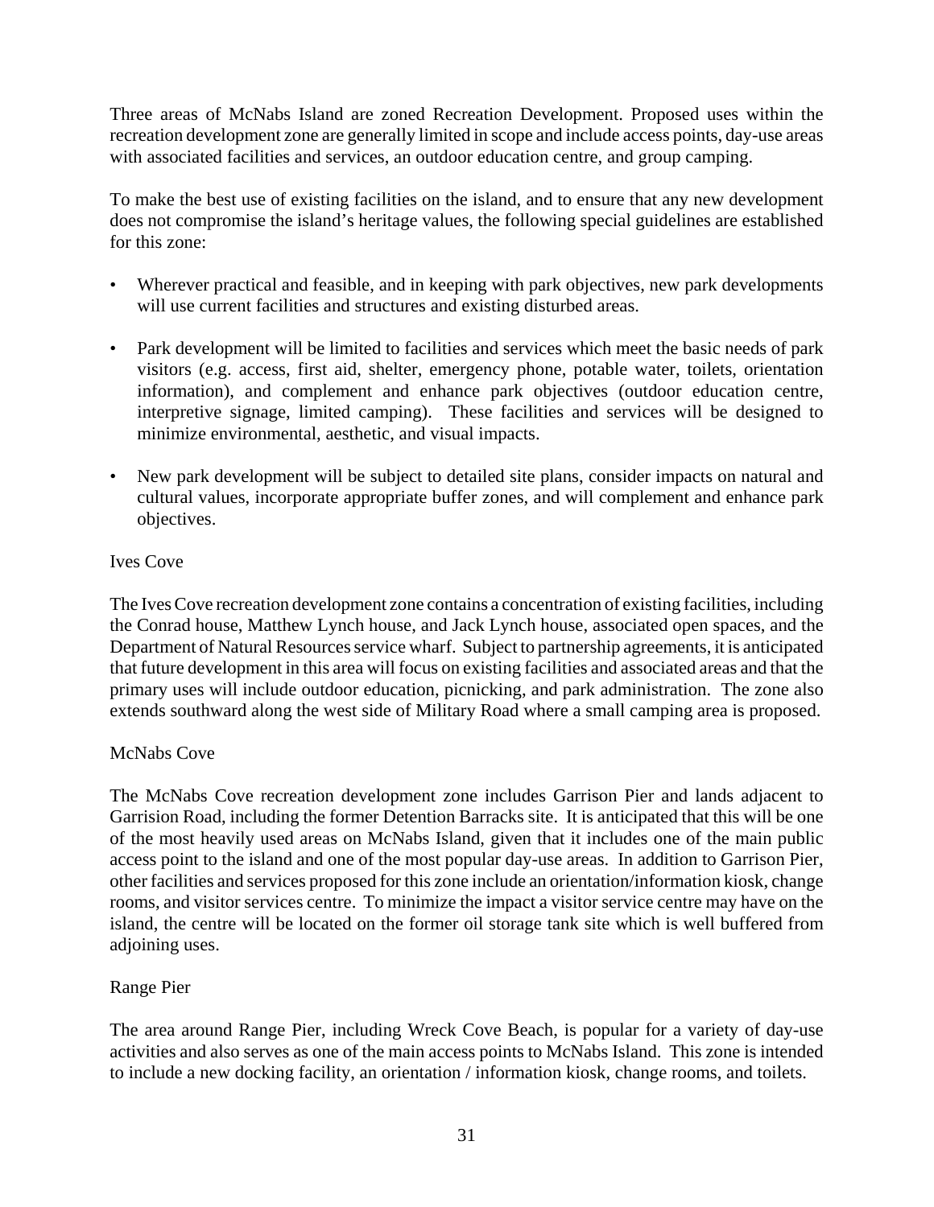Three areas of McNabs Island are zoned Recreation Development. Proposed uses within the recreation development zone are generally limited in scope and include access points, day-use areas with associated facilities and services, an outdoor education centre, and group camping.

To make the best use of existing facilities on the island, and to ensure that any new development does not compromise the island's heritage values, the following special guidelines are established for this zone:

- Wherever practical and feasible, and in keeping with park objectives, new park developments will use current facilities and structures and existing disturbed areas.

- Park development will be limited to facilities and services which meet the basic needs of park visitors (e.g. access, first aid, shelter, emergency phone, potable water, toilets, orientation information), and complement and enhance park objectives (outdoor education centre, interpretive signage, limited camping). These facilities and services will be designed to minimize environmental, aesthetic, and visual impacts.

- New park development will be subject to detailed site plans, consider impacts on natural and cultural values, incorporate appropriate buffer zones, and will complement and enhance park objectives.

Ives Cove

The Ives Cove recreation development zone contains a concentration of existing facilities, including the Conrad house, Matthew Lynch house, and Jack Lynch house, associated open spaces, and the Department of Natural Resources service wharf. Subject to partnership agreements, it is anticipated that future development in this area will focus on existing facilities and associated areas and that the primary uses will include outdoor education, picnicking, and park administration. The zone also extends southward along the west side of Military Road where a small camping area is proposed.

McNabs Cove

The McNabs Cove recreation development zone includes Garrison Pier and lands adjacent to Garrision Road, including the former Detention Barracks site. It is anticipated that this will be one of the most heavily used areas on McNabs Island, given that it includes one of the main public access point to the island and one of the most popular day-use areas. In addition to Garrison Pier, other facilities and services proposed for this zone include an orientation/information kiosk, change rooms, and visitor services centre. To minimize the impact a visitor service centre may have on the island, the centre will be located on the former oil storage tank site which is well buffered from adjoining uses.

Range Pier

The area around Range Pier, including Wreck Cove Beach, is popular for a variety of day-use activities and also serves as one of the main access points to McNabs Island. This zone is intended to include a new docking facility, an orientation / information kiosk, change rooms, and toilets.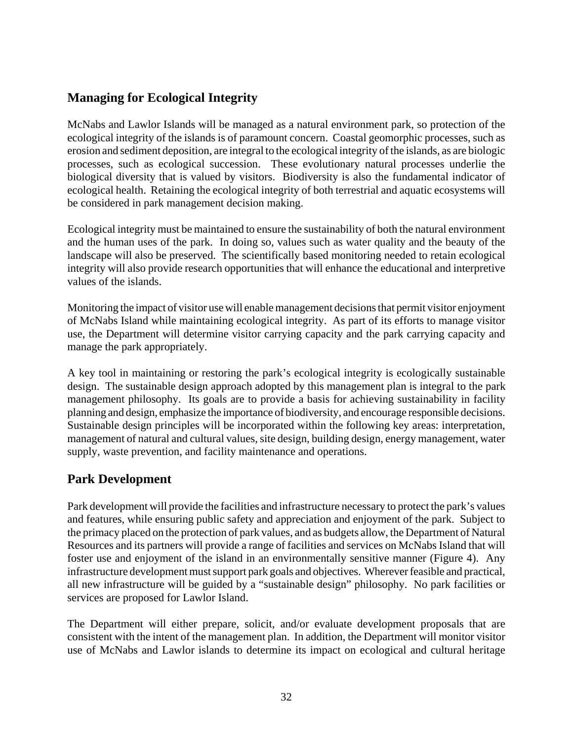## Managing for Ecological Integrity

McNabs and Lawlor Islands will be managed as a natural environment park, so protection of the ecological integrity of the islands is of paramount concern. Coastal geomorphic processes, such as erosion and sediment deposition, are integral to the ecological integrity of the islands, as are biologic processes, such as ecological succession. These evolutionary natural processes underlie the biological diversity that is valued by visitors. Biodiversity is also the fundamental indicator of ecological health. Retaining the ecological integrity of both terrestrial and aquatic ecosystems will be considered in park management decision making.

Ecological integrity must be maintained to ensure the sustainability of both the natural environment and the human uses of the park. In doing so, values such as water quality and the beauty of the landscape will also be preserved. The scientifically based monitoring needed to retain ecological integrity will also provide research opportunities that will enhance the educational and interpretive values of the islands.

Monitoring the impact of visitor use will enable management decisions that permit visitor enjoyment of McNabs Island while maintaining ecological integrity. As part of its efforts to manage visitor use, the Department will determine visitor carrying capacity and the park carrying capacity and manage the park appropriately.

A key tool in maintaining or restoring the park's ecological integrity is ecologically sustainable design. The sustainable design approach adopted by this management plan is integral to the park management philosophy. Its goals are to provide a basis for achieving sustainability in facility planning and design, emphasize the importance of biodiversity, and encourage responsible decisions. Sustainable design principles will be incorporated within the following key areas: interpretation, management of natural and cultural values, site design, building design, energy management, water supply, waste prevention, and facility maintenance and operations.

## Park Development

Park development will provide the facilities and infrastructure necessary to protect the park's values and features, while ensuring public safety and appreciation and enjoyment of the park. Subject to the primacy placed on the protection of park values, and as budgets allow, the Department of Natural Resources and its partners will provide a range of facilities and services on McNabs Island that will foster use and enjoyment of the island in an environmentally sensitive manner (Figure 4). Any infrastructure development must support park goals and objectives. Wherever feasible and practical, all new infrastructure will be guided by a "sustainable design" philosophy. No park facilities or services are proposed for Lawlor Island.

The Department will either prepare, solicit, and/or evaluate development proposals that are consistent with the intent of the management plan. In addition, the Department will monitor visitor use of McNabs and Lawlor islands to determine its impact on ecological and cultural heritage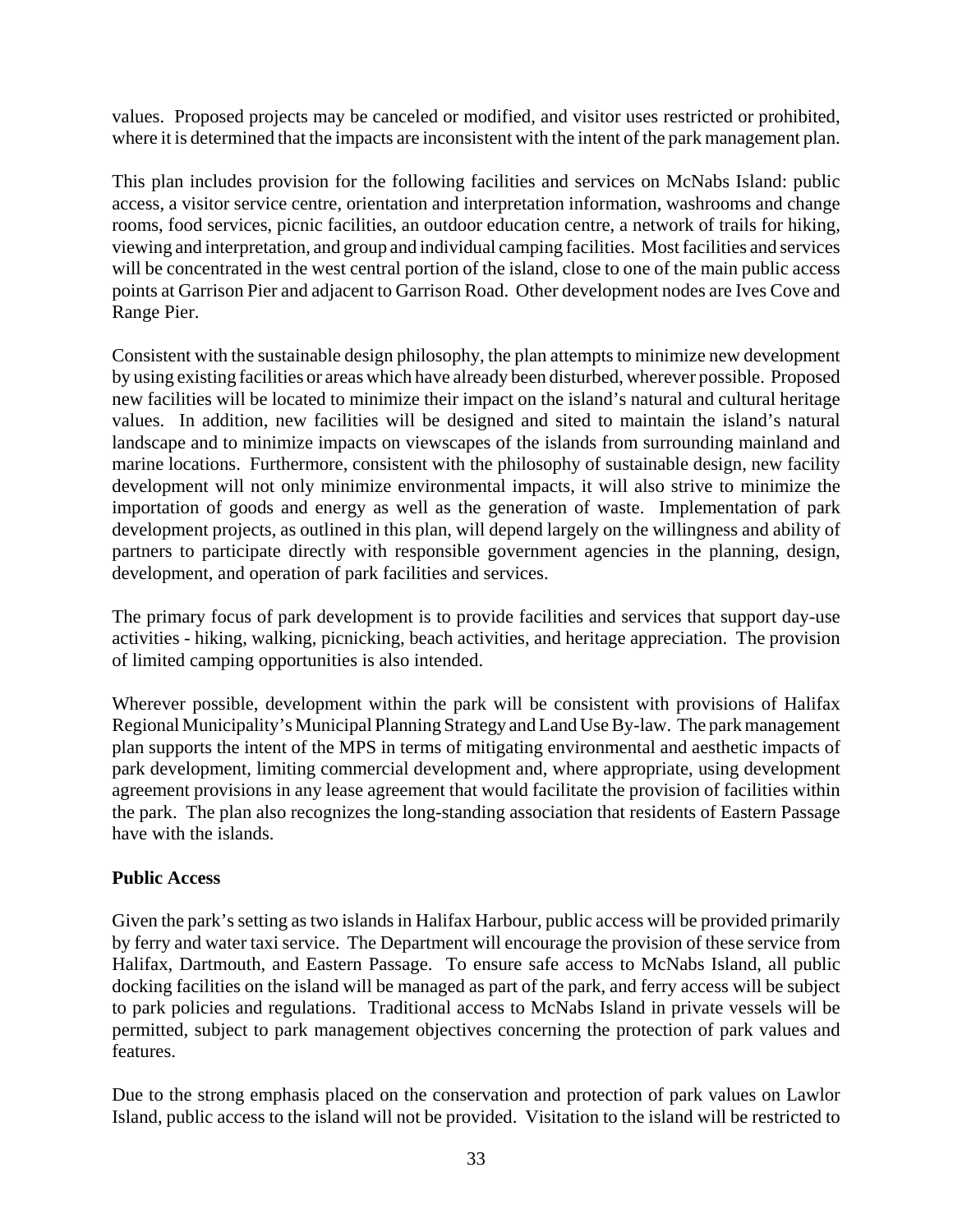values. Proposed projects may be canceled or modified, and visitor uses restricted or prohibited, where it is determined that the impacts are inconsistent with the intent of the park management plan.

This plan includes provision for the following facilities and services on McNabs Island: public access, a visitor service centre, orientation and interpretation information, washrooms and change rooms, food services, picnic facilities, an outdoor education centre, a network of trails for hiking, viewing and interpretation, and group and individual camping facilities. Most facilities and services will be concentrated in the west central portion of the island, close to one of the main public access points at Garrison Pier and adjacent to Garrison Road. Other development nodes are Ives Cove and Range Pier.

Consistent with the sustainable design philosophy, the plan attempts to minimize new development by using existing facilities or areas which have already been disturbed, wherever possible. Proposed new facilities will be located to minimize their impact on the island's natural and cultural heritage values. In addition, new facilities will be designed and sited to maintain the island's natural landscape and to minimize impacts on viewscapes of the islands from surrounding mainland and marine locations. Furthermore, consistent with the philosophy of sustainable design, new facility development will not only minimize environmental impacts, it will also strive to minimize the importation of goods and energy as well as the generation of waste. Implementation of park development projects, as outlined in this plan, will depend largely on the willingness and ability of partners to participate directly with responsible government agencies in the planning, design, development, and operation of park facilities and services.

The primary focus of park development is to provide facilities and services that support day-use activities - hiking, walking, picnicking, beach activities, and heritage appreciation. The provision of limited camping opportunities is also intended.

Wherever possible, development within the park will be consistent with provisions of Halifax Regional Municipality's Municipal Planning Strategy and Land Use By-law. The park management plan supports the intent of the MPS in terms of mitigating environmental and aesthetic impacts of park development, limiting commercial development and, where appropriate, using development agreement provisions in any lease agreement that would facilitate the provision of facilities within the park. The plan also recognizes the long-standing association that residents of Eastern Passage have with the islands.

**Public Access**

Given the park's setting as two islands in Halifax Harbour, public access will be provided primarily by ferry and water taxi service. The Department will encourage the provision of these service from Halifax, Dartmouth, and Eastern Passage. To ensure safe access to McNabs Island, all public docking facilities on the island will be managed as part of the park, and ferry access will be subject to park policies and regulations. Traditional access to McNabs Island in private vessels will be permitted, subject to park management objectives concerning the protection of park values and features.

Due to the strong emphasis placed on the conservation and protection of park values on Lawlor Island, public access to the island will not be provided. Visitation to the island will be restricted to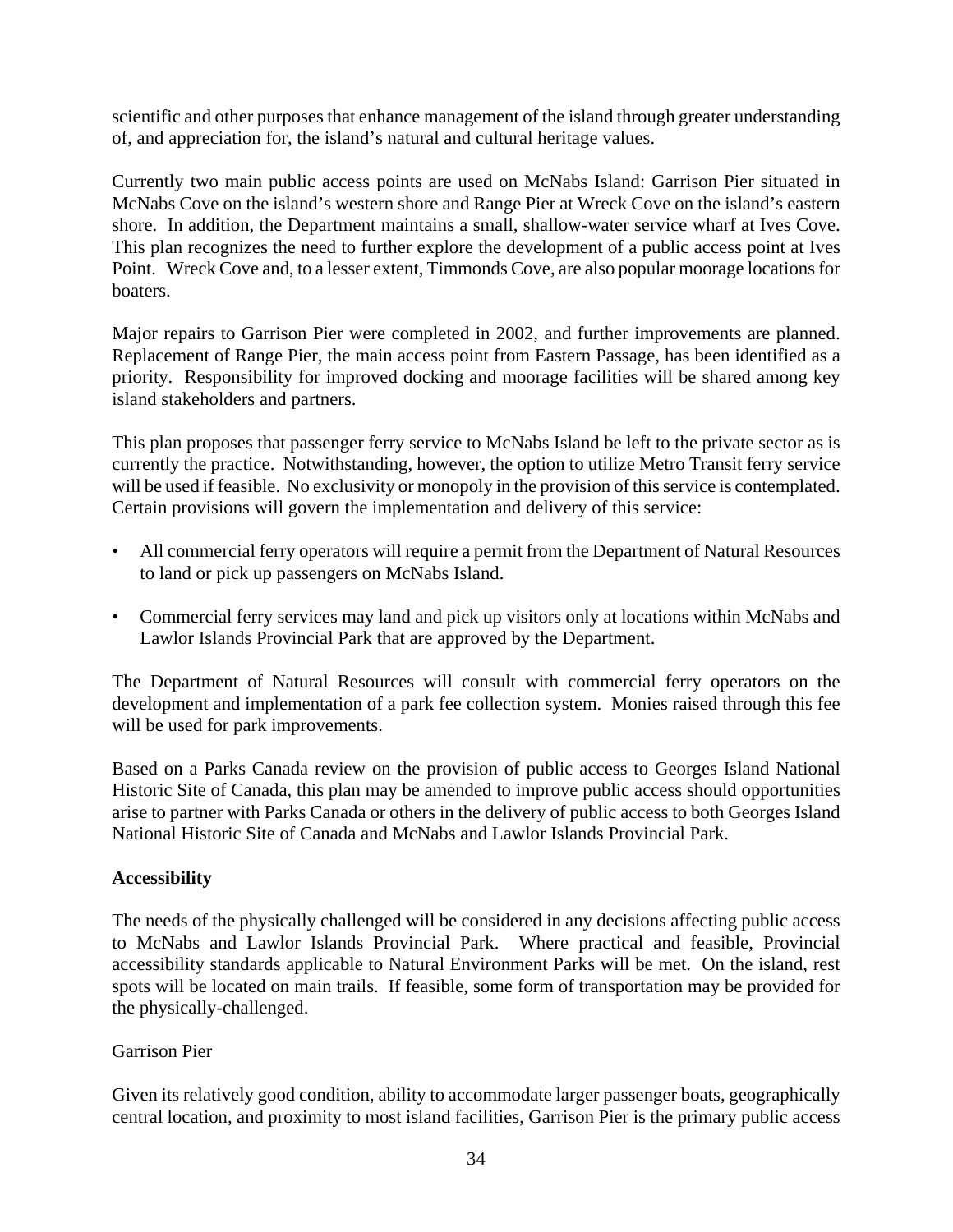scientific and other purposes that enhance management of the island through greater understanding of, and appreciation for, the island's natural and cultural heritage values.

Currently two main public access points are used on McNabs Island: Garrison Pier situated in McNabs Cove on the island's western shore and Range Pier at Wreck Cove on the island's eastern shore. In addition, the Department maintains a small, shallow-water service wharf at Ives Cove. This plan recognizes the need to further explore the development of a public access point at Ives Point. Wreck Cove and, to a lesser extent, Timmonds Cove, are also popular moorage locations for boaters.

Major repairs to Garrison Pier were completed in 2002, and further improvements are planned. Replacement of Range Pier, the main access point from Eastern Passage, has been identified as a priority. Responsibility for improved docking and moorage facilities will be shared among key island stakeholders and partners.

This plan proposes that passenger ferry service to McNabs Island be left to the private sector as is currently the practice. Notwithstanding, however, the option to utilize Metro Transit ferry service will be used if feasible. No exclusivity or monopoly in the provision of this service is contemplated. Certain provisions will govern the implementation and delivery of this service:

- All commercial ferry operators will require a permit from the Department of Natural Resources to land or pick up passengers on McNabs Island.
- Commercial ferry services may land and pick up visitors only at locations within McNabs and Lawlor Islands Provincial Park that are approved by the Department.

The Department of Natural Resources will consult with commercial ferry operators on the development and implementation of a park fee collection system. Monies raised through this fee will be used for park improvements.

Based on a Parks Canada review on the provision of public access to Georges Island National Historic Site of Canada, this plan may be amended to improve public access should opportunities arise to partner with Parks Canada or others in the delivery of public access to both Georges Island National Historic Site of Canada and McNabs and Lawlor Islands Provincial Park.

**Accessibility**

The needs of the physically challenged will be considered in any decisions affecting public access to McNabs and Lawlor Islands Provincial Park. Where practical and feasible, Provincial accessibility standards applicable to Natural Environment Parks will be met. On the island, rest spots will be located on main trails. If feasible, some form of transportation may be provided for the physically-challenged.

Garrison Pier

Given its relatively good condition, ability to accommodate larger passenger boats, geographically central location, and proximity to most island facilities, Garrison Pier is the primary public access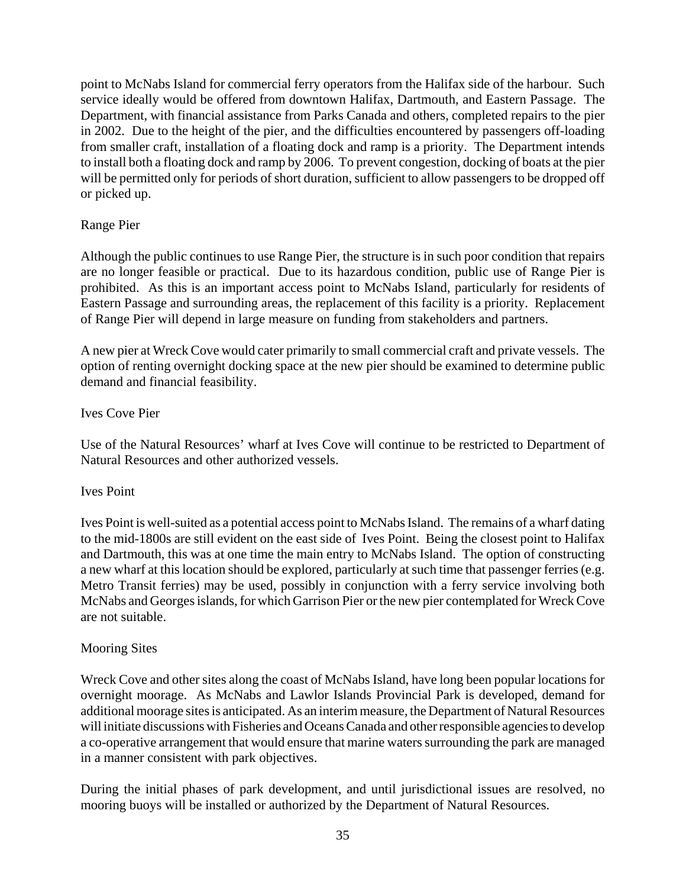point to McNabs Island for commercial ferry operators from the Halifax side of the harbour. Such service ideally would be offered from downtown Halifax, Dartmouth, and Eastern Passage. The Department, with financial assistance from Parks Canada and others, completed repairs to the pier in 2002. Due to the height of the pier, and the difficulties encountered by passengers off-loading from smaller craft, installation of a floating dock and ramp is a priority. The Department intends to install both a floating dock and ramp by 2006. To prevent congestion, docking of boats at the pier will be permitted only for periods of short duration, sufficient to allow passengers to be dropped off or picked up.

### Range Pier

Although the public continues to use Range Pier, the structure is in such poor condition that repairs are no longer feasible or practical. Due to its hazardous condition, public use of Range Pier is prohibited. As this is an important access point to McNabs Island, particularly for residents of Eastern Passage and surrounding areas, the replacement of this facility is a priority. Replacement of Range Pier will depend in large measure on funding from stakeholders and partners.

A new pier at Wreck Cove would cater primarily to small commercial craft and private vessels. The option of renting overnight docking space at the new pier should be examined to determine public demand and financial feasibility.

### Ives Cove Pier

Use of the Natural Resources' wharf at Ives Cove will continue to be restricted to Department of Natural Resources and other authorized vessels.

### Ives Point

Ives Point is well-suited as a potential access point to McNabs Island. The remains of a wharf dating to the mid-1800s are still evident on the east side of Ives Point. Being the closest point to Halifax and Dartmouth, this was at one time the main entry to McNabs Island. The option of constructing a new wharf at this location should be explored, particularly at such time that passenger ferries (e.g. Metro Transit ferries) may be used, possibly in conjunction with a ferry service involving both McNabs and Georges islands, for which Garrison Pier or the new pier contemplated for Wreck Cove are not suitable.

### Mooring Sites

Wreck Cove and other sites along the coast of McNabs Island, have long been popular locations for overnight moorage. As McNabs and Lawlor Islands Provincial Park is developed, demand for additional moorage sites is anticipated. As an interim measure, the Department of Natural Resources will initiate discussions with Fisheries and Oceans Canada and other responsible agencies to develop a co-operative arrangement that would ensure that marine waters surrounding the park are managed in a manner consistent with park objectives.

During the initial phases of park development, and until jurisdictional issues are resolved, no mooring buoys will be installed or authorized by the Department of Natural Resources.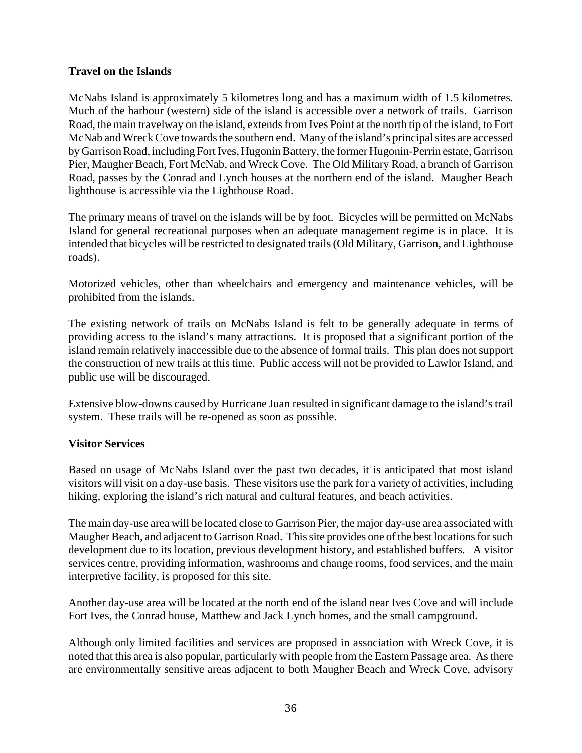### Travel on the Islands

McNabs Island is approximately 5 kilometres long and has a maximum width of 1.5 kilometres. Much of the harbour (western) side of the island is accessible over a network of trails. Garrison Road, the main travelway on the island, extends from Ives Point at the north tip of the island, to Fort McNab and Wreck Cove towards the southern end. Many of the island's principal sites are accessed by Garrison Road, including Fort Ives, Hugonin Battery, the former Hugonin-Perrin estate, Garrison Pier, Maugher Beach, Fort McNab, and Wreck Cove. The Old Military Road, a branch of Garrison Road, passes by the Conrad and Lynch houses at the northern end of the island. Maugher Beach lighthouse is accessible via the Lighthouse Road.

The primary means of travel on the islands will be by foot. Bicycles will be permitted on McNabs Island for general recreational purposes when an adequate management regime is in place. It is intended that bicycles will be restricted to designated trails (Old Military, Garrison, and Lighthouse roads).

Motorized vehicles, other than wheelchairs and emergency and maintenance vehicles, will be prohibited from the islands.

The existing network of trails on McNabs Island is felt to be generally adequate in terms of providing access to the island's many attractions. It is proposed that a significant portion of the island remain relatively inaccessible due to the absence of formal trails. This plan does not support the construction of new trails at this time. Public access will not be provided to Lawlor Island, and public use will be discouraged.

Extensive blow-downs caused by Hurricane Juan resulted in significant damage to the island's trail system. These trails will be re-opened as soon as possible.

### Visitor Services

Based on usage of McNabs Island over the past two decades, it is anticipated that most island visitors will visit on a day-use basis. These visitors use the park for a variety of activities, including hiking, exploring the island's rich natural and cultural features, and beach activities.

The main day-use area will be located close to Garrison Pier, the major day-use area associated with Maugher Beach, and adjacent to Garrison Road. This site provides one of the best locations for such development due to its location, previous development history, and established buffers. A visitor services centre, providing information, washrooms and change rooms, food services, and the main interpretive facility, is proposed for this site.

Another day-use area will be located at the north end of the island near Ives Cove and will include Fort Ives, the Conrad house, Matthew and Jack Lynch homes, and the small campground.

Although only limited facilities and services are proposed in association with Wreck Cove, it is noted that this area is also popular, particularly with people from the Eastern Passage area. As there are environmentally sensitive areas adjacent to both Maugher Beach and Wreck Cove, advisory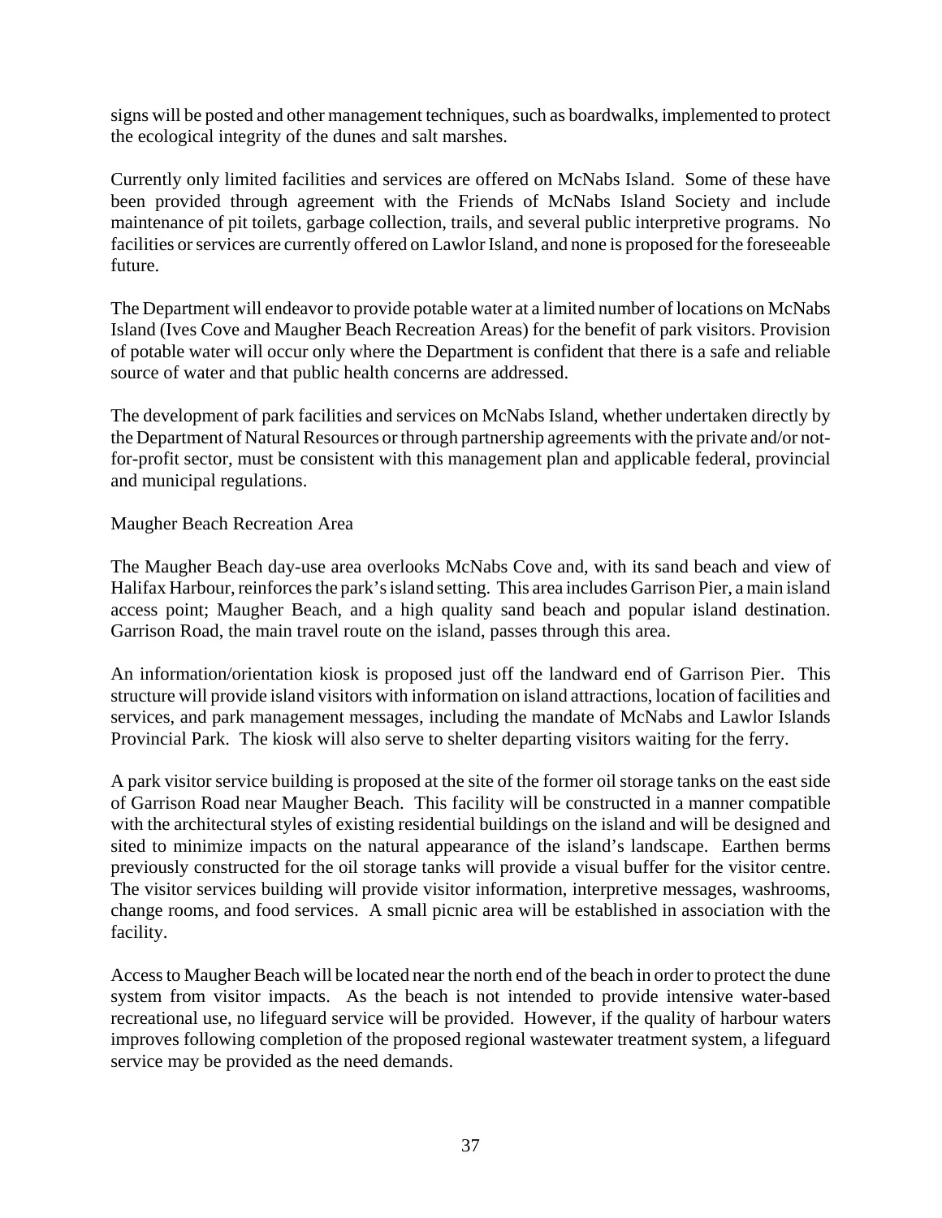signs will be posted and other management techniques, such as boardwalks, implemented to protect the ecological integrity of the dunes and salt marshes.

Currently only limited facilities and services are offered on McNabs Island. Some of these have been provided through agreement with the Friends of McNabs Island Society and include maintenance of pit toilets, garbage collection, trails, and several public interpretive programs. No facilities or services are currently offered on Lawlor Island, and none is proposed for the foreseeable future.

The Department will endeavor to provide potable water at a limited number of locations on McNabs Island (Ives Cove and Maugher Beach Recreation Areas) for the benefit of park visitors. Provision of potable water will occur only where the Department is confident that there is a safe and reliable source of water and that public health concerns are addressed.

The development of park facilities and services on McNabs Island, whether undertaken directly by the Department of Natural Resources or through partnership agreements with the private and/or not-for-profit sector, must be consistent with this management plan and applicable federal, provincial and municipal regulations.

Maugher Beach Recreation Area

The Maugher Beach day-use area overlooks McNabs Cove and, with its sand beach and view of Halifax Harbour, reinforces the park's island setting. This area includes Garrison Pier, a main island access point; Maugher Beach, and a high quality sand beach and popular island destination. Garrison Road, the main travel route on the island, passes through this area.

An information/orientation kiosk is proposed just off the landward end of Garrison Pier. This structure will provide island visitors with information on island attractions, location of facilities and services, and park management messages, including the mandate of McNabs and Lawlor Islands Provincial Park. The kiosk will also serve to shelter departing visitors waiting for the ferry.

A park visitor service building is proposed at the site of the former oil storage tanks on the east side of Garrison Road near Maugher Beach. This facility will be constructed in a manner compatible with the architectural styles of existing residential buildings on the island and will be designed and sited to minimize impacts on the natural appearance of the island's landscape. Earthen berms previously constructed for the oil storage tanks will provide a visual buffer for the visitor centre. The visitor services building will provide visitor information, interpretive messages, washrooms, change rooms, and food services. A small picnic area will be established in association with the facility.

Access to Maugher Beach will be located near the north end of the beach in order to protect the dune system from visitor impacts. As the beach is not intended to provide intensive water-based recreational use, no lifeguard service will be provided. However, if the quality of harbour waters improves following completion of the proposed regional wastewater treatment system, a lifeguard service may be provided as the need demands.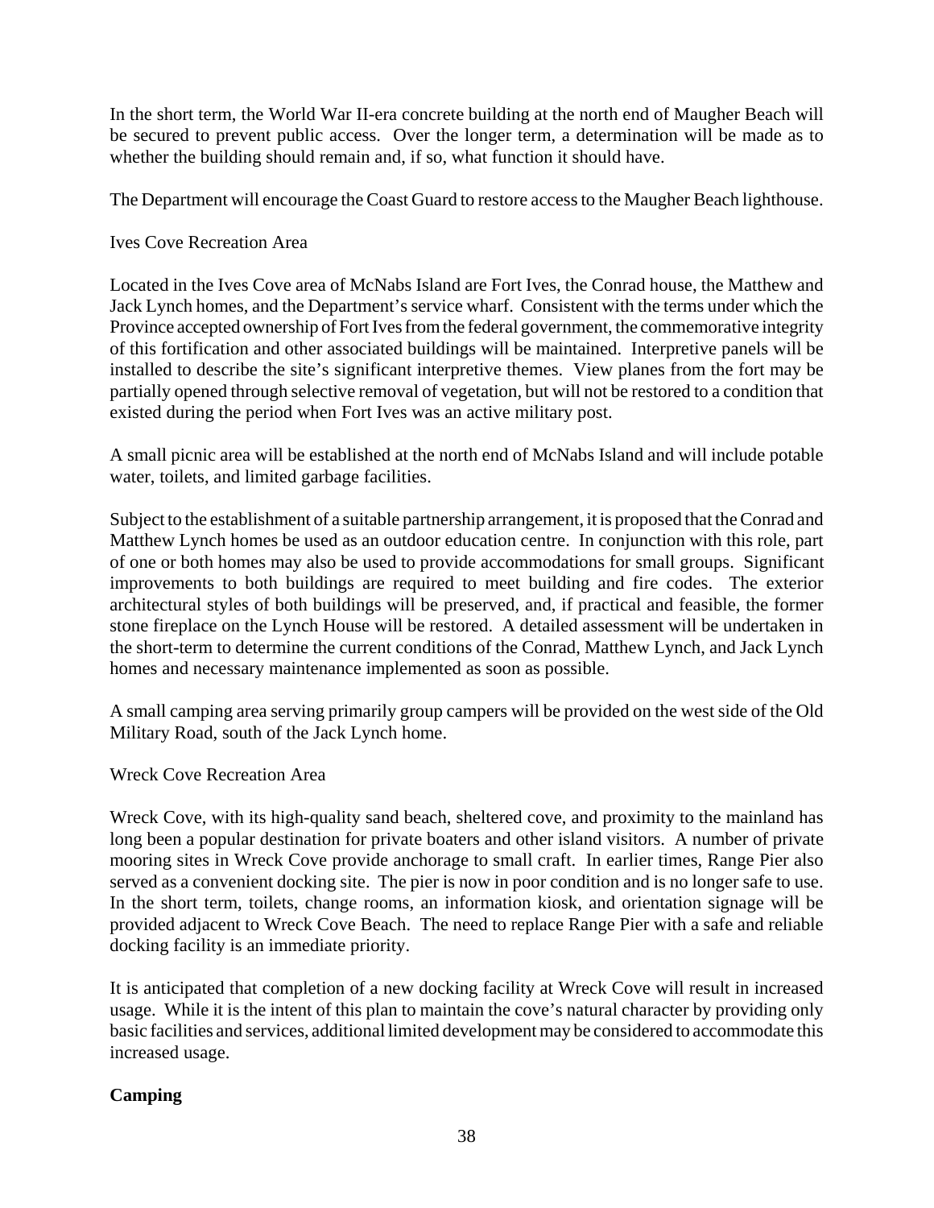In the short term, the World War II-era concrete building at the north end of Maugher Beach will be secured to prevent public access. Over the longer term, a determination will be made as to whether the building should remain and, if so, what function it should have.

The Department will encourage the Coast Guard to restore access to the Maugher Beach lighthouse.

Ives Cove Recreation Area

Located in the Ives Cove area of McNabs Island are Fort Ives, the Conrad house, the Matthew and Jack Lynch homes, and the Department's service wharf. Consistent with the terms under which the Province accepted ownership of Fort Ives from the federal government, the commemorative integrity of this fortification and other associated buildings will be maintained. Interpretive panels will be installed to describe the site's significant interpretive themes. View planes from the fort may be partially opened through selective removal of vegetation, but will not be restored to a condition that existed during the period when Fort Ives was an active military post.

A small picnic area will be established at the north end of McNabs Island and will include potable water, toilets, and limited garbage facilities.

Subject to the establishment of a suitable partnership arrangement, it is proposed that the Conrad and Matthew Lynch homes be used as an outdoor education centre. In conjunction with this role, part of one or both homes may also be used to provide accommodations for small groups. Significant improvements to both buildings are required to meet building and fire codes. The exterior architectural styles of both buildings will be preserved, and, if practical and feasible, the former stone fireplace on the Lynch House will be restored. A detailed assessment will be undertaken in the short-term to determine the current conditions of the Conrad, Matthew Lynch, and Jack Lynch homes and necessary maintenance implemented as soon as possible.

A small camping area serving primarily group campers will be provided on the west side of the Old Military Road, south of the Jack Lynch home.

Wreck Cove Recreation Area

Wreck Cove, with its high-quality sand beach, sheltered cove, and proximity to the mainland has long been a popular destination for private boaters and other island visitors. A number of private mooring sites in Wreck Cove provide anchorage to small craft. In earlier times, Range Pier also served as a convenient docking site. The pier is now in poor condition and is no longer safe to use. In the short term, toilets, change rooms, an information kiosk, and orientation signage will be provided adjacent to Wreck Cove Beach. The need to replace Range Pier with a safe and reliable docking facility is an immediate priority.

It is anticipated that completion of a new docking facility at Wreck Cove will result in increased usage. While it is the intent of this plan to maintain the cove's natural character by providing only basic facilities and services, additional limited development may be considered to accommodate this increased usage.

**Camping**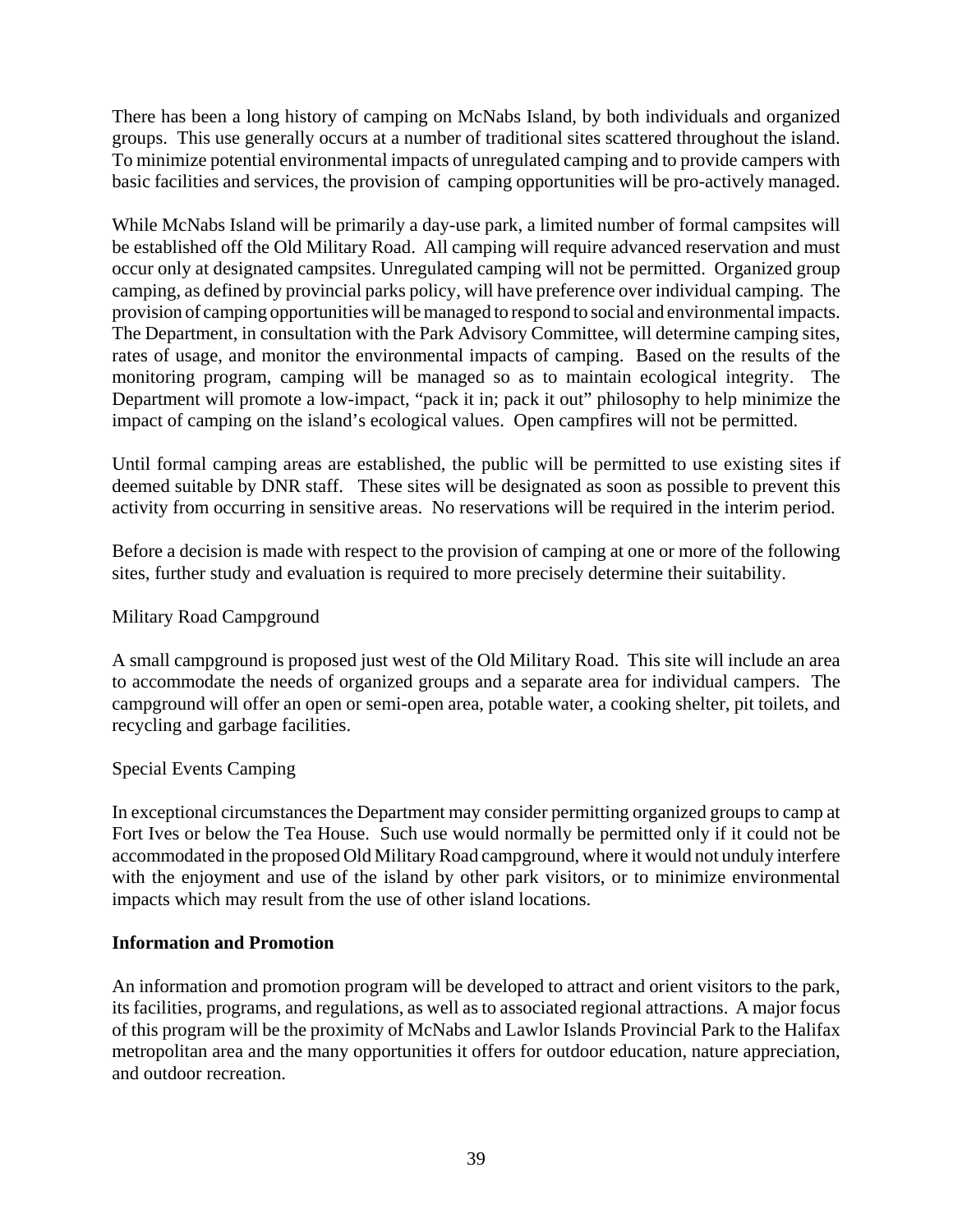There has been a long history of camping on McNabs Island, by both individuals and organized groups. This use generally occurs at a number of traditional sites scattered throughout the island. To minimize potential environmental impacts of unregulated camping and to provide campers with basic facilities and services, the provision of camping opportunities will be pro-actively managed.

While McNabs Island will be primarily a day-use park, a limited number of formal campsites will be established off the Old Military Road. All camping will require advanced reservation and must occur only at designated campsites. Unregulated camping will not be permitted. Organized group camping, as defined by provincial parks policy, will have preference over individual camping. The provision of camping opportunities will be managed to respond to social and environmental impacts. The Department, in consultation with the Park Advisory Committee, will determine camping sites, rates of usage, and monitor the environmental impacts of camping. Based on the results of the monitoring program, camping will be managed so as to maintain ecological integrity. The Department will promote a low-impact, "pack it in; pack it out" philosophy to help minimize the impact of camping on the island's ecological values. Open campfires will not be permitted.

Until formal camping areas are established, the public will be permitted to use existing sites if deemed suitable by DNR staff. These sites will be designated as soon as possible to prevent this activity from occurring in sensitive areas. No reservations will be required in the interim period.

Before a decision is made with respect to the provision of camping at one or more of the following sites, further study and evaluation is required to more precisely determine their suitability.

Military Road Campground

A small campground is proposed just west of the Old Military Road. This site will include an area to accommodate the needs of organized groups and a separate area for individual campers. The campground will offer an open or semi-open area, potable water, a cooking shelter, pit toilets, and recycling and garbage facilities.

Special Events Camping

In exceptional circumstances the Department may consider permitting organized groups to camp at Fort Ives or below the Tea House. Such use would normally be permitted only if it could not be accommodated in the proposed Old Military Road campground, where it would not unduly interfere with the enjoyment and use of the island by other park visitors, or to minimize environmental impacts which may result from the use of other island locations.

**Information and Promotion**

An information and promotion program will be developed to attract and orient visitors to the park, its facilities, programs, and regulations, as well as to associated regional attractions. A major focus of this program will be the proximity of McNabs and Lawlor Islands Provincial Park to the Halifax metropolitan area and the many opportunities it offers for outdoor education, nature appreciation, and outdoor recreation.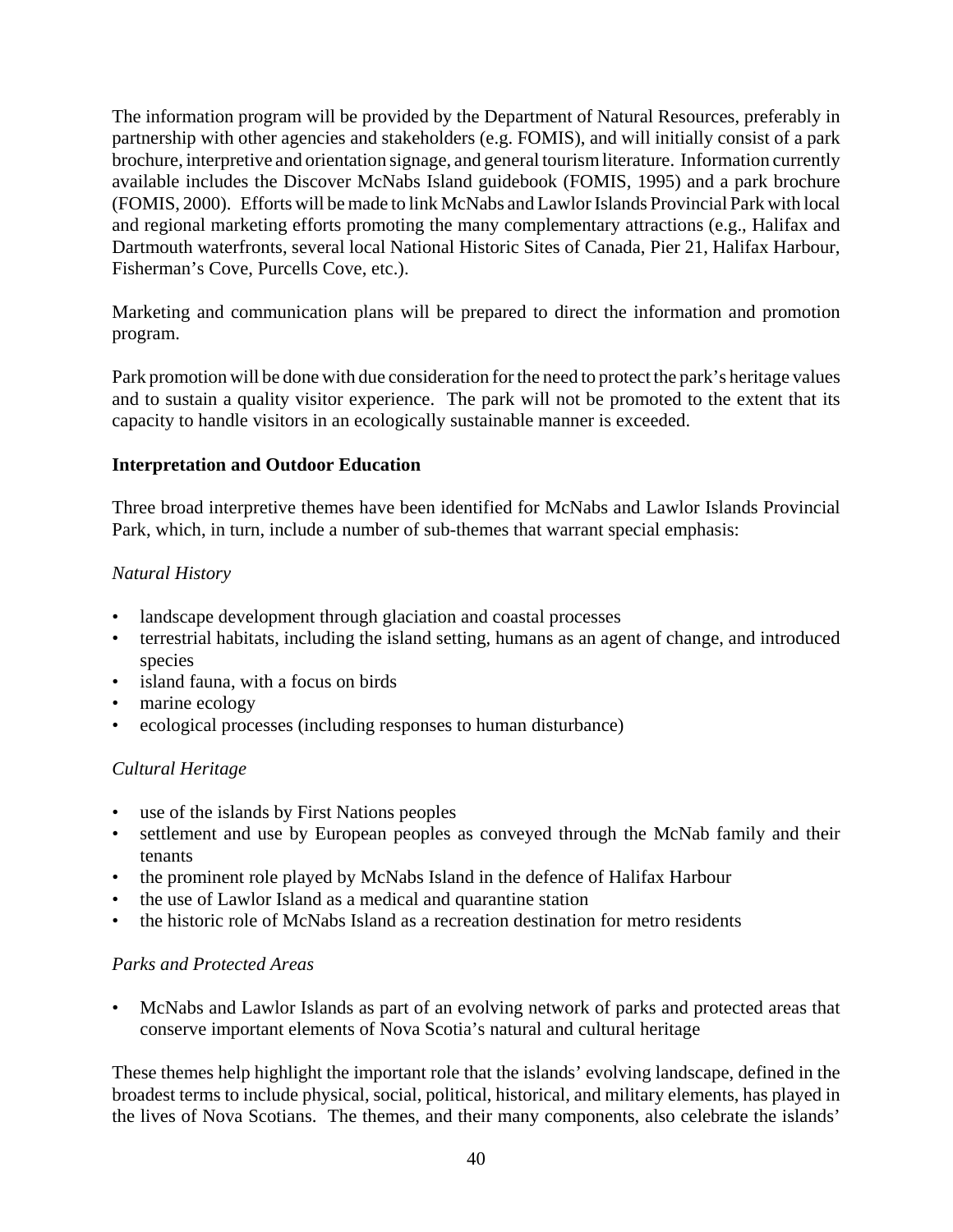The information program will be provided by the Department of Natural Resources, preferably in partnership with other agencies and stakeholders (e.g. FOMIS), and will initially consist of a park brochure, interpretive and orientation signage, and general tourism literature. Information currently available includes the Discover McNabs Island guidebook (FOMIS, 1995) and a park brochure (FOMIS, 2000). Efforts will be made to link McNabs and Lawlor Islands Provincial Park with local and regional marketing efforts promoting the many complementary attractions (e.g., Halifax and Dartmouth waterfronts, several local National Historic Sites of Canada, Pier 21, Halifax Harbour, Fisherman's Cove, Purcells Cove, etc.).

Marketing and communication plans will be prepared to direct the information and promotion program.

Park promotion will be done with due consideration for the need to protect the park's heritage values and to sustain a quality visitor experience. The park will not be promoted to the extent that its capacity to handle visitors in an ecologically sustainable manner is exceeded.

**Interpretation and Outdoor Education**

Three broad interpretive themes have been identified for McNabs and Lawlor Islands Provincial Park, which, in turn, include a number of sub-themes that warrant special emphasis:

*Natural History*

- landscape development through glaciation and coastal processes
- terrestrial habitats, including the island setting, humans as an agent of change, and introduced species
- island fauna, with a focus on birds
- marine ecology
- ecological processes (including responses to human disturbance)

*Cultural Heritage*

- use of the islands by First Nations peoples
- settlement and use by European peoples as conveyed through the McNab family and their tenants
- the prominent role played by McNabs Island in the defence of Halifax Harbour
- the use of Lawlor Island as a medical and quarantine station
- the historic role of McNabs Island as a recreation destination for metro residents

*Parks and Protected Areas*

- McNabs and Lawlor Islands as part of an evolving network of parks and protected areas that conserve important elements of Nova Scotia's natural and cultural heritage

These themes help highlight the important role that the islands' evolving landscape, defined in the broadest terms to include physical, social, political, historical, and military elements, has played in the lives of Nova Scotians. The themes, and their many components, also celebrate the islands'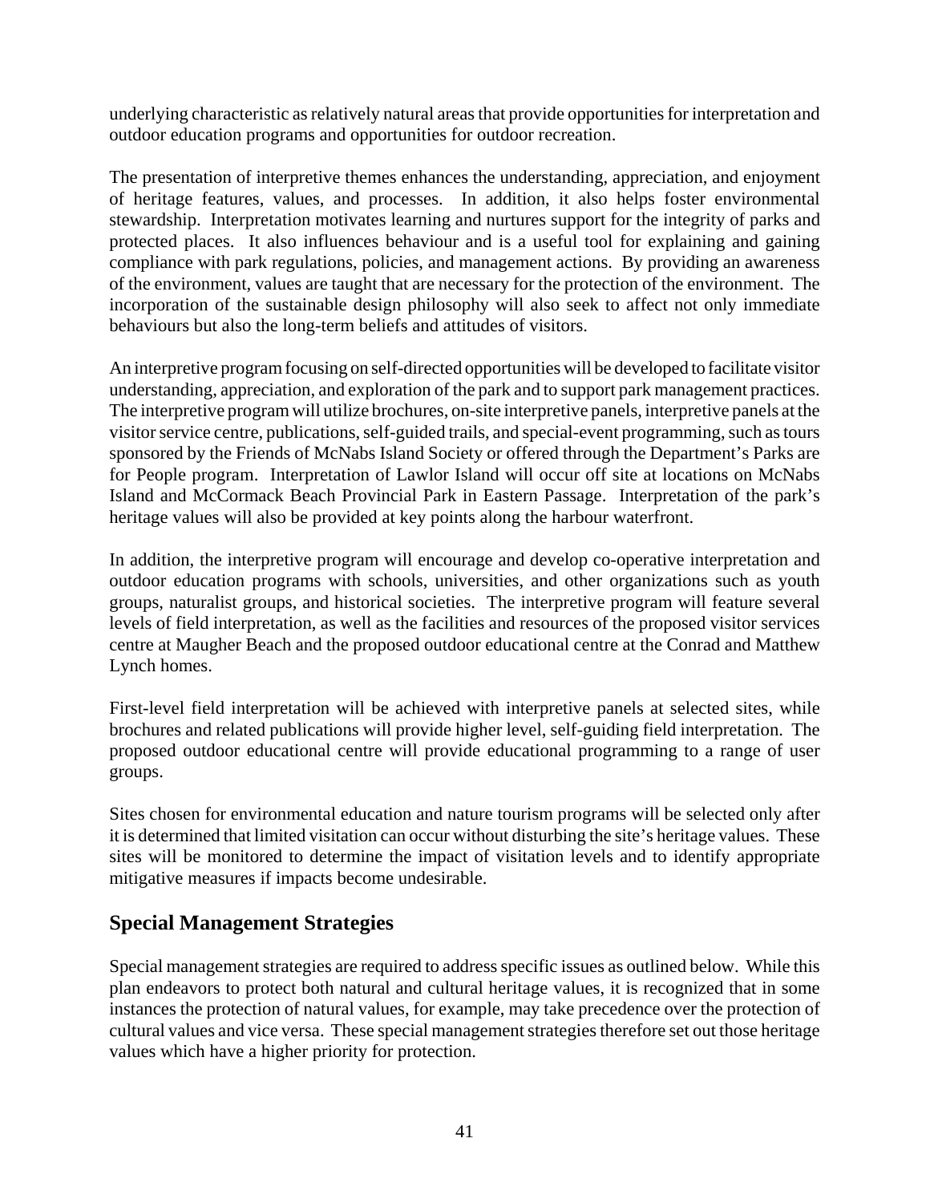underlying characteristic as relatively natural areas that provide opportunities for interpretation and outdoor education programs and opportunities for outdoor recreation.

The presentation of interpretive themes enhances the understanding, appreciation, and enjoyment of heritage features, values, and processes. In addition, it also helps foster environmental stewardship. Interpretation motivates learning and nurtures support for the integrity of parks and protected places. It also influences behaviour and is a useful tool for explaining and gaining compliance with park regulations, policies, and management actions. By providing an awareness of the environment, values are taught that are necessary for the protection of the environment. The incorporation of the sustainable design philosophy will also seek to affect not only immediate behaviours but also the long-term beliefs and attitudes of visitors.

An interpretive program focusing on self-directed opportunities will be developed to facilitate visitor understanding, appreciation, and exploration of the park and to support park management practices. The interpretive program will utilize brochures, on-site interpretive panels, interpretive panels at the visitor service centre, publications, self-guided trails, and special-event programming, such as tours sponsored by the Friends of McNabs Island Society or offered through the Department's Parks are for People program. Interpretation of Lawlor Island will occur off site at locations on McNabs Island and McCormack Beach Provincial Park in Eastern Passage. Interpretation of the park's heritage values will also be provided at key points along the harbour waterfront.

In addition, the interpretive program will encourage and develop co-operative interpretation and outdoor education programs with schools, universities, and other organizations such as youth groups, naturalist groups, and historical societies. The interpretive program will feature several levels of field interpretation, as well as the facilities and resources of the proposed visitor services centre at Maugher Beach and the proposed outdoor educational centre at the Conrad and Matthew Lynch homes.

First-level field interpretation will be achieved with interpretive panels at selected sites, while brochures and related publications will provide higher level, self-guiding field interpretation. The proposed outdoor educational centre will provide educational programming to a range of user groups.

Sites chosen for environmental education and nature tourism programs will be selected only after it is determined that limited visitation can occur without disturbing the site's heritage values. These sites will be monitored to determine the impact of visitation levels and to identify appropriate mitigative measures if impacts become undesirable.

## Special Management Strategies

Special management strategies are required to address specific issues as outlined below. While this plan endeavors to protect both natural and cultural heritage values, it is recognized that in some instances the protection of natural values, for example, may take precedence over the protection of cultural values and vice versa. These special management strategies therefore set out those heritage values which have a higher priority for protection.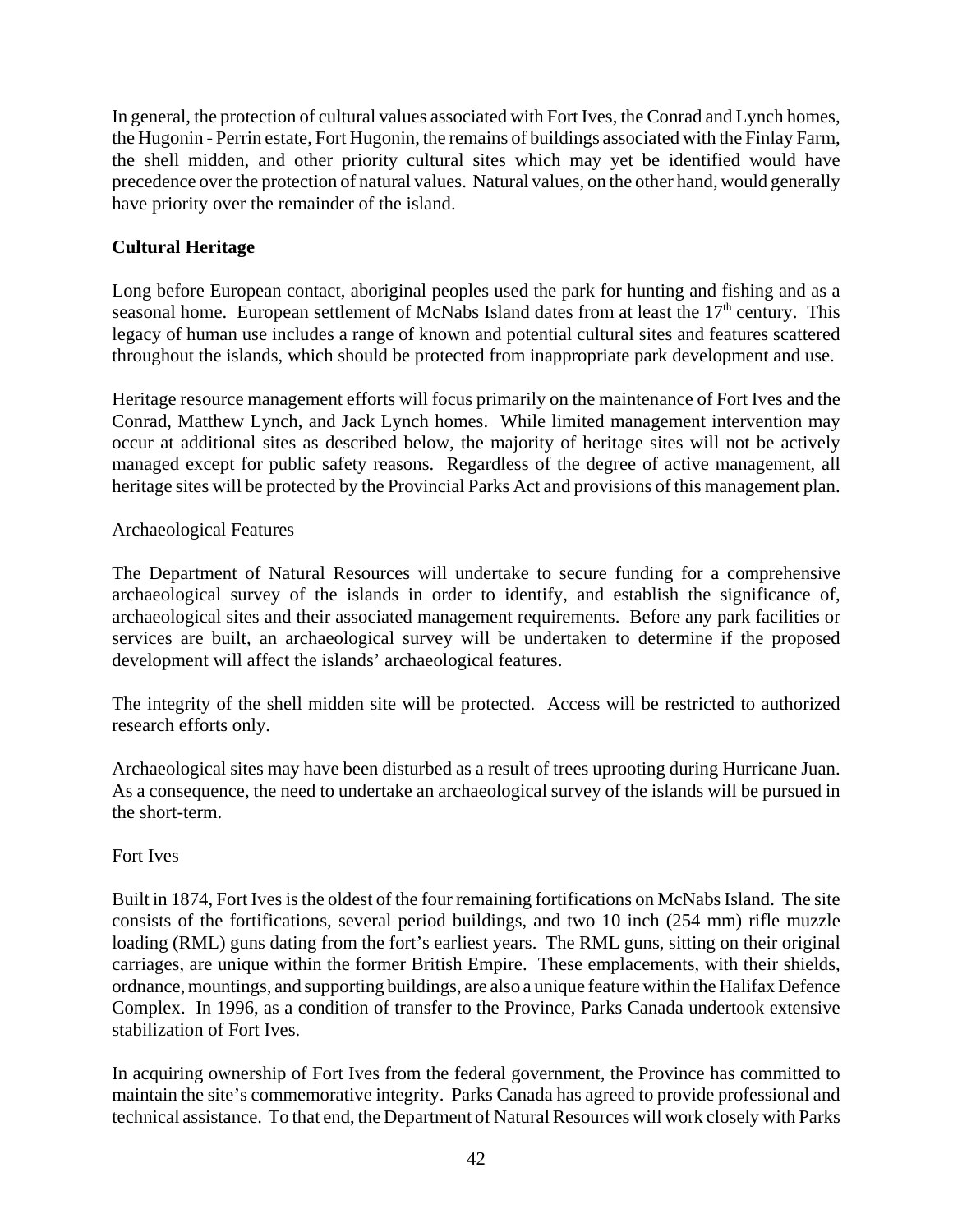In general, the protection of cultural values associated with Fort Ives, the Conrad and Lynch homes, the Hugonin - Perrin estate, Fort Hugonin, the remains of buildings associated with the Finlay Farm, the shell midden, and other priority cultural sites which may yet be identified would have precedence over the protection of natural values. Natural values, on the other hand, would generally have priority over the remainder of the island.

## Cultural Heritage

Long before European contact, aboriginal peoples used the park for hunting and fishing and as a seasonal home. European settlement of McNabs Island dates from at least the 17th century. This legacy of human use includes a range of known and potential cultural sites and features scattered throughout the islands, which should be protected from inappropriate park development and use.

Heritage resource management efforts will focus primarily on the maintenance of Fort Ives and the Conrad, Matthew Lynch, and Jack Lynch homes. While limited management intervention may occur at additional sites as described below, the majority of heritage sites will not be actively managed except for public safety reasons. Regardless of the degree of active management, all heritage sites will be protected by the Provincial Parks Act and provisions of this management plan.

### Archaeological Features

The Department of Natural Resources will undertake to secure funding for a comprehensive archaeological survey of the islands in order to identify, and establish the significance of, archaeological sites and their associated management requirements. Before any park facilities or services are built, an archaeological survey will be undertaken to determine if the proposed development will affect the islands' archaeological features.

The integrity of the shell midden site will be protected. Access will be restricted to authorized research efforts only.

Archaeological sites may have been disturbed as a result of trees uprooting during Hurricane Juan. As a consequence, the need to undertake an archaeological survey of the islands will be pursued in the short-term.

### Fort Ives

Built in 1874, Fort Ives is the oldest of the four remaining fortifications on McNabs Island. The site consists of the fortifications, several period buildings, and two 10 inch (254 mm) rifle muzzle loading (RML) guns dating from the fort's earliest years. The RML guns, sitting on their original carriages, are unique within the former British Empire. These emplacements, with their shields, ordnance, mountings, and supporting buildings, are also a unique feature within the Halifax Defence Complex. In 1996, as a condition of transfer to the Province, Parks Canada undertook extensive stabilization of Fort Ives.

In acquiring ownership of Fort Ives from the federal government, the Province has committed to maintain the site's commemorative integrity. Parks Canada has agreed to provide professional and technical assistance. To that end, the Department of Natural Resources will work closely with Parks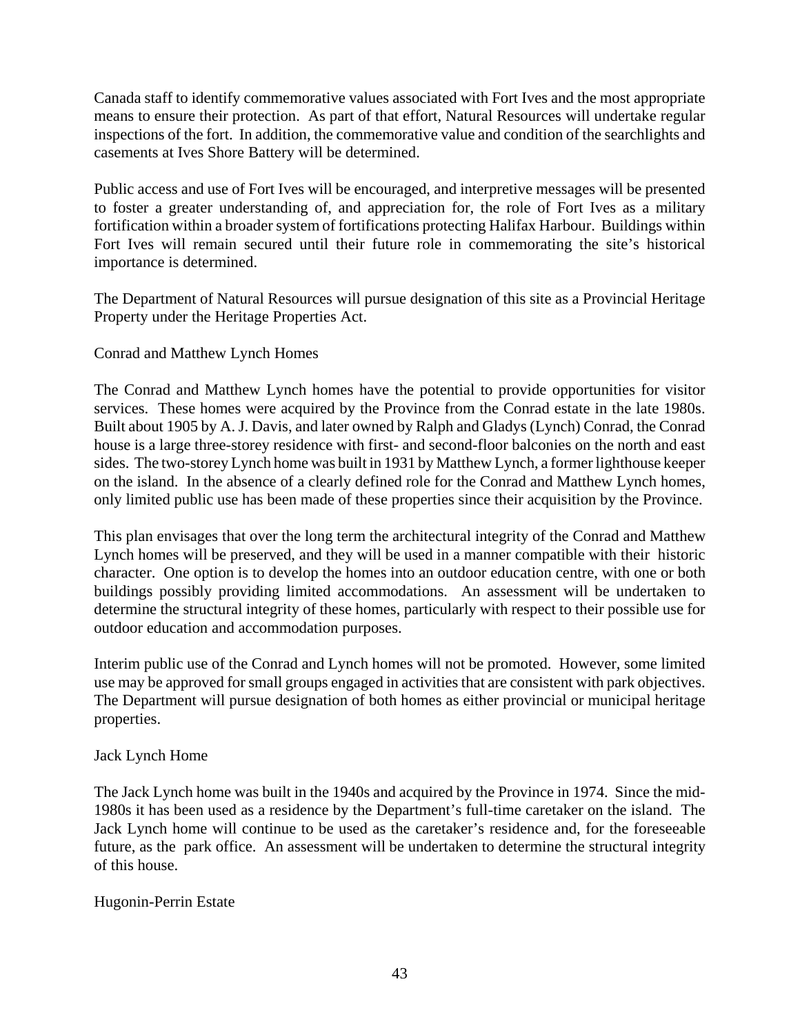Canada staff to identify commemorative values associated with Fort Ives and the most appropriate means to ensure their protection. As part of that effort, Natural Resources will undertake regular inspections of the fort. In addition, the commemorative value and condition of the searchlights and casements at Ives Shore Battery will be determined.

Public access and use of Fort Ives will be encouraged, and interpretive messages will be presented to foster a greater understanding of, and appreciation for, the role of Fort Ives as a military fortification within a broader system of fortifications protecting Halifax Harbour. Buildings within Fort Ives will remain secured until their future role in commemorating the site's historical importance is determined.

The Department of Natural Resources will pursue designation of this site as a Provincial Heritage Property under the Heritage Properties Act.

### Conrad and Matthew Lynch Homes

The Conrad and Matthew Lynch homes have the potential to provide opportunities for visitor services. These homes were acquired by the Province from the Conrad estate in the late 1980s. Built about 1905 by A. J. Davis, and later owned by Ralph and Gladys (Lynch) Conrad, the Conrad house is a large three-storey residence with first- and second-floor balconies on the north and east sides. The two-storey Lynch home was built in 1931 by Matthew Lynch, a former lighthouse keeper on the island. In the absence of a clearly defined role for the Conrad and Matthew Lynch homes, only limited public use has been made of these properties since their acquisition by the Province.

This plan envisages that over the long term the architectural integrity of the Conrad and Matthew Lynch homes will be preserved, and they will be used in a manner compatible with their historic character. One option is to develop the homes into an outdoor education centre, with one or both buildings possibly providing limited accommodations. An assessment will be undertaken to determine the structural integrity of these homes, particularly with respect to their possible use for outdoor education and accommodation purposes.

Interim public use of the Conrad and Lynch homes will not be promoted. However, some limited use may be approved for small groups engaged in activities that are consistent with park objectives. The Department will pursue designation of both homes as either provincial or municipal heritage properties.

### Jack Lynch Home

The Jack Lynch home was built in the 1940s and acquired by the Province in 1974. Since the mid-1980s it has been used as a residence by the Department's full-time caretaker on the island. The Jack Lynch home will continue to be used as the caretaker's residence and, for the foreseeable future, as the park office. An assessment will be undertaken to determine the structural integrity of this house.

### Hugonin-Perrin Estate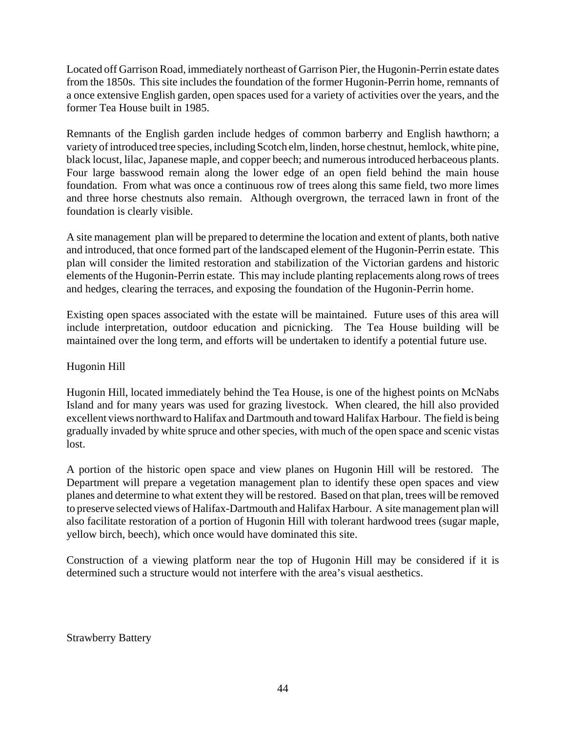Located off Garrison Road, immediately northeast of Garrison Pier, the Hugonin-Perrin estate dates from the 1850s. This site includes the foundation of the former Hugonin-Perrin home, remnants of a once extensive English garden, open spaces used for a variety of activities over the years, and the former Tea House built in 1985.

Remnants of the English garden include hedges of common barberry and English hawthorn; a variety of introduced tree species, including Scotch elm, linden, horse chestnut, hemlock, white pine, black locust, lilac, Japanese maple, and copper beech; and numerous introduced herbaceous plants. Four large basswood remain along the lower edge of an open field behind the main house foundation. From what was once a continuous row of trees along this same field, two more limes and three horse chestnuts also remain. Although overgrown, the terraced lawn in front of the foundation is clearly visible.

A site management plan will be prepared to determine the location and extent of plants, both native and introduced, that once formed part of the landscaped element of the Hugonin-Perrin estate. This plan will consider the limited restoration and stabilization of the Victorian gardens and historic elements of the Hugonin-Perrin estate. This may include planting replacements along rows of trees and hedges, clearing the terraces, and exposing the foundation of the Hugonin-Perrin home.

Existing open spaces associated with the estate will be maintained. Future uses of this area will include interpretation, outdoor education and picnicking. The Tea House building will be maintained over the long term, and efforts will be undertaken to identify a potential future use.

Hugonin Hill

Hugonin Hill, located immediately behind the Tea House, is one of the highest points on McNabs Island and for many years was used for grazing livestock. When cleared, the hill also provided excellent views northward to Halifax and Dartmouth and toward Halifax Harbour. The field is being gradually invaded by white spruce and other species, with much of the open space and scenic vistas lost.

A portion of the historic open space and view planes on Hugonin Hill will be restored. The Department will prepare a vegetation management plan to identify these open spaces and view planes and determine to what extent they will be restored. Based on that plan, trees will be removed to preserve selected views of Halifax-Dartmouth and Halifax Harbour. A site management plan will also facilitate restoration of a portion of Hugonin Hill with tolerant hardwood trees (sugar maple, yellow birch, beech), which once would have dominated this site.

Construction of a viewing platform near the top of Hugonin Hill may be considered if it is determined such a structure would not interfere with the area's visual aesthetics.

Strawberry Battery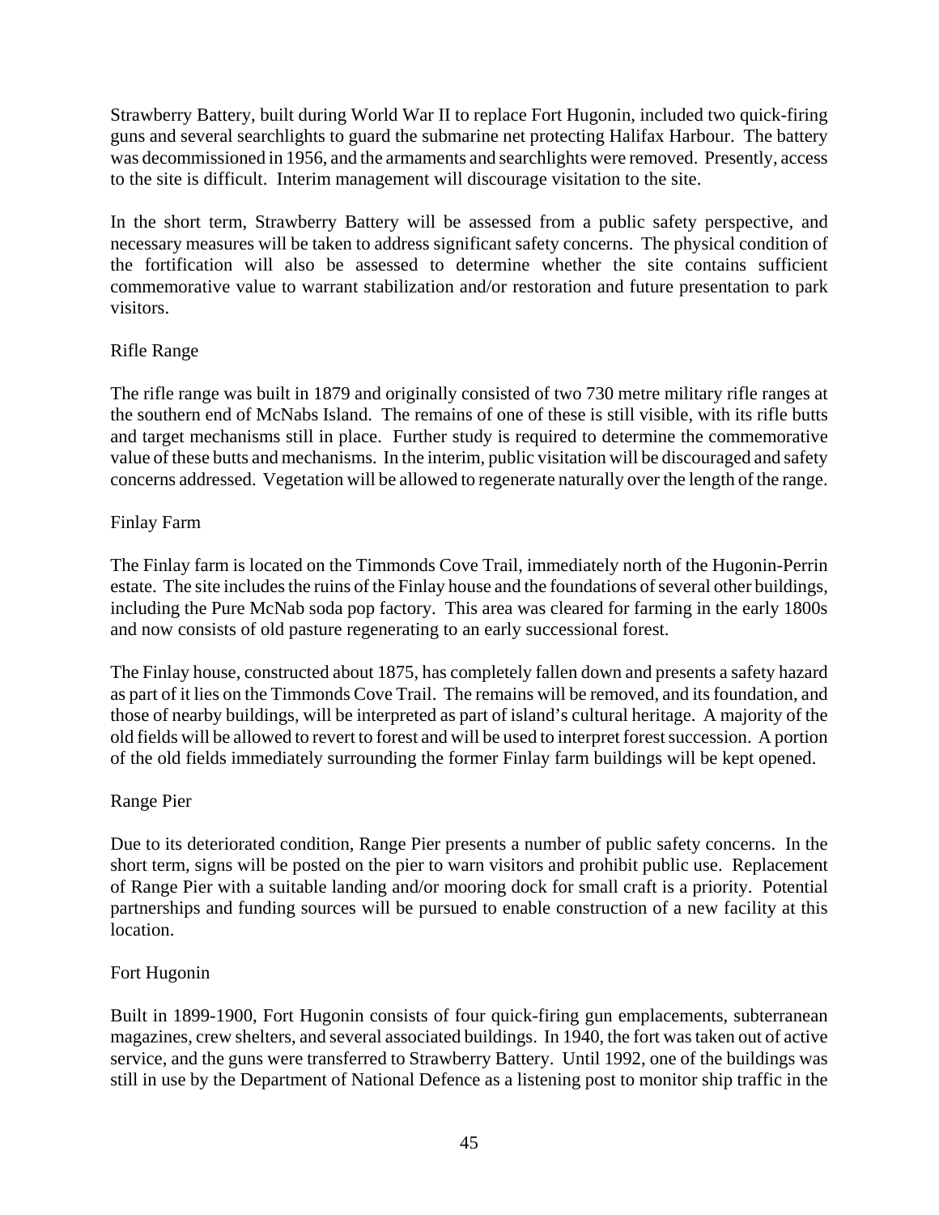Strawberry Battery, built during World War II to replace Fort Hugonin, included two quick-firing guns and several searchlights to guard the submarine net protecting Halifax Harbour. The battery was decommissioned in 1956, and the armaments and searchlights were removed. Presently, access to the site is difficult. Interim management will discourage visitation to the site.

In the short term, Strawberry Battery will be assessed from a public safety perspective, and necessary measures will be taken to address significant safety concerns. The physical condition of the fortification will also be assessed to determine whether the site contains sufficient commemorative value to warrant stabilization and/or restoration and future presentation to park visitors.

### Rifle Range

The rifle range was built in 1879 and originally consisted of two 730 metre military rifle ranges at the southern end of McNabs Island. The remains of one of these is still visible, with its rifle butts and target mechanisms still in place. Further study is required to determine the commemorative value of these butts and mechanisms. In the interim, public visitation will be discouraged and safety concerns addressed. Vegetation will be allowed to regenerate naturally over the length of the range.

### Finlay Farm

The Finlay farm is located on the Timmonds Cove Trail, immediately north of the Hugonin-Perrin estate. The site includes the ruins of the Finlay house and the foundations of several other buildings, including the Pure McNab soda pop factory. This area was cleared for farming in the early 1800s and now consists of old pasture regenerating to an early successional forest.

The Finlay house, constructed about 1875, has completely fallen down and presents a safety hazard as part of it lies on the Timmonds Cove Trail. The remains will be removed, and its foundation, and those of nearby buildings, will be interpreted as part of island's cultural heritage. A majority of the old fields will be allowed to revert to forest and will be used to interpret forest succession. A portion of the old fields immediately surrounding the former Finlay farm buildings will be kept opened.

### Range Pier

Due to its deteriorated condition, Range Pier presents a number of public safety concerns. In the short term, signs will be posted on the pier to warn visitors and prohibit public use. Replacement of Range Pier with a suitable landing and/or mooring dock for small craft is a priority. Potential partnerships and funding sources will be pursued to enable construction of a new facility at this location.

### Fort Hugonin

Built in 1899-1900, Fort Hugonin consists of four quick-firing gun emplacements, subterranean magazines, crew shelters, and several associated buildings. In 1940, the fort was taken out of active service, and the guns were transferred to Strawberry Battery. Until 1992, one of the buildings was still in use by the Department of National Defence as a listening post to monitor ship traffic in the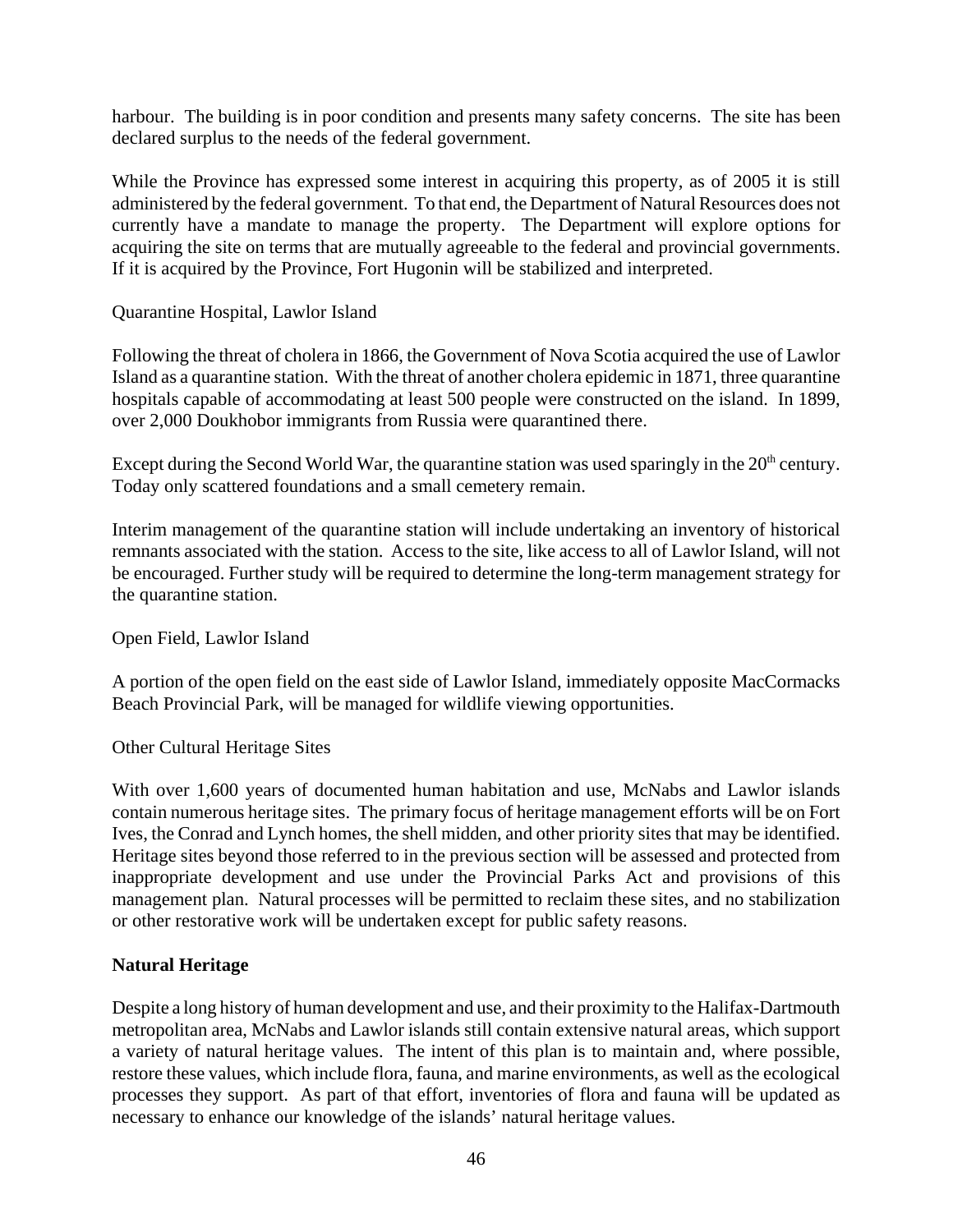harbour. The building is in poor condition and presents many safety concerns. The site has been declared surplus to the needs of the federal government.

While the Province has expressed some interest in acquiring this property, as of 2005 it is still administered by the federal government. To that end, the Department of Natural Resources does not currently have a mandate to manage the property. The Department will explore options for acquiring the site on terms that are mutually agreeable to the federal and provincial governments. If it is acquired by the Province, Fort Hugonin will be stabilized and interpreted.

Quarantine Hospital, Lawlor Island

Following the threat of cholera in 1866, the Government of Nova Scotia acquired the use of Lawlor Island as a quarantine station. With the threat of another cholera epidemic in 1871, three quarantine hospitals capable of accommodating at least 500 people were constructed on the island. In 1899, over 2,000 Doukhobor immigrants from Russia were quarantined there.

Except during the Second World War, the quarantine station was used sparingly in the 20th century. Today only scattered foundations and a small cemetery remain.

Interim management of the quarantine station will include undertaking an inventory of historical remnants associated with the station. Access to the site, like access to all of Lawlor Island, will not be encouraged. Further study will be required to determine the long-term management strategy for the quarantine station.

Open Field, Lawlor Island

A portion of the open field on the east side of Lawlor Island, immediately opposite MacCormacks Beach Provincial Park, will be managed for wildlife viewing opportunities.

Other Cultural Heritage Sites

With over 1,600 years of documented human habitation and use, McNabs and Lawlor islands contain numerous heritage sites. The primary focus of heritage management efforts will be on Fort Ives, the Conrad and Lynch homes, the shell midden, and other priority sites that may be identified. Heritage sites beyond those referred to in the previous section will be assessed and protected from inappropriate development and use under the Provincial Parks Act and provisions of this management plan. Natural processes will be permitted to reclaim these sites, and no stabilization or other restorative work will be undertaken except for public safety reasons.

**Natural Heritage**

Despite a long history of human development and use, and their proximity to the Halifax-Dartmouth metropolitan area, McNabs and Lawlor islands still contain extensive natural areas, which support a variety of natural heritage values. The intent of this plan is to maintain and, where possible, restore these values, which include flora, fauna, and marine environments, as well as the ecological processes they support. As part of that effort, inventories of flora and fauna will be updated as necessary to enhance our knowledge of the islands' natural heritage values.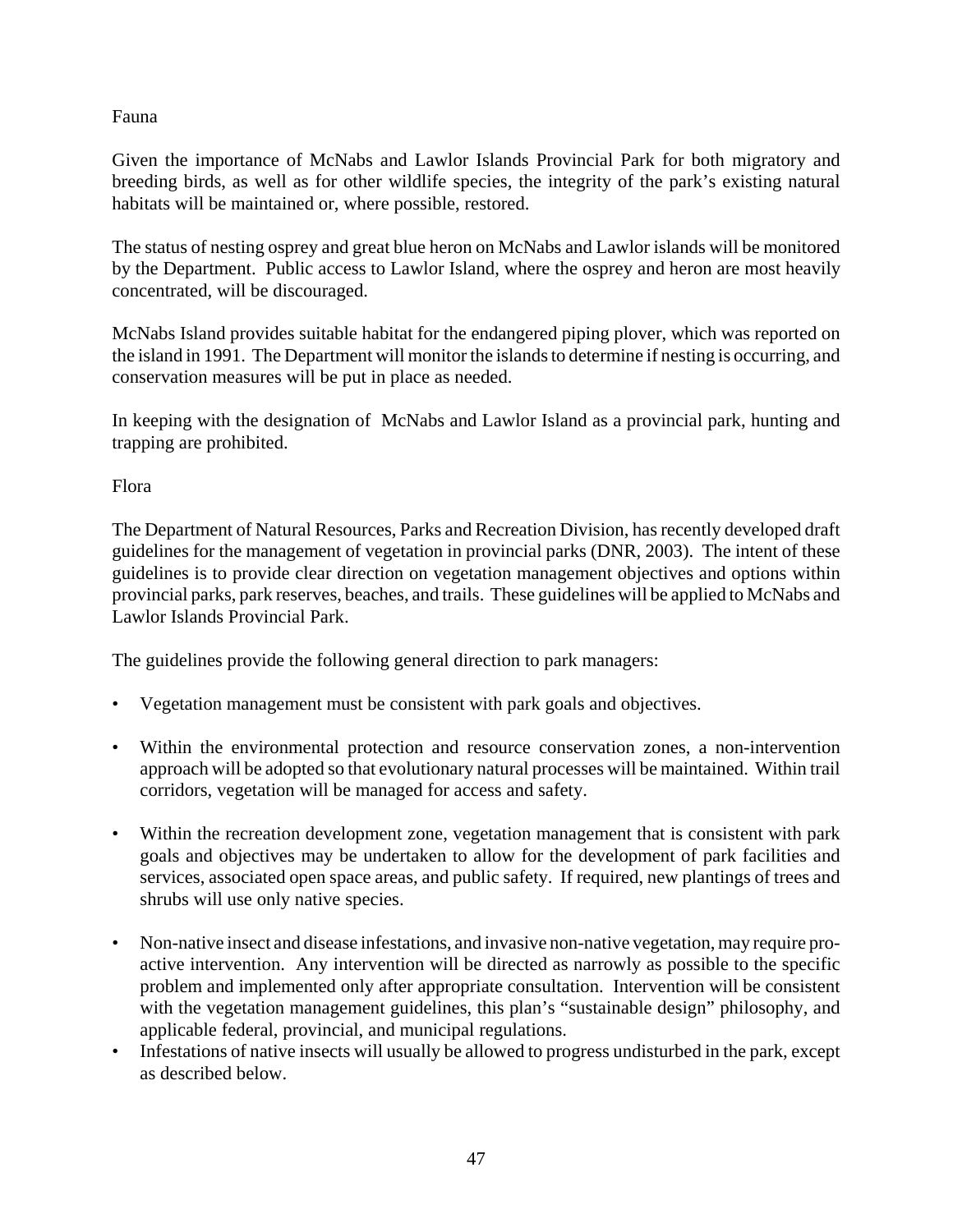### Fauna

Given the importance of McNabs and Lawlor Islands Provincial Park for both migratory and breeding birds, as well as for other wildlife species, the integrity of the park's existing natural habitats will be maintained or, where possible, restored.

The status of nesting osprey and great blue heron on McNabs and Lawlor islands will be monitored by the Department. Public access to Lawlor Island, where the osprey and heron are most heavily concentrated, will be discouraged.

McNabs Island provides suitable habitat for the endangered piping plover, which was reported on the island in 1991. The Department will monitor the islands to determine if nesting is occurring, and conservation measures will be put in place as needed.

In keeping with the designation of McNabs and Lawlor Island as a provincial park, hunting and trapping are prohibited.

### Flora

The Department of Natural Resources, Parks and Recreation Division, has recently developed draft guidelines for the management of vegetation in provincial parks (DNR, 2003). The intent of these guidelines is to provide clear direction on vegetation management objectives and options within provincial parks, park reserves, beaches, and trails. These guidelines will be applied to McNabs and Lawlor Islands Provincial Park.

The guidelines provide the following general direction to park managers:

- Vegetation management must be consistent with park goals and objectives.
- Within the environmental protection and resource conservation zones, a non-intervention approach will be adopted so that evolutionary natural processes will be maintained. Within trail corridors, vegetation will be managed for access and safety.
- Within the recreation development zone, vegetation management that is consistent with park goals and objectives may be undertaken to allow for the development of park facilities and services, associated open space areas, and public safety. If required, new plantings of trees and shrubs will use only native species.
- Non-native insect and disease infestations, and invasive non-native vegetation, may require pro-active intervention. Any intervention will be directed as narrowly as possible to the specific problem and implemented only after appropriate consultation. Intervention will be consistent with the vegetation management guidelines, this plan's "sustainable design" philosophy, and applicable federal, provincial, and municipal regulations.
- Infestations of native insects will usually be allowed to progress undisturbed in the park, except as described below.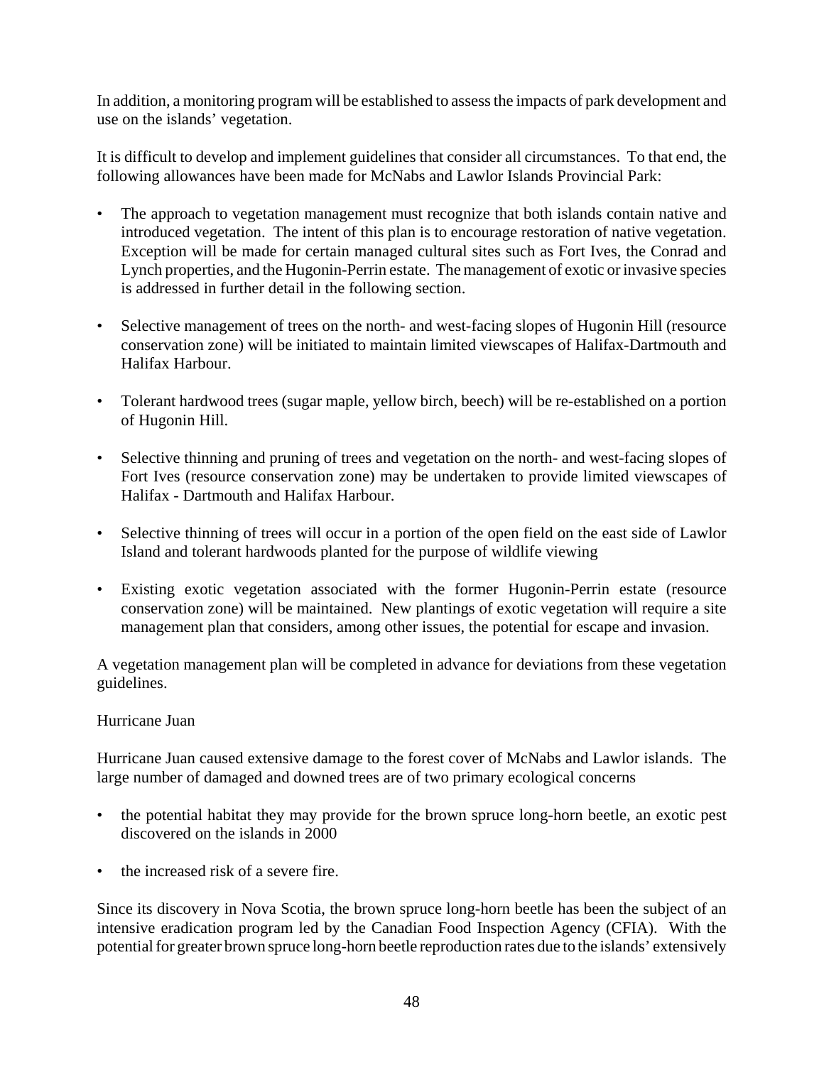In addition, a monitoring program will be established to assess the impacts of park development and use on the islands' vegetation.

It is difficult to develop and implement guidelines that consider all circumstances. To that end, the following allowances have been made for McNabs and Lawlor Islands Provincial Park:

- The approach to vegetation management must recognize that both islands contain native and introduced vegetation. The intent of this plan is to encourage restoration of native vegetation. Exception will be made for certain managed cultural sites such as Fort Ives, the Conrad and Lynch properties, and the Hugonin-Perrin estate. The management of exotic or invasive species is addressed in further detail in the following section.

- Selective management of trees on the north- and west-facing slopes of Hugonin Hill (resource conservation zone) will be initiated to maintain limited viewscapes of Halifax-Dartmouth and Halifax Harbour.

- Tolerant hardwood trees (sugar maple, yellow birch, beech) will be re-established on a portion of Hugonin Hill.

- Selective thinning and pruning of trees and vegetation on the north- and west-facing slopes of Fort Ives (resource conservation zone) may be undertaken to provide limited viewscapes of Halifax - Dartmouth and Halifax Harbour.

- Selective thinning of trees will occur in a portion of the open field on the east side of Lawlor Island and tolerant hardwoods planted for the purpose of wildlife viewing

- Existing exotic vegetation associated with the former Hugonin-Perrin estate (resource conservation zone) will be maintained. New plantings of exotic vegetation will require a site management plan that considers, among other issues, the potential for escape and invasion.

A vegetation management plan will be completed in advance for deviations from these vegetation guidelines.

Hurricane Juan

Hurricane Juan caused extensive damage to the forest cover of McNabs and Lawlor islands. The large number of damaged and downed trees are of two primary ecological concerns

- the potential habitat they may provide for the brown spruce long-horn beetle, an exotic pest discovered on the islands in 2000

- the increased risk of a severe fire.

Since its discovery in Nova Scotia, the brown spruce long-horn beetle has been the subject of an intensive eradication program led by the Canadian Food Inspection Agency (CFIA). With the potential for greater brown spruce long-horn beetle reproduction rates due to the islands' extensively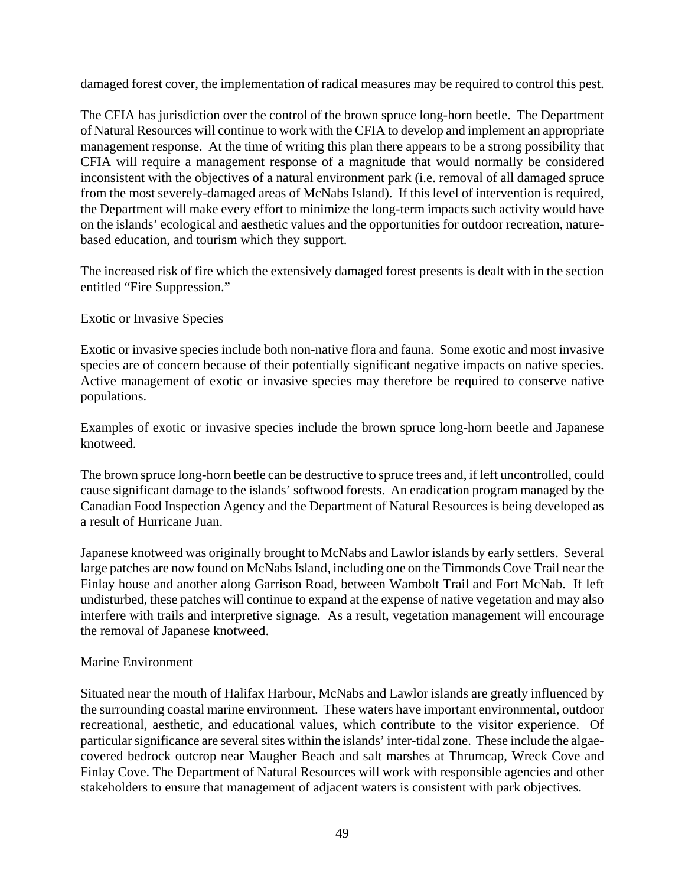damaged forest cover, the implementation of radical measures may be required to control this pest.

The CFIA has jurisdiction over the control of the brown spruce long-horn beetle. The Department of Natural Resources will continue to work with the CFIA to develop and implement an appropriate management response. At the time of writing this plan there appears to be a strong possibility that CFIA will require a management response of a magnitude that would normally be considered inconsistent with the objectives of a natural environment park (i.e. removal of all damaged spruce from the most severely-damaged areas of McNabs Island). If this level of intervention is required, the Department will make every effort to minimize the long-term impacts such activity would have on the islands' ecological and aesthetic values and the opportunities for outdoor recreation, nature-based education, and tourism which they support.

The increased risk of fire which the extensively damaged forest presents is dealt with in the section entitled "Fire Suppression."

### Exotic or Invasive Species

Exotic or invasive species include both non-native flora and fauna. Some exotic and most invasive species are of concern because of their potentially significant negative impacts on native species. Active management of exotic or invasive species may therefore be required to conserve native populations.

Examples of exotic or invasive species include the brown spruce long-horn beetle and Japanese knotweed.

The brown spruce long-horn beetle can be destructive to spruce trees and, if left uncontrolled, could cause significant damage to the islands' softwood forests. An eradication program managed by the Canadian Food Inspection Agency and the Department of Natural Resources is being developed as a result of Hurricane Juan.

Japanese knotweed was originally brought to McNabs and Lawlor islands by early settlers. Several large patches are now found on McNabs Island, including one on the Timmonds Cove Trail near the Finlay house and another along Garrison Road, between Wambolt Trail and Fort McNab. If left undisturbed, these patches will continue to expand at the expense of native vegetation and may also interfere with trails and interpretive signage. As a result, vegetation management will encourage the removal of Japanese knotweed.

### Marine Environment

Situated near the mouth of Halifax Harbour, McNabs and Lawlor islands are greatly influenced by the surrounding coastal marine environment. These waters have important environmental, outdoor recreational, aesthetic, and educational values, which contribute to the visitor experience. Of particular significance are several sites within the islands' inter-tidal zone. These include the algae-covered bedrock outcrop near Maugher Beach and salt marshes at Thrumcap, Wreck Cove and Finlay Cove. The Department of Natural Resources will work with responsible agencies and other stakeholders to ensure that management of adjacent waters is consistent with park objectives.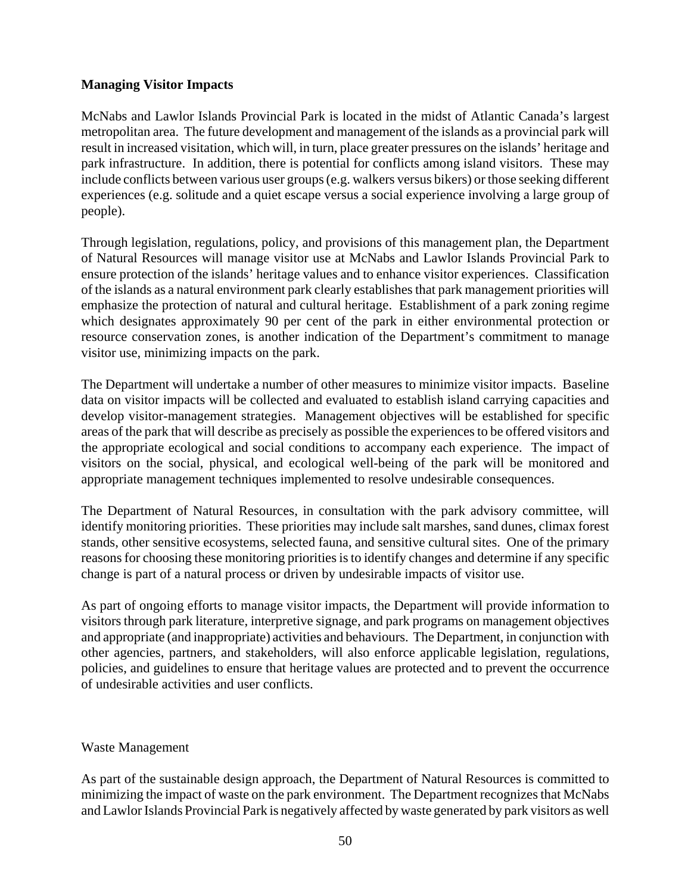**Managing Visitor Impacts**

McNabs and Lawlor Islands Provincial Park is located in the midst of Atlantic Canada's largest metropolitan area. The future development and management of the islands as a provincial park will result in increased visitation, which will, in turn, place greater pressures on the islands' heritage and park infrastructure. In addition, there is potential for conflicts among island visitors. These may include conflicts between various user groups (e.g. walkers versus bikers) or those seeking different experiences (e.g. solitude and a quiet escape versus a social experience involving a large group of people).

Through legislation, regulations, policy, and provisions of this management plan, the Department of Natural Resources will manage visitor use at McNabs and Lawlor Islands Provincial Park to ensure protection of the islands' heritage values and to enhance visitor experiences. Classification of the islands as a natural environment park clearly establishes that park management priorities will emphasize the protection of natural and cultural heritage. Establishment of a park zoning regime which designates approximately 90 per cent of the park in either environmental protection or resource conservation zones, is another indication of the Department's commitment to manage visitor use, minimizing impacts on the park.

The Department will undertake a number of other measures to minimize visitor impacts. Baseline data on visitor impacts will be collected and evaluated to establish island carrying capacities and develop visitor-management strategies. Management objectives will be established for specific areas of the park that will describe as precisely as possible the experiences to be offered visitors and the appropriate ecological and social conditions to accompany each experience. The impact of visitors on the social, physical, and ecological well-being of the park will be monitored and appropriate management techniques implemented to resolve undesirable consequences.

The Department of Natural Resources, in consultation with the park advisory committee, will identify monitoring priorities. These priorities may include salt marshes, sand dunes, climax forest stands, other sensitive ecosystems, selected fauna, and sensitive cultural sites. One of the primary reasons for choosing these monitoring priorities is to identify changes and determine if any specific change is part of a natural process or driven by undesirable impacts of visitor use.

As part of ongoing efforts to manage visitor impacts, the Department will provide information to visitors through park literature, interpretive signage, and park programs on management objectives and appropriate (and inappropriate) activities and behaviours. The Department, in conjunction with other agencies, partners, and stakeholders, will also enforce applicable legislation, regulations, policies, and guidelines to ensure that heritage values are protected and to prevent the occurrence of undesirable activities and user conflicts.

Waste Management

As part of the sustainable design approach, the Department of Natural Resources is committed to minimizing the impact of waste on the park environment. The Department recognizes that McNabs and Lawlor Islands Provincial Park is negatively affected by waste generated by park visitors as well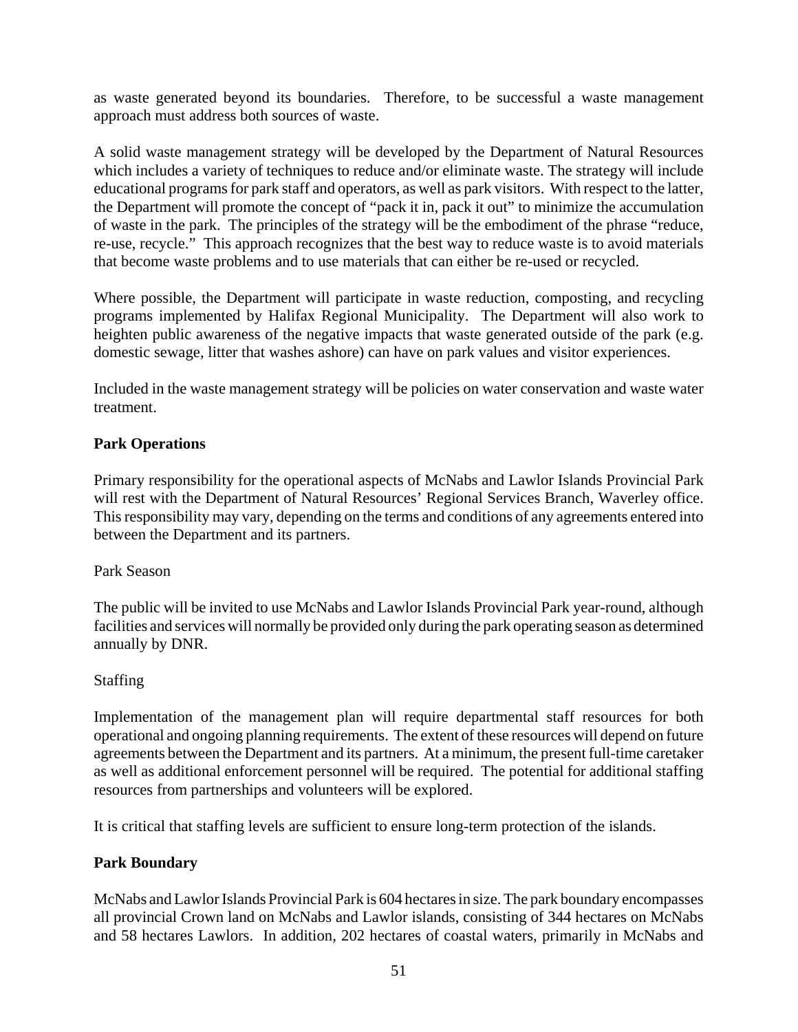as waste generated beyond its boundaries. Therefore, to be successful a waste management approach must address both sources of waste.

A solid waste management strategy will be developed by the Department of Natural Resources which includes a variety of techniques to reduce and/or eliminate waste. The strategy will include educational programs for park staff and operators, as well as park visitors. With respect to the latter, the Department will promote the concept of "pack it in, pack it out" to minimize the accumulation of waste in the park. The principles of the strategy will be the embodiment of the phrase "reduce, re-use, recycle." This approach recognizes that the best way to reduce waste is to avoid materials that become waste problems and to use materials that can either be re-used or recycled.

Where possible, the Department will participate in waste reduction, composting, and recycling programs implemented by Halifax Regional Municipality. The Department will also work to heighten public awareness of the negative impacts that waste generated outside of the park (e.g. domestic sewage, litter that washes ashore) can have on park values and visitor experiences.

Included in the waste management strategy will be policies on water conservation and waste water treatment.

**Park Operations**

Primary responsibility for the operational aspects of McNabs and Lawlor Islands Provincial Park will rest with the Department of Natural Resources' Regional Services Branch, Waverley office. This responsibility may vary, depending on the terms and conditions of any agreements entered into between the Department and its partners.

Park Season

The public will be invited to use McNabs and Lawlor Islands Provincial Park year-round, although facilities and services will normally be provided only during the park operating season as determined annually by DNR.

Staffing

Implementation of the management plan will require departmental staff resources for both operational and ongoing planning requirements. The extent of these resources will depend on future agreements between the Department and its partners. At a minimum, the present full-time caretaker as well as additional enforcement personnel will be required. The potential for additional staffing resources from partnerships and volunteers will be explored.

It is critical that staffing levels are sufficient to ensure long-term protection of the islands.

**Park Boundary**

McNabs and Lawlor Islands Provincial Park is 604 hectares in size. The park boundary encompasses all provincial Crown land on McNabs and Lawlor islands, consisting of 344 hectares on McNabs and 58 hectares Lawlors. In addition, 202 hectares of coastal waters, primarily in McNabs and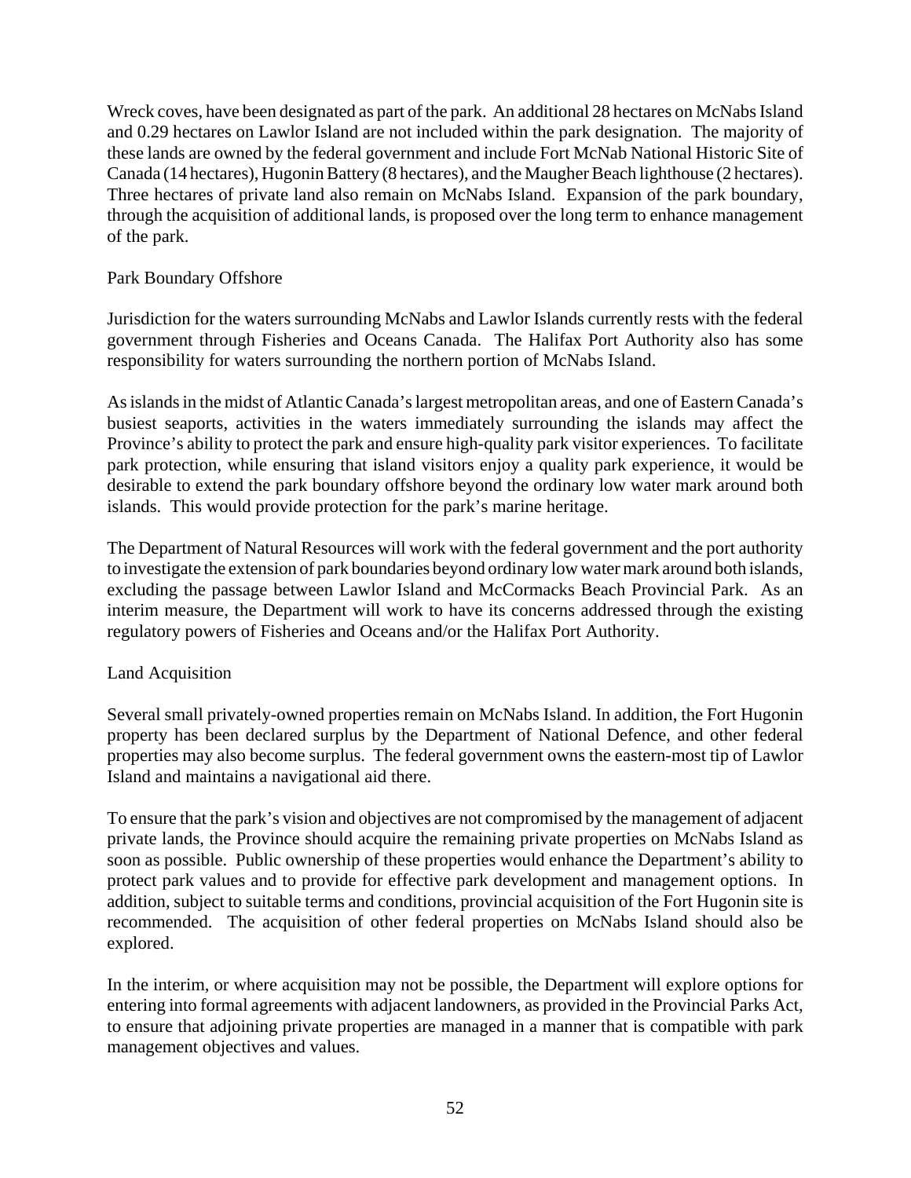Wreck coves, have been designated as part of the park. An additional 28 hectares on McNabs Island and 0.29 hectares on Lawlor Island are not included within the park designation. The majority of these lands are owned by the federal government and include Fort McNab National Historic Site of Canada (14 hectares), Hugonin Battery (8 hectares), and the Maugher Beach lighthouse (2 hectares). Three hectares of private land also remain on McNabs Island. Expansion of the park boundary, through the acquisition of additional lands, is proposed over the long term to enhance management of the park.

### Park Boundary Offshore

Jurisdiction for the waters surrounding McNabs and Lawlor Islands currently rests with the federal government through Fisheries and Oceans Canada. The Halifax Port Authority also has some responsibility for waters surrounding the northern portion of McNabs Island.

As islands in the midst of Atlantic Canada's largest metropolitan areas, and one of Eastern Canada's busiest seaports, activities in the waters immediately surrounding the islands may affect the Province's ability to protect the park and ensure high-quality park visitor experiences. To facilitate park protection, while ensuring that island visitors enjoy a quality park experience, it would be desirable to extend the park boundary offshore beyond the ordinary low water mark around both islands. This would provide protection for the park's marine heritage.

The Department of Natural Resources will work with the federal government and the port authority to investigate the extension of park boundaries beyond ordinary low water mark around both islands, excluding the passage between Lawlor Island and McCormacks Beach Provincial Park. As an interim measure, the Department will work to have its concerns addressed through the existing regulatory powers of Fisheries and Oceans and/or the Halifax Port Authority.

### Land Acquisition

Several small privately-owned properties remain on McNabs Island. In addition, the Fort Hugonin property has been declared surplus by the Department of National Defence, and other federal properties may also become surplus. The federal government owns the eastern-most tip of Lawlor Island and maintains a navigational aid there.

To ensure that the park's vision and objectives are not compromised by the management of adjacent private lands, the Province should acquire the remaining private properties on McNabs Island as soon as possible. Public ownership of these properties would enhance the Department's ability to protect park values and to provide for effective park development and management options. In addition, subject to suitable terms and conditions, provincial acquisition of the Fort Hugonin site is recommended. The acquisition of other federal properties on McNabs Island should also be explored.

In the interim, or where acquisition may not be possible, the Department will explore options for entering into formal agreements with adjacent landowners, as provided in the Provincial Parks Act, to ensure that adjoining private properties are managed in a manner that is compatible with park management objectives and values.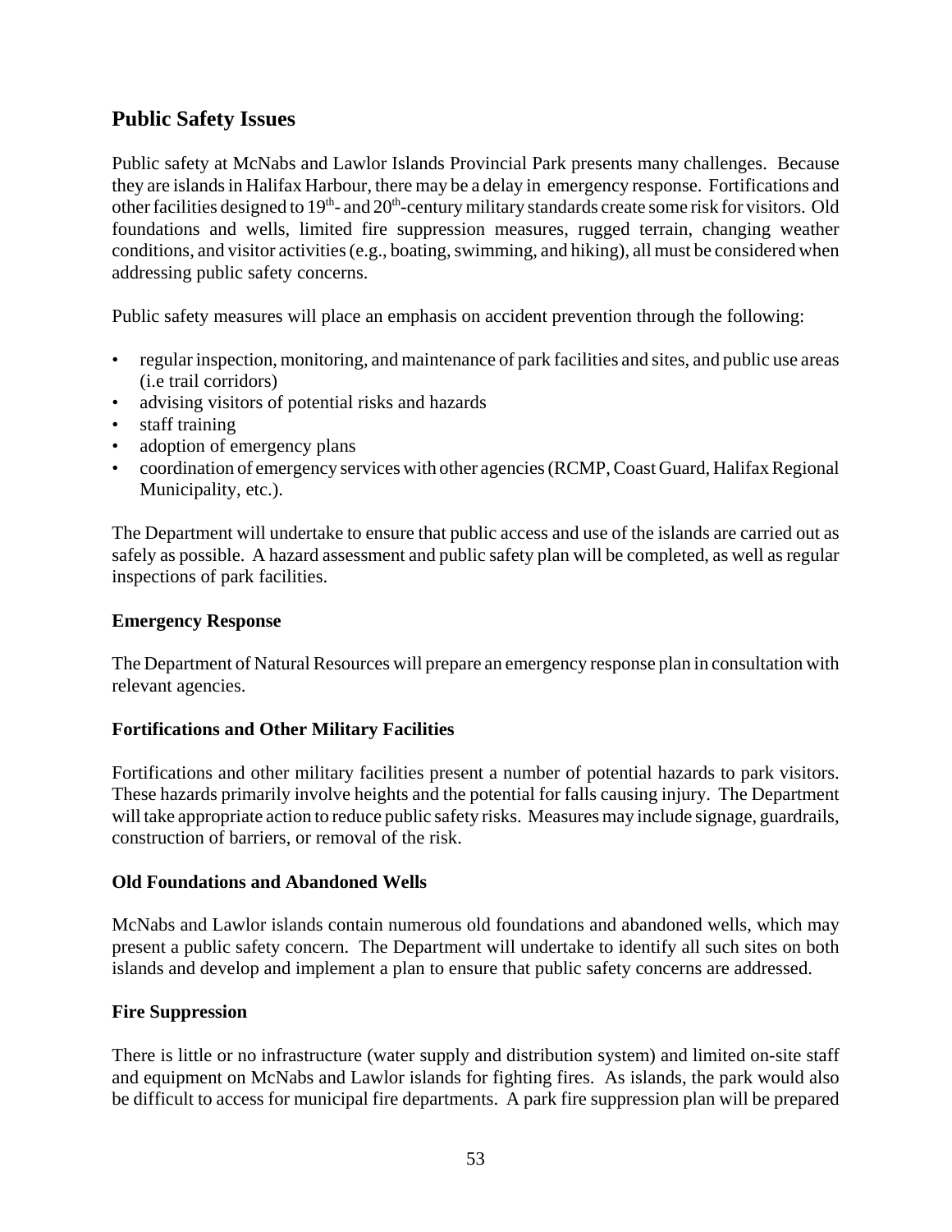## Public Safety Issues

Public safety at McNabs and Lawlor Islands Provincial Park presents many challenges. Because they are islands in Halifax Harbour, there may be a delay in emergency response. Fortifications and other facilities designed to 19th- and 20th-century military standards create some risk for visitors. Old foundations and wells, limited fire suppression measures, rugged terrain, changing weather conditions, and visitor activities (e.g., boating, swimming, and hiking), all must be considered when addressing public safety concerns.

Public safety measures will place an emphasis on accident prevention through the following:

- regular inspection, monitoring, and maintenance of park facilities and sites, and public use areas (i.e trail corridors)
- advising visitors of potential risks and hazards
- staff training
- adoption of emergency plans
- coordination of emergency services with other agencies (RCMP, Coast Guard, Halifax Regional Municipality, etc.).

The Department will undertake to ensure that public access and use of the islands are carried out as safely as possible. A hazard assessment and public safety plan will be completed, as well as regular inspections of park facilities.

### Emergency Response

The Department of Natural Resources will prepare an emergency response plan in consultation with relevant agencies.

### Fortifications and Other Military Facilities

Fortifications and other military facilities present a number of potential hazards to park visitors. These hazards primarily involve heights and the potential for falls causing injury. The Department will take appropriate action to reduce public safety risks. Measures may include signage, guardrails, construction of barriers, or removal of the risk.

### Old Foundations and Abandoned Wells

McNabs and Lawlor islands contain numerous old foundations and abandoned wells, which may present a public safety concern. The Department will undertake to identify all such sites on both islands and develop and implement a plan to ensure that public safety concerns are addressed.

### Fire Suppression

There is little or no infrastructure (water supply and distribution system) and limited on-site staff and equipment on McNabs and Lawlor islands for fighting fires. As islands, the park would also be difficult to access for municipal fire departments. A park fire suppression plan will be prepared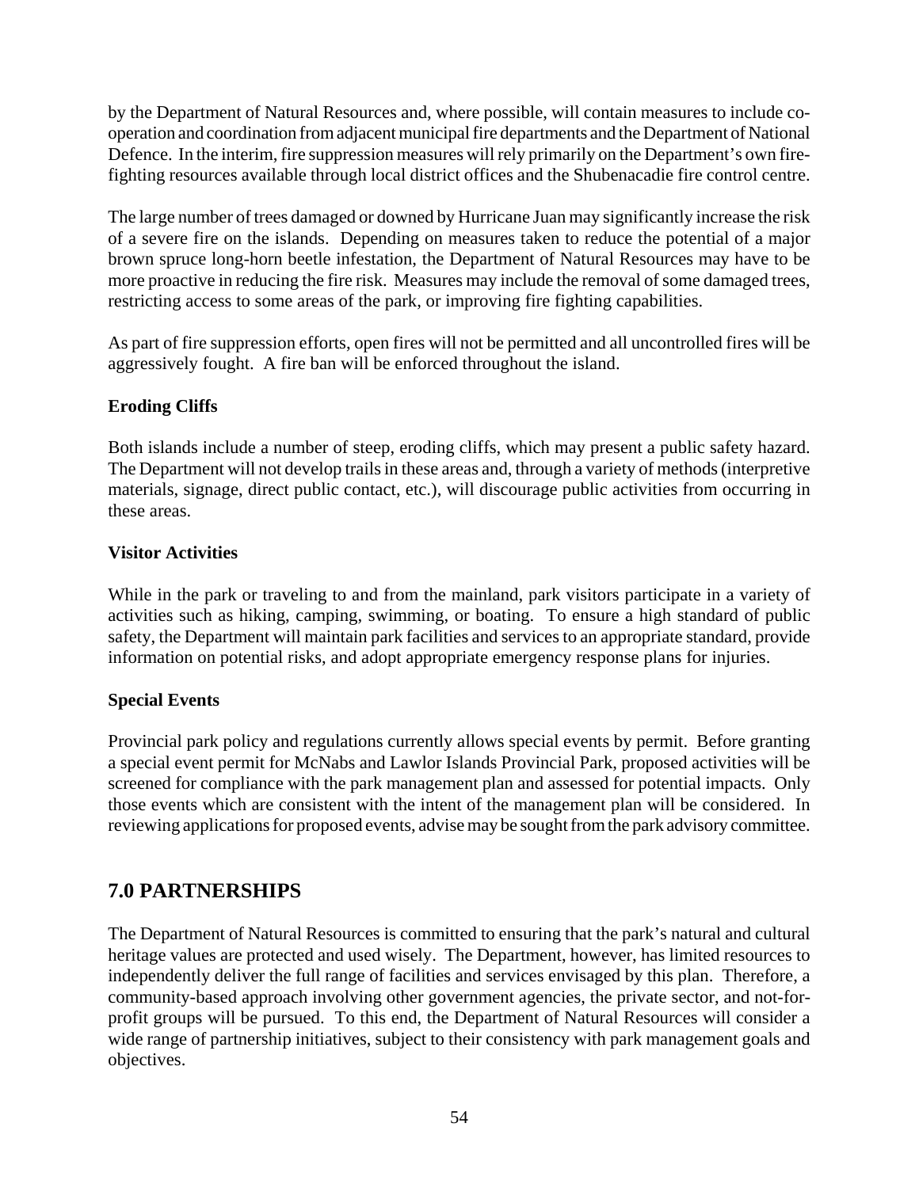by the Department of Natural Resources and, where possible, will contain measures to include co-operation and coordination from adjacent municipal fire departments and the Department of National Defence. In the interim, fire suppression measures will rely primarily on the Department's own fire-fighting resources available through local district offices and the Shubenacadie fire control centre.

The large number of trees damaged or downed by Hurricane Juan may significantly increase the risk of a severe fire on the islands. Depending on measures taken to reduce the potential of a major brown spruce long-horn beetle infestation, the Department of Natural Resources may have to be more proactive in reducing the fire risk. Measures may include the removal of some damaged trees, restricting access to some areas of the park, or improving fire fighting capabilities.

As part of fire suppression efforts, open fires will not be permitted and all uncontrolled fires will be aggressively fought. A fire ban will be enforced throughout the island.

**Eroding Cliffs**

Both islands include a number of steep, eroding cliffs, which may present a public safety hazard. The Department will not develop trails in these areas and, through a variety of methods (interpretive materials, signage, direct public contact, etc.), will discourage public activities from occurring in these areas.

**Visitor Activities**

While in the park or traveling to and from the mainland, park visitors participate in a variety of activities such as hiking, camping, swimming, or boating. To ensure a high standard of public safety, the Department will maintain park facilities and services to an appropriate standard, provide information on potential risks, and adopt appropriate emergency response plans for injuries.

**Special Events**

Provincial park policy and regulations currently allows special events by permit. Before granting a special event permit for McNabs and Lawlor Islands Provincial Park, proposed activities will be screened for compliance with the park management plan and assessed for potential impacts. Only those events which are consistent with the intent of the management plan will be considered. In reviewing applications for proposed events, advise may be sought from the park advisory committee.

## 7.0 PARTNERSHIPS

The Department of Natural Resources is committed to ensuring that the park's natural and cultural heritage values are protected and used wisely. The Department, however, has limited resources to independently deliver the full range of facilities and services envisaged by this plan. Therefore, a community-based approach involving other government agencies, the private sector, and not-for-profit groups will be pursued. To this end, the Department of Natural Resources will consider a wide range of partnership initiatives, subject to their consistency with park management goals and objectives.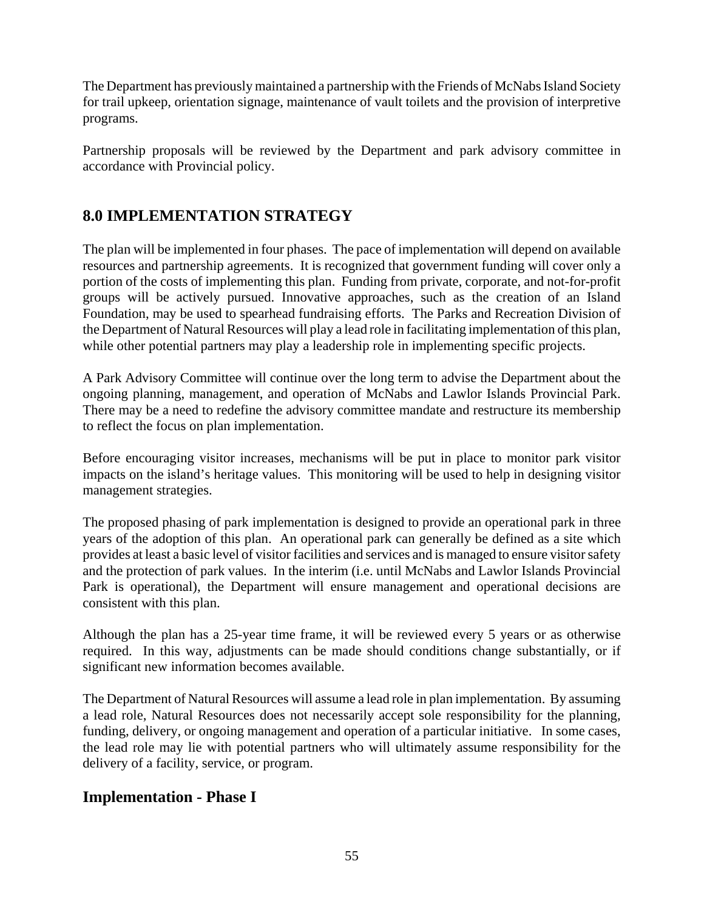The Department has previously maintained a partnership with the Friends of McNabs Island Society for trail upkeep, orientation signage, maintenance of vault toilets and the provision of interpretive programs.

Partnership proposals will be reviewed by the Department and park advisory committee in accordance with Provincial policy.

## 8.0 IMPLEMENTATION STRATEGY

The plan will be implemented in four phases. The pace of implementation will depend on available resources and partnership agreements. It is recognized that government funding will cover only a portion of the costs of implementing this plan. Funding from private, corporate, and not-for-profit groups will be actively pursued. Innovative approaches, such as the creation of an Island Foundation, may be used to spearhead fundraising efforts. The Parks and Recreation Division of the Department of Natural Resources will play a lead role in facilitating implementation of this plan, while other potential partners may play a leadership role in implementing specific projects.

A Park Advisory Committee will continue over the long term to advise the Department about the ongoing planning, management, and operation of McNabs and Lawlor Islands Provincial Park. There may be a need to redefine the advisory committee mandate and restructure its membership to reflect the focus on plan implementation.

Before encouraging visitor increases, mechanisms will be put in place to monitor park visitor impacts on the island's heritage values. This monitoring will be used to help in designing visitor management strategies.

The proposed phasing of park implementation is designed to provide an operational park in three years of the adoption of this plan. An operational park can generally be defined as a site which provides at least a basic level of visitor facilities and services and is managed to ensure visitor safety and the protection of park values. In the interim (i.e. until McNabs and Lawlor Islands Provincial Park is operational), the Department will ensure management and operational decisions are consistent with this plan.

Although the plan has a 25-year time frame, it will be reviewed every 5 years or as otherwise required. In this way, adjustments can be made should conditions change substantially, or if significant new information becomes available.

The Department of Natural Resources will assume a lead role in plan implementation. By assuming a lead role, Natural Resources does not necessarily accept sole responsibility for the planning, funding, delivery, or ongoing management and operation of a particular initiative. In some cases, the lead role may lie with potential partners who will ultimately assume responsibility for the delivery of a facility, service, or program.

### Implementation - Phase I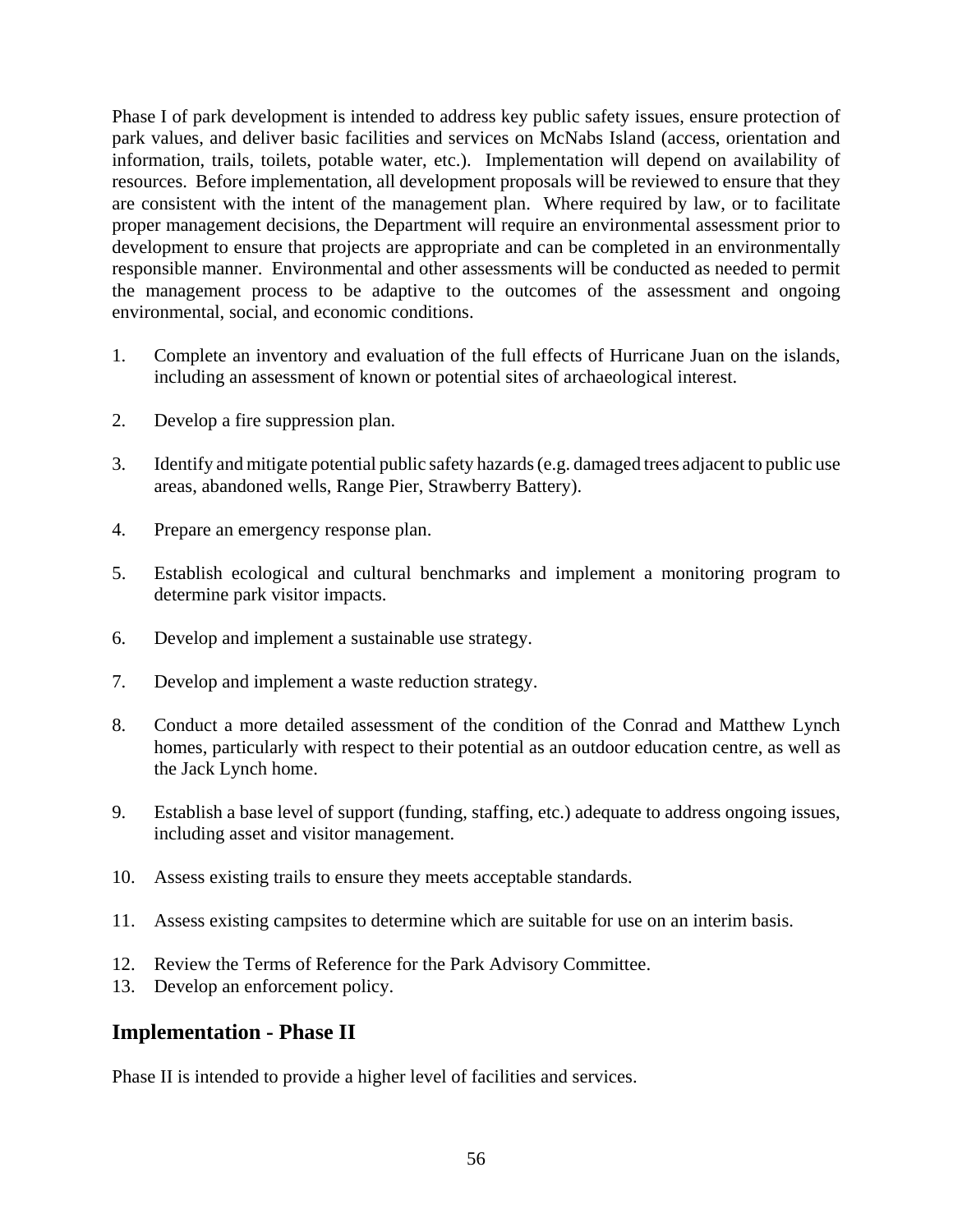Phase I of park development is intended to address key public safety issues, ensure protection of park values, and deliver basic facilities and services on McNabs Island (access, orientation and information, trails, toilets, potable water, etc.). Implementation will depend on availability of resources. Before implementation, all development proposals will be reviewed to ensure that they are consistent with the intent of the management plan. Where required by law, or to facilitate proper management decisions, the Department will require an environmental assessment prior to development to ensure that projects are appropriate and can be completed in an environmentally responsible manner. Environmental and other assessments will be conducted as needed to permit the management process to be adaptive to the outcomes of the assessment and ongoing environmental, social, and economic conditions.

1. Complete an inventory and evaluation of the full effects of Hurricane Juan on the islands, including an assessment of known or potential sites of archaeological interest.

2. Develop a fire suppression plan.

3. Identify and mitigate potential public safety hazards (e.g. damaged trees adjacent to public use areas, abandoned wells, Range Pier, Strawberry Battery).

4. Prepare an emergency response plan.

5. Establish ecological and cultural benchmarks and implement a monitoring program to determine park visitor impacts.

6. Develop and implement a sustainable use strategy.

7. Develop and implement a waste reduction strategy.

8. Conduct a more detailed assessment of the condition of the Conrad and Matthew Lynch homes, particularly with respect to their potential as an outdoor education centre, as well as the Jack Lynch home.

9. Establish a base level of support (funding, staffing, etc.) adequate to address ongoing issues, including asset and visitor management.

10. Assess existing trails to ensure they meets acceptable standards.

11. Assess existing campsites to determine which are suitable for use on an interim basis.

12. Review the Terms of Reference for the Park Advisory Committee.
13. Develop an enforcement policy.

## Implementation - Phase II

Phase II is intended to provide a higher level of facilities and services.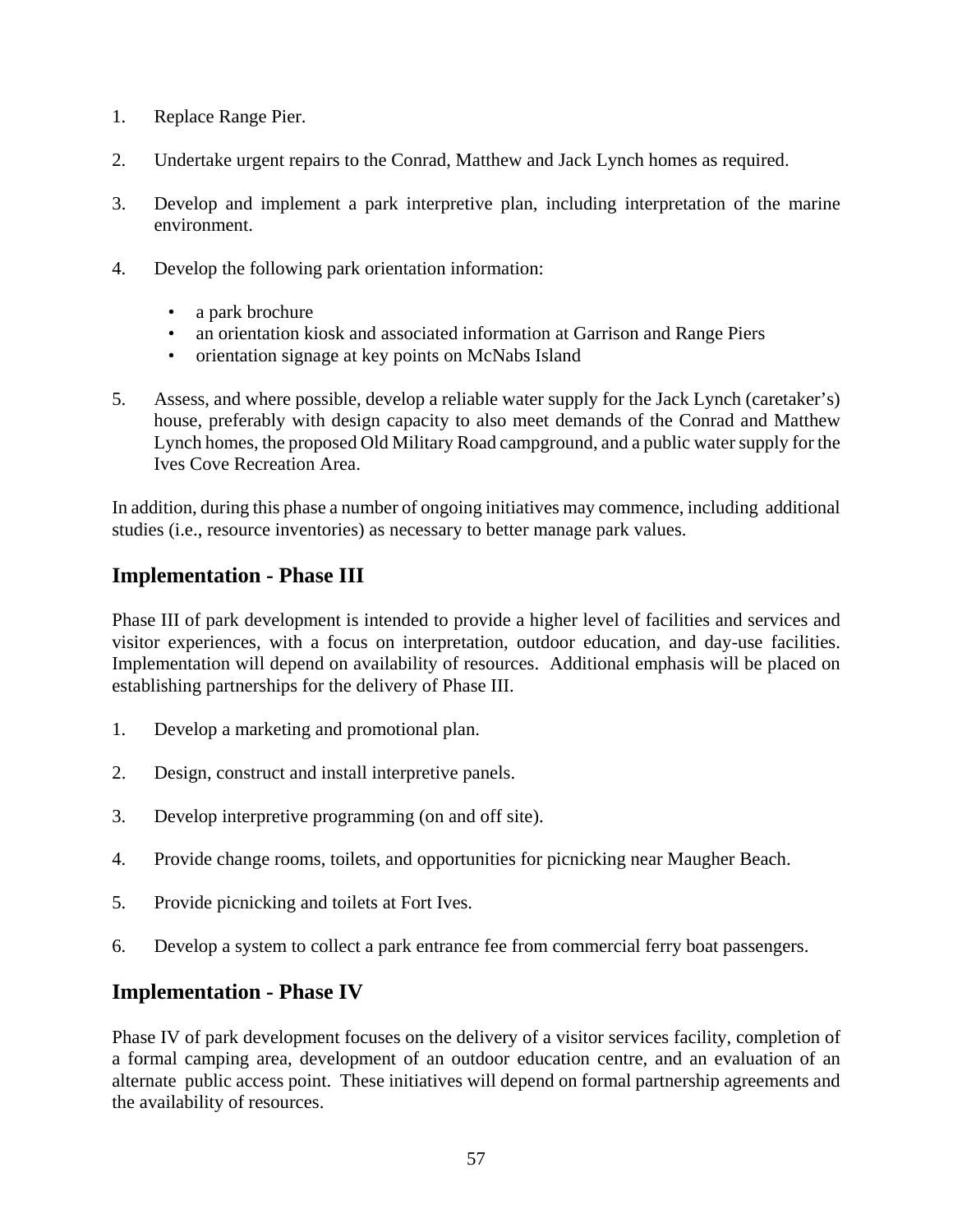1. Replace Range Pier.

2. Undertake urgent repairs to the Conrad, Matthew and Jack Lynch homes as required.

3. Develop and implement a park interpretive plan, including interpretation of the marine environment.

4. Develop the following park orientation information:

   - a park brochure
   - an orientation kiosk and associated information at Garrison and Range Piers
   - orientation signage at key points on McNabs Island

5. Assess, and where possible, develop a reliable water supply for the Jack Lynch (caretaker's) house, preferably with design capacity to also meet demands of the Conrad and Matthew Lynch homes, the proposed Old Military Road campground, and a public water supply for the Ives Cove Recreation Area.

In addition, during this phase a number of ongoing initiatives may commence, including additional studies (i.e., resource inventories) as necessary to better manage park values.

## Implementation - Phase III

Phase III of park development is intended to provide a higher level of facilities and services and visitor experiences, with a focus on interpretation, outdoor education, and day-use facilities. Implementation will depend on availability of resources. Additional emphasis will be placed on establishing partnerships for the delivery of Phase III.

1. Develop a marketing and promotional plan.

2. Design, construct and install interpretive panels.

3. Develop interpretive programming (on and off site).

4. Provide change rooms, toilets, and opportunities for picnicking near Maugher Beach.

5. Provide picnicking and toilets at Fort Ives.

6. Develop a system to collect a park entrance fee from commercial ferry boat passengers.

## Implementation - Phase IV

Phase IV of park development focuses on the delivery of a visitor services facility, completion of a formal camping area, development of an outdoor education centre, and an evaluation of an alternate public access point. These initiatives will depend on formal partnership agreements and the availability of resources.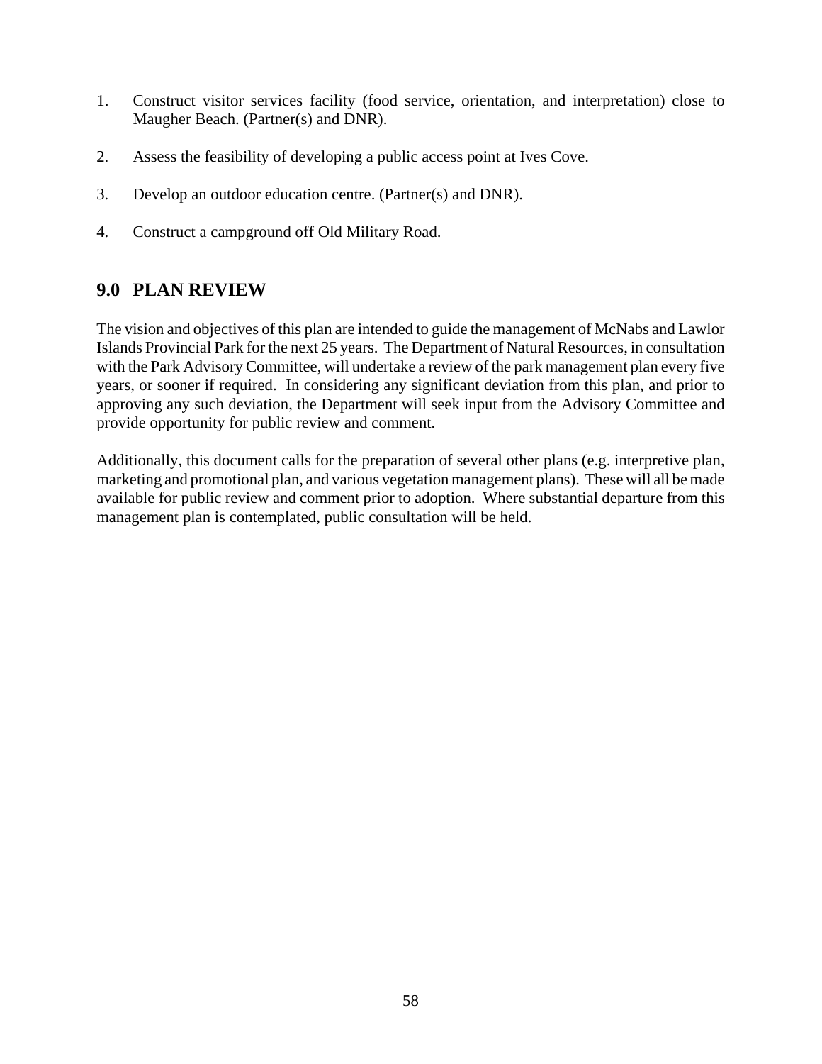1. Construct visitor services facility (food service, orientation, and interpretation) close to Maugher Beach. (Partner(s) and DNR).

2. Assess the feasibility of developing a public access point at Ives Cove.

3. Develop an outdoor education centre. (Partner(s) and DNR).

4. Construct a campground off Old Military Road.

## 9.0 PLAN REVIEW

The vision and objectives of this plan are intended to guide the management of McNabs and Lawlor Islands Provincial Park for the next 25 years. The Department of Natural Resources, in consultation with the Park Advisory Committee, will undertake a review of the park management plan every five years, or sooner if required. In considering any significant deviation from this plan, and prior to approving any such deviation, the Department will seek input from the Advisory Committee and provide opportunity for public review and comment.

Additionally, this document calls for the preparation of several other plans (e.g. interpretive plan, marketing and promotional plan, and various vegetation management plans). These will all be made available for public review and comment prior to adoption. Where substantial departure from this management plan is contemplated, public consultation will be held.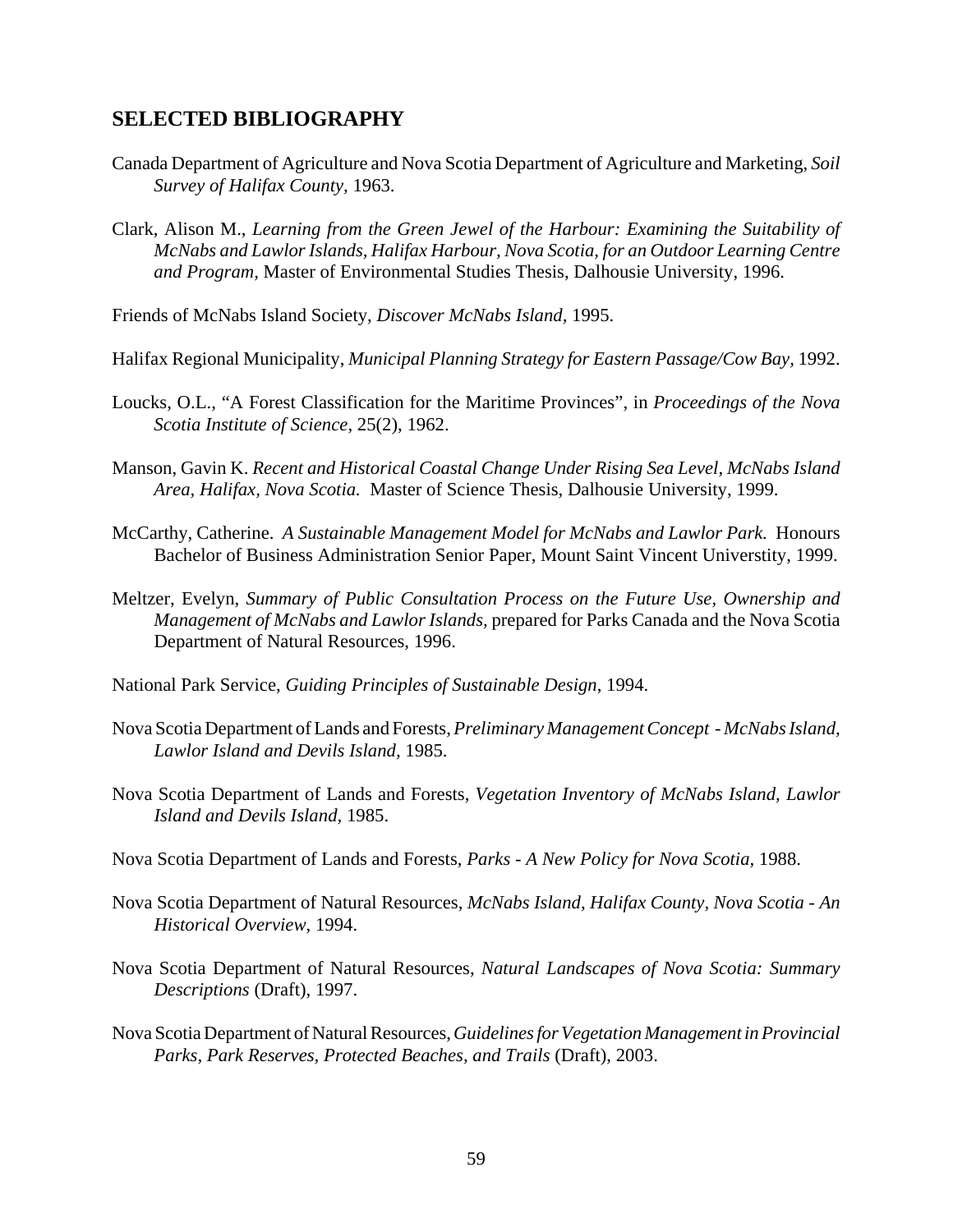## SELECTED BIBLIOGRAPHY

Canada Department of Agriculture and Nova Scotia Department of Agriculture and Marketing, *Soil Survey of Halifax County*, 1963.

Clark, Alison M., *Learning from the Green Jewel of the Harbour: Examining the Suitability of McNabs and Lawlor Islands, Halifax Harbour, Nova Scotia, for an Outdoor Learning Centre and Program,* Master of Environmental Studies Thesis, Dalhousie University, 1996.

Friends of McNabs Island Society, *Discover McNabs Island,* 1995.

Halifax Regional Municipality, *Municipal Planning Strategy for Eastern Passage/Cow Bay,* 1992.

Loucks, O.L., "A Forest Classification for the Maritime Provinces", in *Proceedings of the Nova Scotia Institute of Science*, 25(2), 1962.

Manson, Gavin K. *Recent and Historical Coastal Change Under Rising Sea Level, McNabs Island Area, Halifax, Nova Scotia.* Master of Science Thesis, Dalhousie University, 1999.

McCarthy, Catherine. *A Sustainable Management Model for McNabs and Lawlor Park.* Honours Bachelor of Business Administration Senior Paper, Mount Saint Vincent Universtity, 1999.

Meltzer, Evelyn, *Summary of Public Consultation Process on the Future Use, Ownership and Management of McNabs and Lawlor Islands,* prepared for Parks Canada and the Nova Scotia Department of Natural Resources, 1996.

National Park Service, *Guiding Principles of Sustainable Design*, 1994.

Nova Scotia Department of Lands and Forests, *Preliminary Management Concept - McNabs Island, Lawlor Island and Devils Island,* 1985.

Nova Scotia Department of Lands and Forests, *Vegetation Inventory of McNabs Island, Lawlor Island and Devils Island,* 1985.

Nova Scotia Department of Lands and Forests, *Parks - A New Policy for Nova Scotia,* 1988.

Nova Scotia Department of Natural Resources, *McNabs Island, Halifax County, Nova Scotia - An Historical Overview,* 1994.

Nova Scotia Department of Natural Resources, *Natural Landscapes of Nova Scotia: Summary Descriptions* (Draft), 1997.

Nova Scotia Department of Natural Resources, *Guidelines for Vegetation Management in Provincial Parks, Park Reserves, Protected Beaches, and Trails* (Draft), 2003.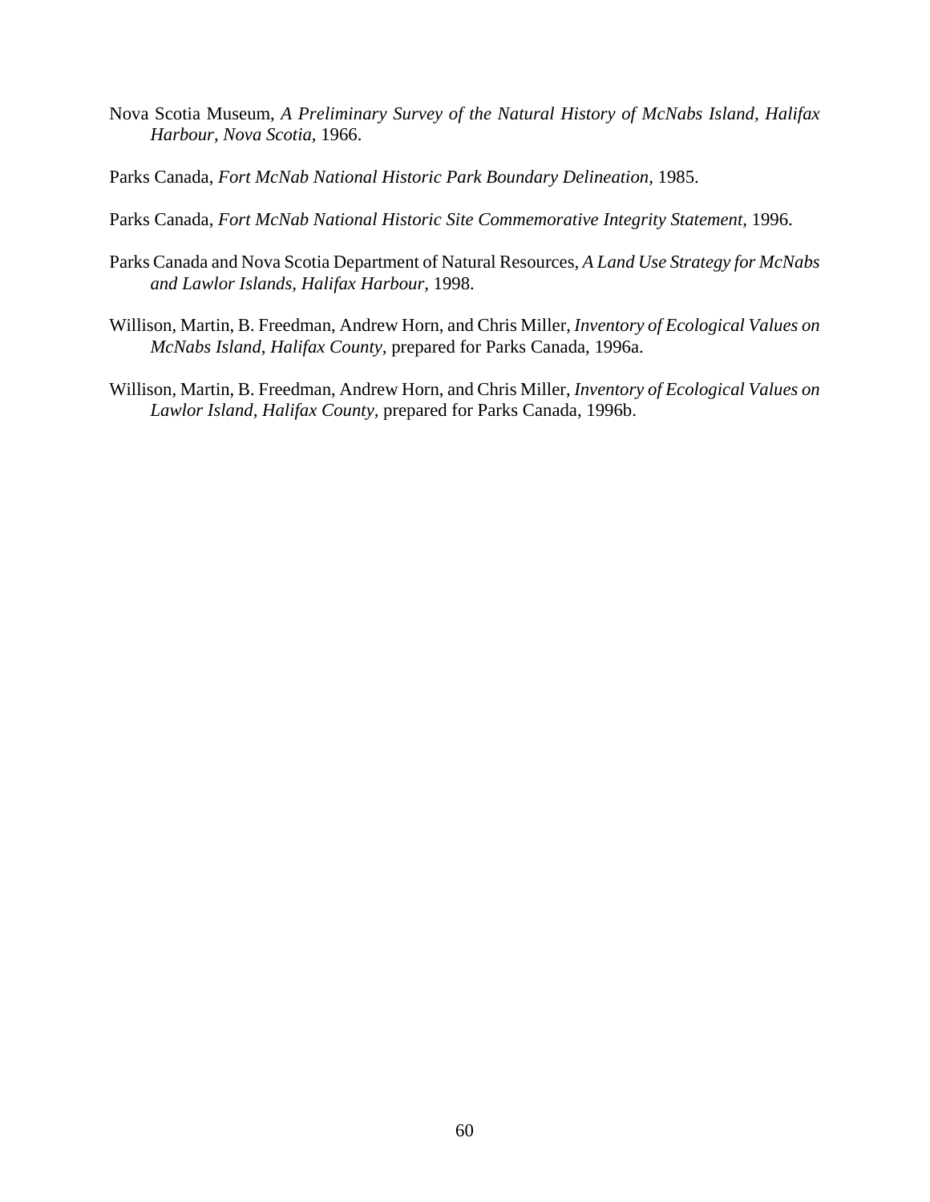Nova Scotia Museum, *A Preliminary Survey of the Natural History of McNabs Island, Halifax Harbour, Nova Scotia,* 1966.

Parks Canada, *Fort McNab National Historic Park Boundary Delineation,* 1985.

Parks Canada, *Fort McNab National Historic Site Commemorative Integrity Statement,* 1996.

Parks Canada and Nova Scotia Department of Natural Resources, *A Land Use Strategy for McNabs and Lawlor Islands, Halifax Harbour,* 1998.

Willison, Martin, B. Freedman, Andrew Horn, and Chris Miller, *Inventory of Ecological Values on McNabs Island, Halifax County,* prepared for Parks Canada, 1996a.

Willison, Martin, B. Freedman, Andrew Horn, and Chris Miller, *Inventory of Ecological Values on Lawlor Island, Halifax County,* prepared for Parks Canada, 1996b.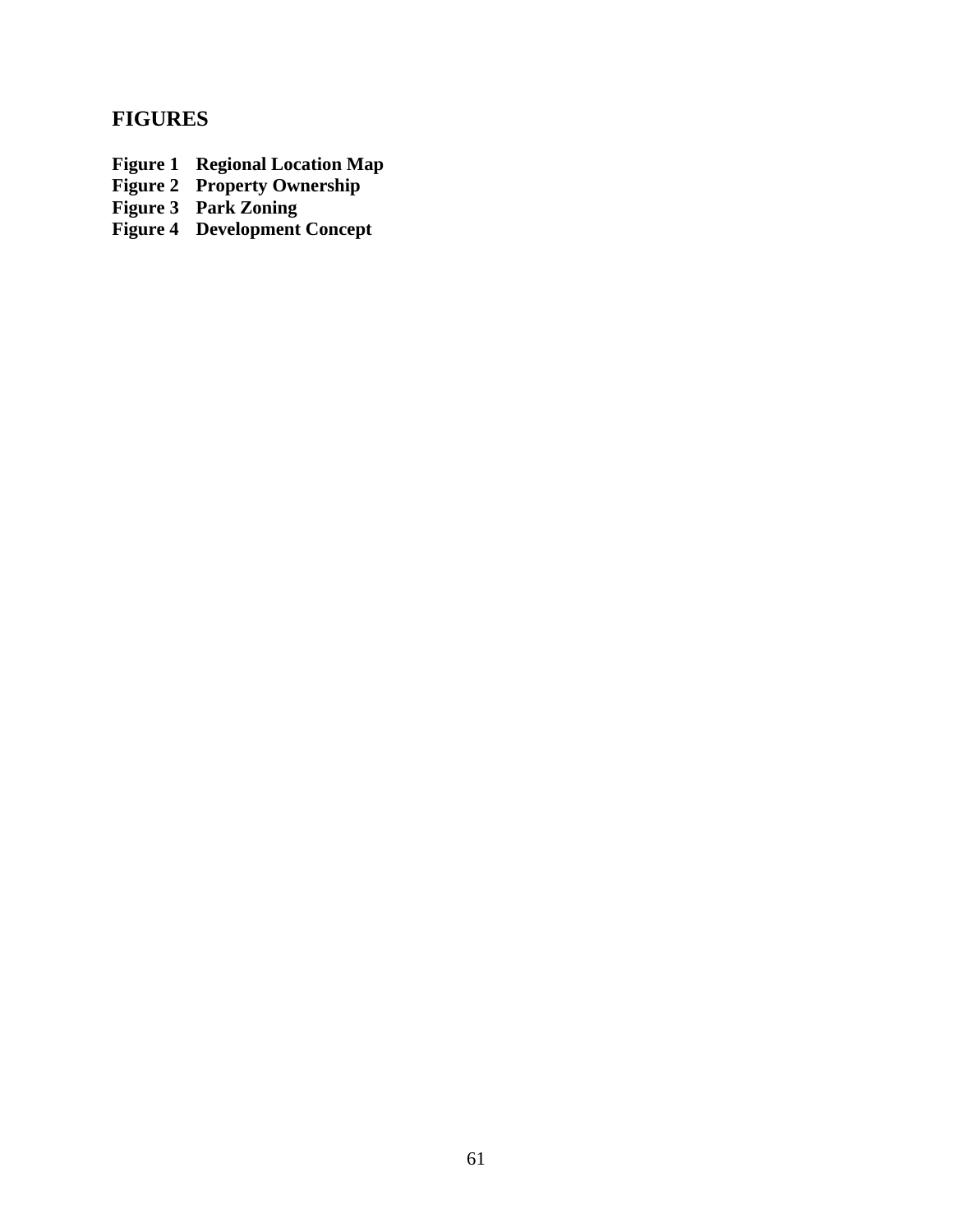## FIGURES

**Figure 1 Regional Location Map**
**Figure 2 Property Ownership**
**Figure 3 Park Zoning**
**Figure 4 Development Concept**